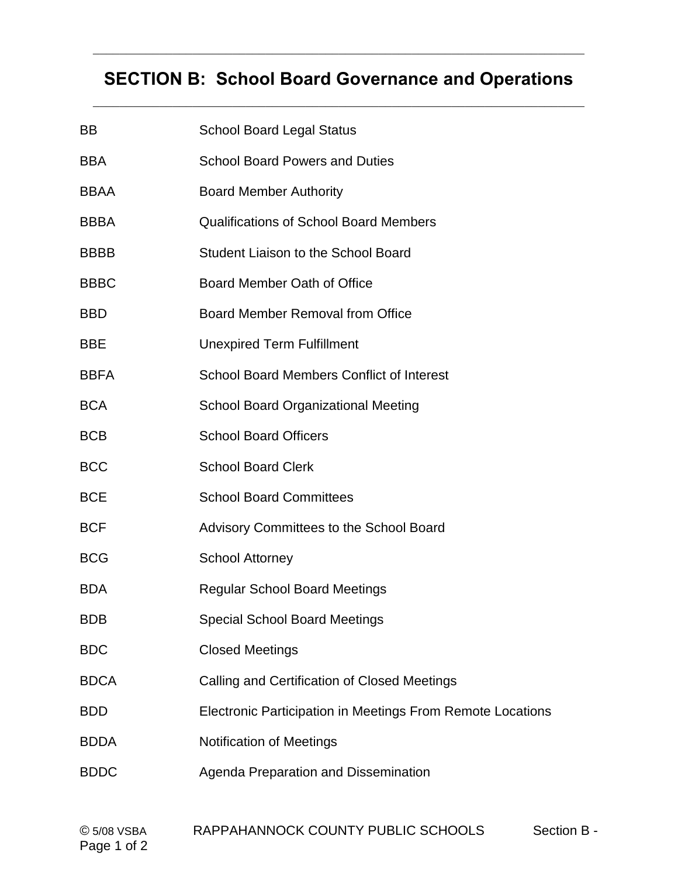## SECTION B: School Board Governance and Operations

| | |
|---|---|
| BB | School Board Legal Status |
| BBA | School Board Powers and Duties |
| BBAA | Board Member Authority |
| BBBA | Qualifications of School Board Members |
| BBBB | Student Liaison to the School Board |
| BBBC | Board Member Oath of Office |
| BBD | Board Member Removal from Office |
| BBE | Unexpired Term Fulfillment |
| BBFA | School Board Members Conflict of Interest |
| BCA | School Board Organizational Meeting |
| BCB | School Board Officers |
| BCC | School Board Clerk |
| BCE | School Board Committees |
| BCF | Advisory Committees to the School Board |
| BCG | School Attorney |
| BDA | Regular School Board Meetings |
| BDB | Special School Board Meetings |
| BDC | Closed Meetings |
| BDCA | Calling and Certification of Closed Meetings |
| BDD | Electronic Participation in Meetings From Remote Locations |
| BDDA | Notification of Meetings |
| BDDC | Agenda Preparation and Dissemination |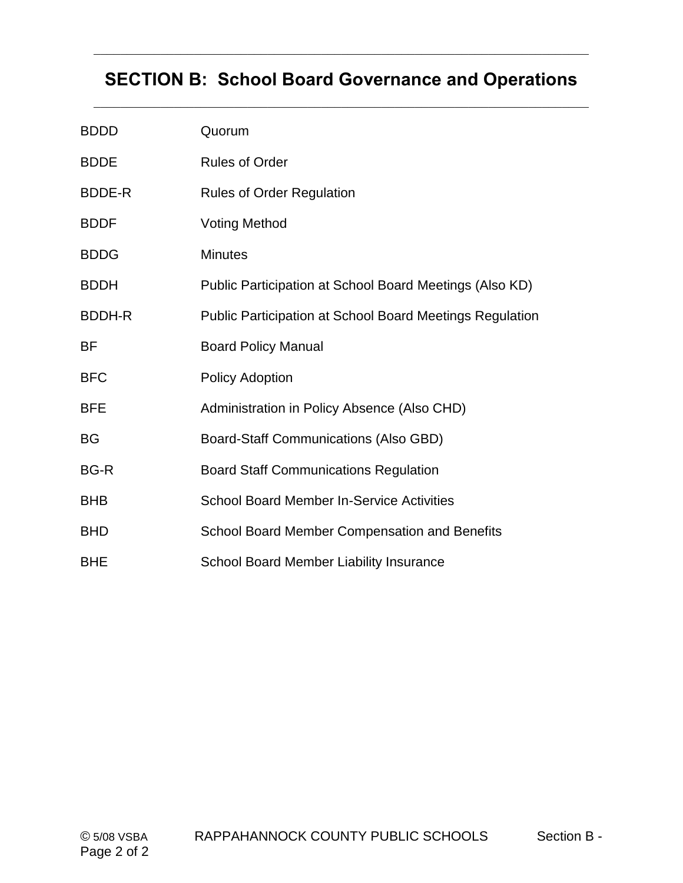# SECTION B: School Board Governance and Operations

| | |
|---|---|
| BDDD | Quorum |
| BDDE | Rules of Order |
| BDDE-R | Rules of Order Regulation |
| BDDF | Voting Method |
| BDDG | Minutes |
| BDDH | Public Participation at School Board Meetings (Also KD) |
| BDDH-R | Public Participation at School Board Meetings Regulation |
| BF | Board Policy Manual |
| BFC | Policy Adoption |
| BFE | Administration in Policy Absence (Also CHD) |
| BG | Board-Staff Communications (Also GBD) |
| BG-R | Board Staff Communications Regulation |
| BHB | School Board Member In-Service Activities |
| BHD | School Board Member Compensation and Benefits |
| BHE | School Board Member Liability Insurance |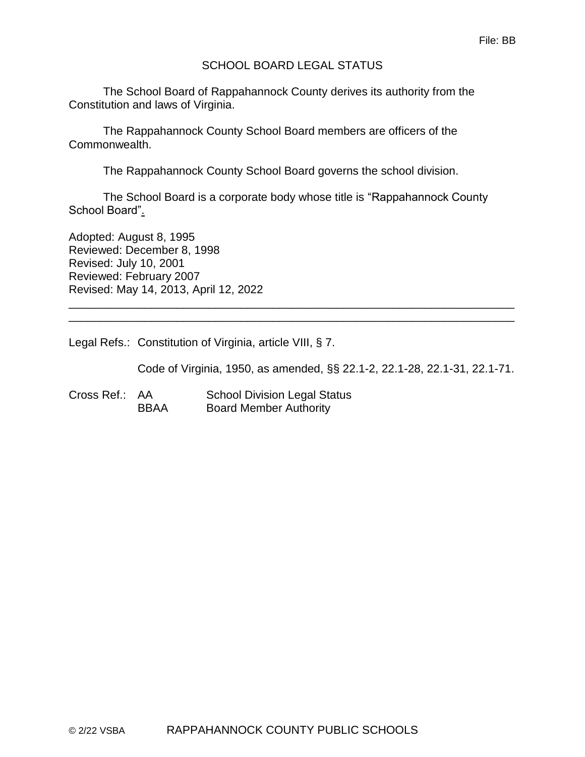File: BB

# SCHOOL BOARD LEGAL STATUS

The School Board of Rappahannock County derives its authority from the Constitution and laws of Virginia.

The Rappahannock County School Board members are officers of the Commonwealth.

The Rappahannock County School Board governs the school division.

The School Board is a corporate body whose title is "Rappahannock County School Board".

Adopted: August 8, 1995
Reviewed: December 8, 1998
Revised: July 10, 2001
Reviewed: February 2007
Revised: May 14, 2013, April 12, 2022

---

---

Legal Refs.: Constitution of Virginia, article VIII, § 7.

Code of Virginia, 1950, as amended, §§ 22.1-2, 22.1-28, 22.1-31, 22.1-71.

| Cross Ref.: | | |
|---|---|---|
| | AA | School Division Legal Status |
| | BBAA | Board Member Authority |

© 2/22 VSBA RAPPAHANNOCK COUNTY PUBLIC SCHOOLS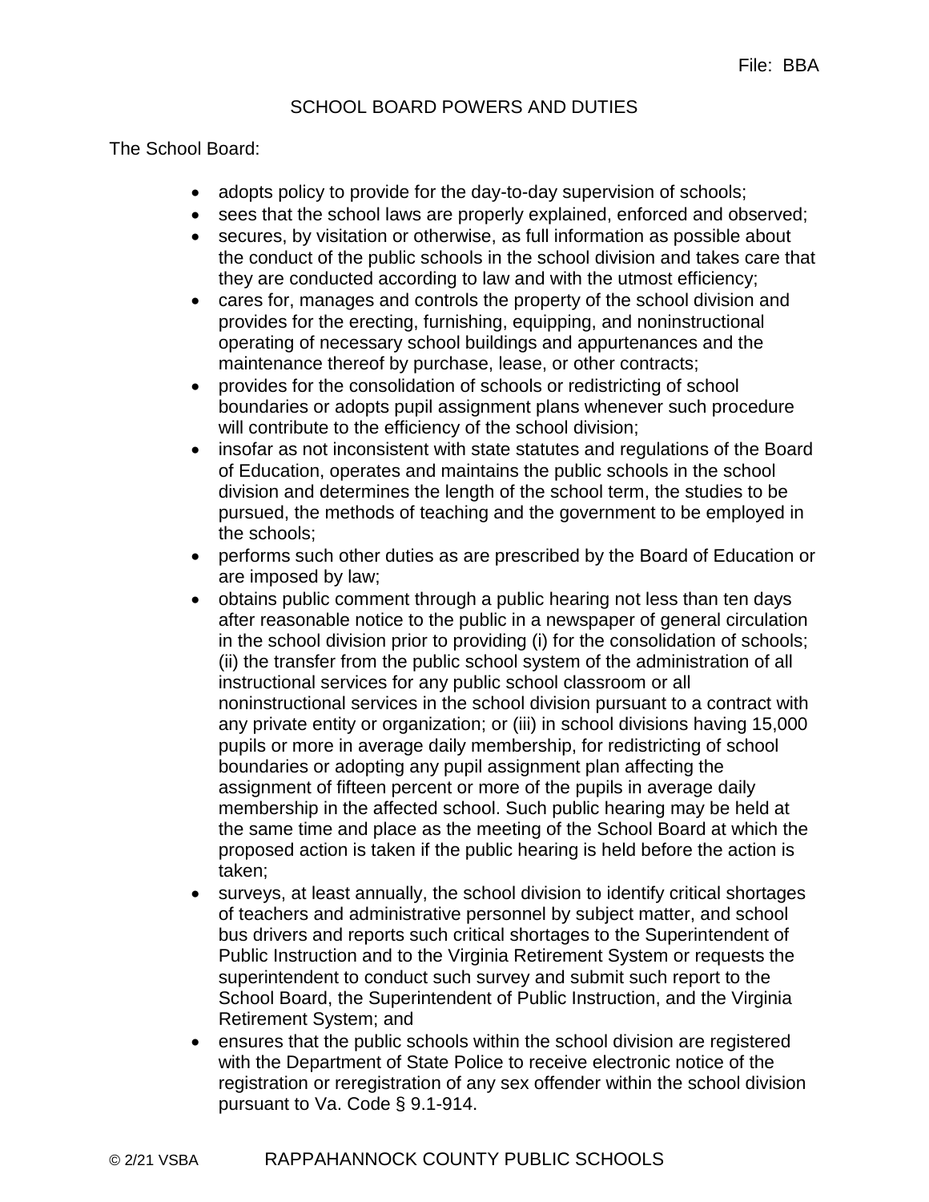File: BBA

# SCHOOL BOARD POWERS AND DUTIES

The School Board:

- adopts policy to provide for the day-to-day supervision of schools;
- sees that the school laws are properly explained, enforced and observed;
- secures, by visitation or otherwise, as full information as possible about the conduct of the public schools in the school division and takes care that they are conducted according to law and with the utmost efficiency;
- cares for, manages and controls the property of the school division and provides for the erecting, furnishing, equipping, and noninstructional operating of necessary school buildings and appurtenances and the maintenance thereof by purchase, lease, or other contracts;
- provides for the consolidation of schools or redistricting of school boundaries or adopts pupil assignment plans whenever such procedure will contribute to the efficiency of the school division;
- insofar as not inconsistent with state statutes and regulations of the Board of Education, operates and maintains the public schools in the school division and determines the length of the school term, the studies to be pursued, the methods of teaching and the government to be employed in the schools;
- performs such other duties as are prescribed by the Board of Education or are imposed by law;
- obtains public comment through a public hearing not less than ten days after reasonable notice to the public in a newspaper of general circulation in the school division prior to providing (i) for the consolidation of schools; (ii) the transfer from the public school system of the administration of all instructional services for any public school classroom or all noninstructional services in the school division pursuant to a contract with any private entity or organization; or (iii) in school divisions having 15,000 pupils or more in average daily membership, for redistricting of school boundaries or adopting any pupil assignment plan affecting the assignment of fifteen percent or more of the pupils in average daily membership in the affected school. Such public hearing may be held at the same time and place as the meeting of the School Board at which the proposed action is taken if the public hearing is held before the action is taken;
- surveys, at least annually, the school division to identify critical shortages of teachers and administrative personnel by subject matter, and school bus drivers and reports such critical shortages to the Superintendent of Public Instruction and to the Virginia Retirement System or requests the superintendent to conduct such survey and submit such report to the School Board, the Superintendent of Public Instruction, and the Virginia Retirement System; and
- ensures that the public schools within the school division are registered with the Department of State Police to receive electronic notice of the registration or reregistration of any sex offender within the school division pursuant to Va. Code § 9.1-914.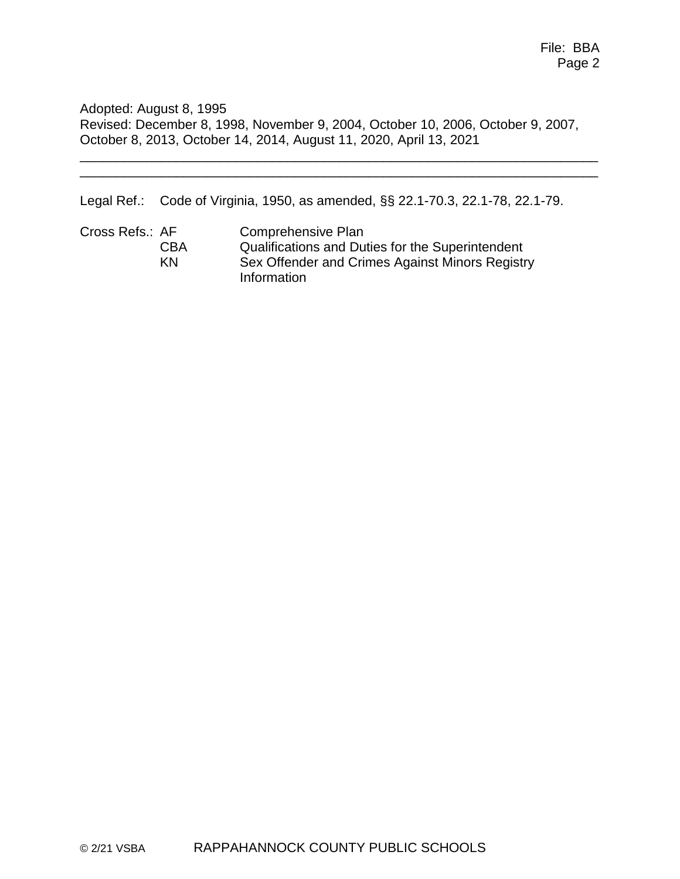Adopted: August 8, 1995
Revised: December 8, 1998, November 9, 2004, October 10, 2006, October 9, 2007, October 8, 2013, October 14, 2014, August 11, 2020, April 13, 2021

---

---

Legal Ref.: Code of Virginia, 1950, as amended, §§ 22.1-70.3, 22.1-78, 22.1-79.

Cross Refs.:
- AF — Comprehensive Plan
- CBA — Qualifications and Duties for the Superintendent
- KN — Sex Offender and Crimes Against Minors Registry Information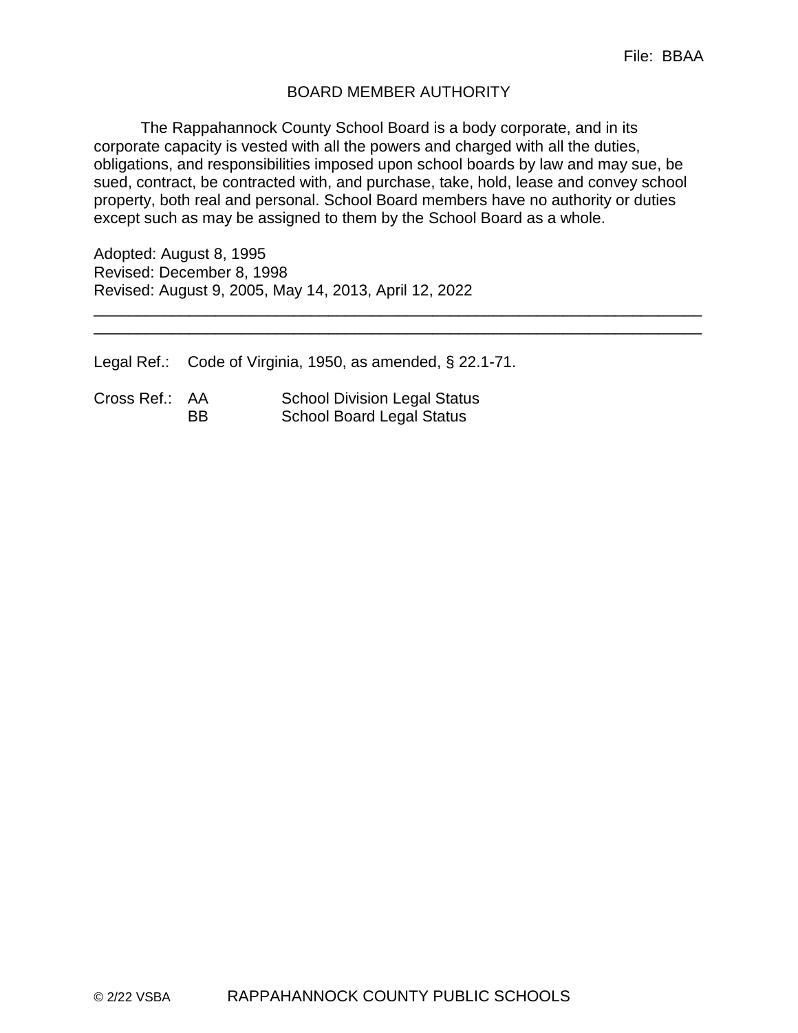File: BBAA

# BOARD MEMBER AUTHORITY

The Rappahannock County School Board is a body corporate, and in its corporate capacity is vested with all the powers and charged with all the duties, obligations, and responsibilities imposed upon school boards by law and may sue, be sued, contract, be contracted with, and purchase, take, hold, lease and convey school property, both real and personal. School Board members have no authority or duties except such as may be assigned to them by the School Board as a whole.

Adopted: August 8, 1995
Revised: December 8, 1998
Revised: August 9, 2005, May 14, 2013, April 12, 2022

---

---

Legal Ref.: Code of Virginia, 1950, as amended, § 22.1-71.

Cross Ref.: AA School Division Legal Status
BB School Board Legal Status

© 2/22 VSBA RAPPAHANNOCK COUNTY PUBLIC SCHOOLS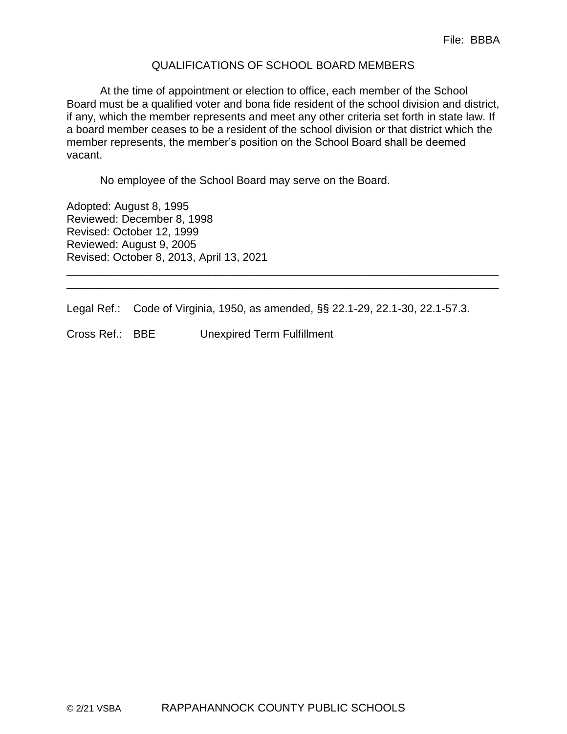File: BBBA

# QUALIFICATIONS OF SCHOOL BOARD MEMBERS

At the time of appointment or election to office, each member of the School Board must be a qualified voter and bona fide resident of the school division and district, if any, which the member represents and meet any other criteria set forth in state law. If a board member ceases to be a resident of the school division or that district which the member represents, the member's position on the School Board shall be deemed vacant.

No employee of the School Board may serve on the Board.

Adopted: August 8, 1995
Reviewed: December 8, 1998
Revised: October 12, 1999
Reviewed: August 9, 2005
Revised: October 8, 2013, April 13, 2021

---

Legal Ref.: Code of Virginia, 1950, as amended, §§ 22.1-29, 22.1-30, 22.1-57.3.

Cross Ref.: BBE Unexpired Term Fulfillment

© 2/21 VSBA RAPPAHANNOCK COUNTY PUBLIC SCHOOLS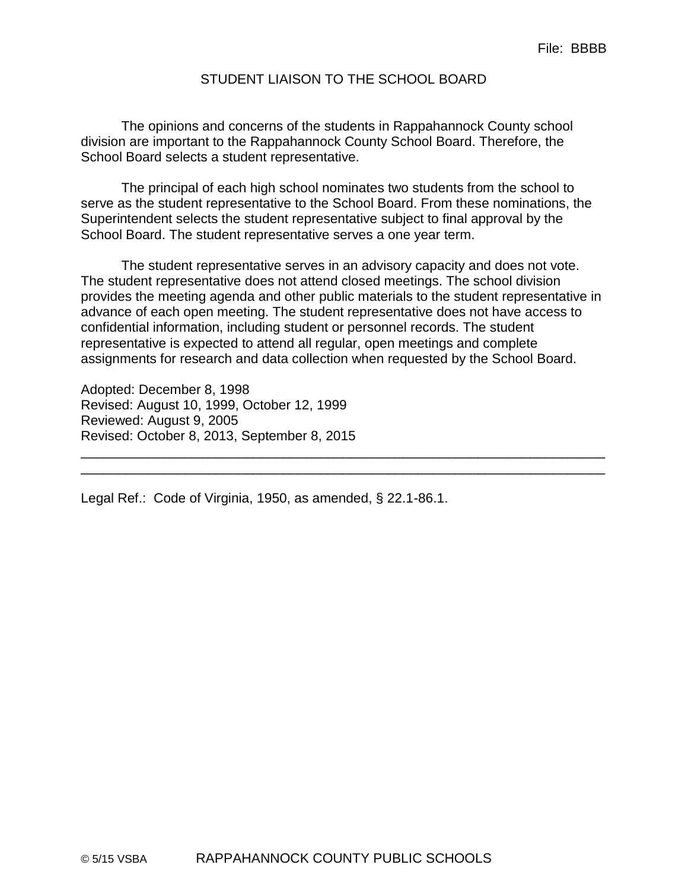File: BBBB

# STUDENT LIAISON TO THE SCHOOL BOARD

The opinions and concerns of the students in Rappahannock County school division are important to the Rappahannock County School Board. Therefore, the School Board selects a student representative.

The principal of each high school nominates two students from the school to serve as the student representative to the School Board. From these nominations, the Superintendent selects the student representative subject to final approval by the School Board. The student representative serves a one year term.

The student representative serves in an advisory capacity and does not vote. The student representative does not attend closed meetings. The school division provides the meeting agenda and other public materials to the student representative in advance of each open meeting. The student representative does not have access to confidential information, including student or personnel records. The student representative is expected to attend all regular, open meetings and complete assignments for research and data collection when requested by the School Board.

Adopted: December 8, 1998
Revised: August 10, 1999, October 12, 1999
Reviewed: August 9, 2005
Revised: October 8, 2013, September 8, 2015

---

Legal Ref.: Code of Virginia, 1950, as amended, § 22.1-86.1.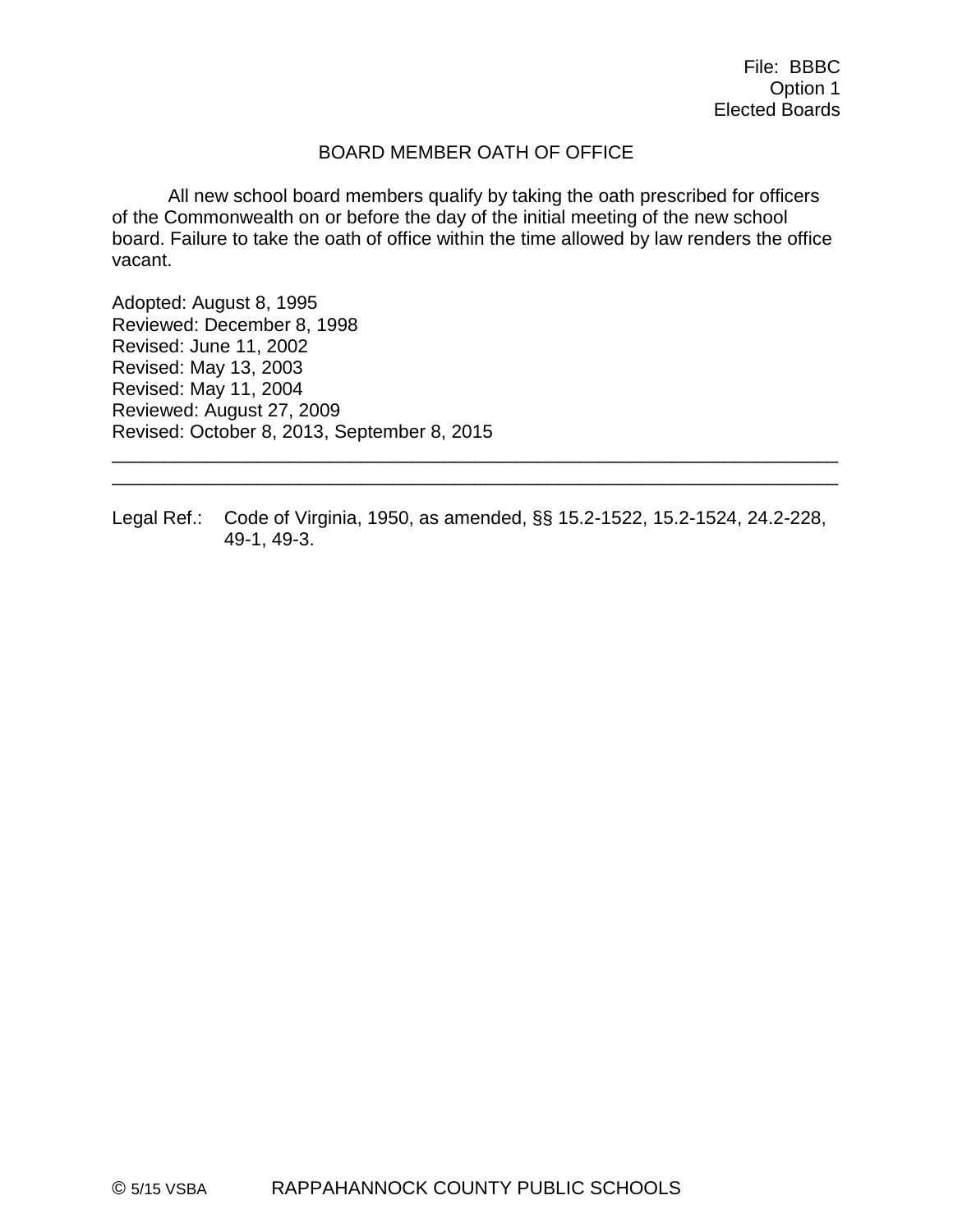File: BBBC
Option 1
Elected Boards

# BOARD MEMBER OATH OF OFFICE

All new school board members qualify by taking the oath prescribed for officers of the Commonwealth on or before the day of the initial meeting of the new school board. Failure to take the oath of office within the time allowed by law renders the office vacant.

Adopted: August 8, 1995
Reviewed: December 8, 1998
Revised: June 11, 2002
Revised: May 13, 2003
Revised: May 11, 2004
Reviewed: August 27, 2009
Revised: October 8, 2013, September 8, 2015

---

Legal Ref.: Code of Virginia, 1950, as amended, §§ 15.2-1522, 15.2-1524, 24.2-228, 49-1, 49-3.

© 5/15 VSBA RAPPAHANNOCK COUNTY PUBLIC SCHOOLS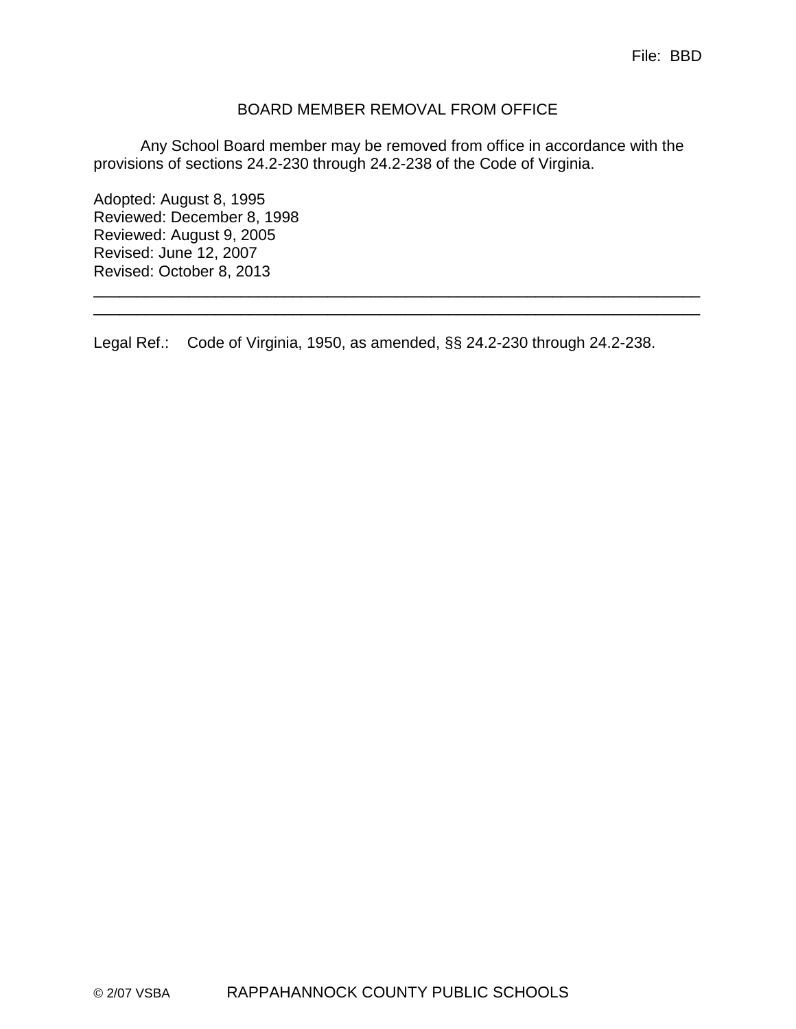File: BBD

## BOARD MEMBER REMOVAL FROM OFFICE

Any School Board member may be removed from office in accordance with the provisions of sections 24.2-230 through 24.2-238 of the Code of Virginia.

Adopted: August 8, 1995
Reviewed: December 8, 1998
Reviewed: August 9, 2005
Revised: June 12, 2007
Revised: October 8, 2013

---

Legal Ref.: Code of Virginia, 1950, as amended, §§ 24.2-230 through 24.2-238.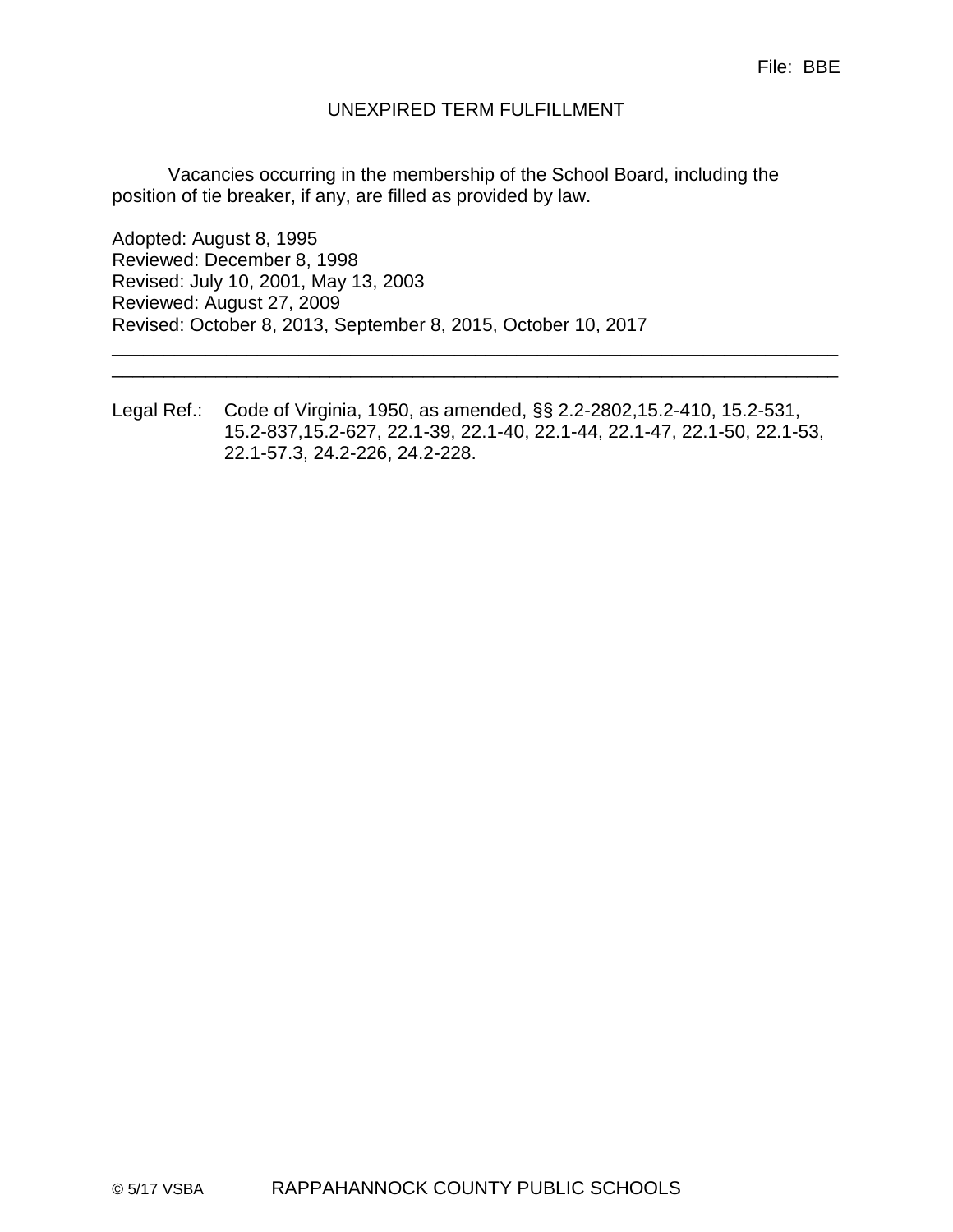File: BBE

# UNEXPIRED TERM FULFILLMENT

Vacancies occurring in the membership of the School Board, including the position of tie breaker, if any, are filled as provided by law.

Adopted: August 8, 1995
Reviewed: December 8, 1998
Revised: July 10, 2001, May 13, 2003
Reviewed: August 27, 2009
Revised: October 8, 2013, September 8, 2015, October 10, 2017

---

Legal Ref.: Code of Virginia, 1950, as amended, §§ 2.2-2802,15.2-410, 15.2-531, 15.2-837,15.2-627, 22.1-39, 22.1-40, 22.1-44, 22.1-47, 22.1-50, 22.1-53, 22.1-57.3, 24.2-226, 24.2-228.

© 5/17 VSBA RAPPAHANNOCK COUNTY PUBLIC SCHOOLS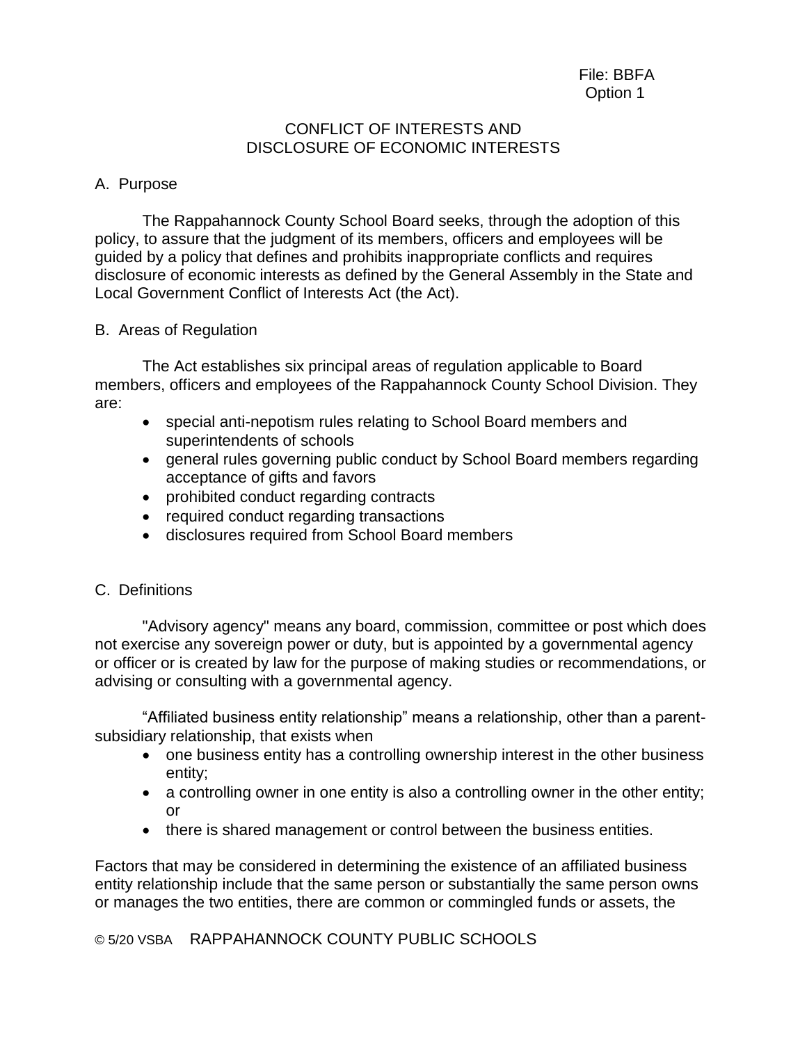File: BBFA
Option 1

## CONFLICT OF INTERESTS AND DISCLOSURE OF ECONOMIC INTERESTS

A. Purpose

The Rappahannock County School Board seeks, through the adoption of this policy, to assure that the judgment of its members, officers and employees will be guided by a policy that defines and prohibits inappropriate conflicts and requires disclosure of economic interests as defined by the General Assembly in the State and Local Government Conflict of Interests Act (the Act).

B. Areas of Regulation

The Act establishes six principal areas of regulation applicable to Board members, officers and employees of the Rappahannock County School Division. They are:

- special anti-nepotism rules relating to School Board members and superintendents of schools
- general rules governing public conduct by School Board members regarding acceptance of gifts and favors
- prohibited conduct regarding contracts
- required conduct regarding transactions
- disclosures required from School Board members

C. Definitions

"Advisory agency" means any board, commission, committee or post which does not exercise any sovereign power or duty, but is appointed by a governmental agency or officer or is created by law for the purpose of making studies or recommendations, or advising or consulting with a governmental agency.

"Affiliated business entity relationship" means a relationship, other than a parent-subsidiary relationship, that exists when

- one business entity has a controlling ownership interest in the other business entity;
- a controlling owner in one entity is also a controlling owner in the other entity; or
- there is shared management or control between the business entities.

Factors that may be considered in determining the existence of an affiliated business entity relationship include that the same person or substantially the same person owns or manages the two entities, there are common or commingled funds or assets, the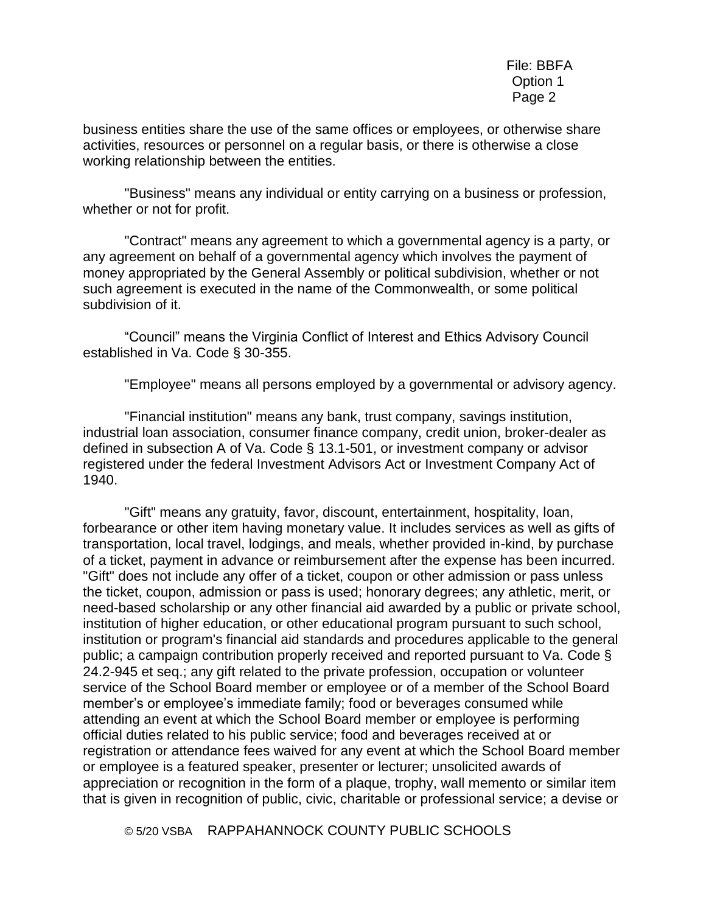business entities share the use of the same offices or employees, or otherwise share activities, resources or personnel on a regular basis, or there is otherwise a close working relationship between the entities.

"Business" means any individual or entity carrying on a business or profession, whether or not for profit.

"Contract" means any agreement to which a governmental agency is a party, or any agreement on behalf of a governmental agency which involves the payment of money appropriated by the General Assembly or political subdivision, whether or not such agreement is executed in the name of the Commonwealth, or some political subdivision of it.

"Council" means the Virginia Conflict of Interest and Ethics Advisory Council established in Va. Code § 30-355.

"Employee" means all persons employed by a governmental or advisory agency.

"Financial institution" means any bank, trust company, savings institution, industrial loan association, consumer finance company, credit union, broker-dealer as defined in subsection A of Va. Code § 13.1-501, or investment company or advisor registered under the federal Investment Advisors Act or Investment Company Act of 1940.

"Gift" means any gratuity, favor, discount, entertainment, hospitality, loan, forbearance or other item having monetary value. It includes services as well as gifts of transportation, local travel, lodgings, and meals, whether provided in-kind, by purchase of a ticket, payment in advance or reimbursement after the expense has been incurred. "Gift" does not include any offer of a ticket, coupon or other admission or pass unless the ticket, coupon, admission or pass is used; honorary degrees; any athletic, merit, or need-based scholarship or any other financial aid awarded by a public or private school, institution of higher education, or other educational program pursuant to such school, institution or program's financial aid standards and procedures applicable to the general public; a campaign contribution properly received and reported pursuant to Va. Code § 24.2-945 et seq.; any gift related to the private profession, occupation or volunteer service of the School Board member or employee or of a member of the School Board member's or employee's immediate family; food or beverages consumed while attending an event at which the School Board member or employee is performing official duties related to his public service; food and beverages received at or registration or attendance fees waived for any event at which the School Board member or employee is a featured speaker, presenter or lecturer; unsolicited awards of appreciation or recognition in the form of a plaque, trophy, wall memento or similar item that is given in recognition of public, civic, charitable or professional service; a devise or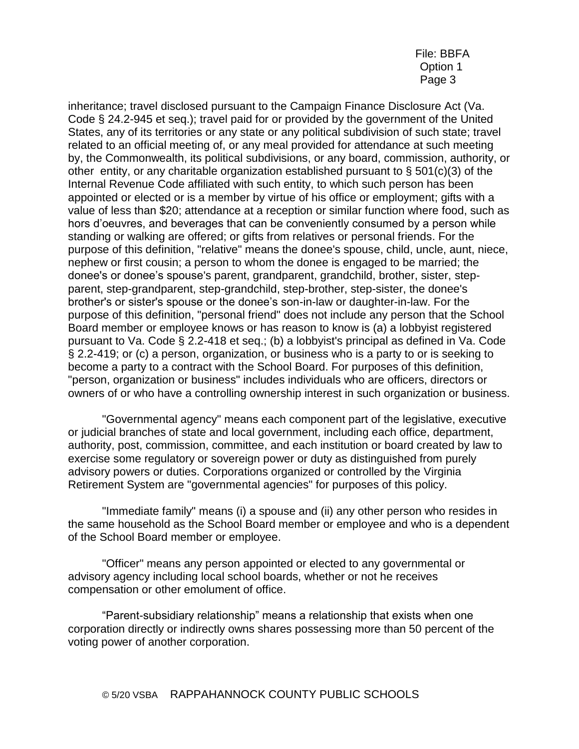inheritance; travel disclosed pursuant to the Campaign Finance Disclosure Act (Va. Code § 24.2-945 et seq.); travel paid for or provided by the government of the United States, any of its territories or any state or any political subdivision of such state; travel related to an official meeting of, or any meal provided for attendance at such meeting by, the Commonwealth, its political subdivisions, or any board, commission, authority, or other entity, or any charitable organization established pursuant to § 501(c)(3) of the Internal Revenue Code affiliated with such entity, to which such person has been appointed or elected or is a member by virtue of his office or employment; gifts with a value of less than $20; attendance at a reception or similar function where food, such as hors d'oeuvres, and beverages that can be conveniently consumed by a person while standing or walking are offered; or gifts from relatives or personal friends. For the purpose of this definition, "relative" means the donee's spouse, child, uncle, aunt, niece, nephew or first cousin; a person to whom the donee is engaged to be married; the donee's or donee's spouse's parent, grandparent, grandchild, brother, sister, step-parent, step-grandparent, step-grandchild, step-brother, step-sister, the donee's brother's or sister's spouse or the donee's son-in-law or daughter-in-law. For the purpose of this definition, "personal friend" does not include any person that the School Board member or employee knows or has reason to know is (a) a lobbyist registered pursuant to Va. Code § 2.2-418 et seq.; (b) a lobbyist's principal as defined in Va. Code § 2.2-419; or (c) a person, organization, or business who is a party to or is seeking to become a party to a contract with the School Board. For purposes of this definition, "person, organization or business" includes individuals who are officers, directors or owners of or who have a controlling ownership interest in such organization or business.

"Governmental agency" means each component part of the legislative, executive or judicial branches of state and local government, including each office, department, authority, post, commission, committee, and each institution or board created by law to exercise some regulatory or sovereign power or duty as distinguished from purely advisory powers or duties. Corporations organized or controlled by the Virginia Retirement System are "governmental agencies" for purposes of this policy.

"Immediate family" means (i) a spouse and (ii) any other person who resides in the same household as the School Board member or employee and who is a dependent of the School Board member or employee.

"Officer" means any person appointed or elected to any governmental or advisory agency including local school boards, whether or not he receives compensation or other emolument of office.

"Parent-subsidiary relationship" means a relationship that exists when one corporation directly or indirectly owns shares possessing more than 50 percent of the voting power of another corporation.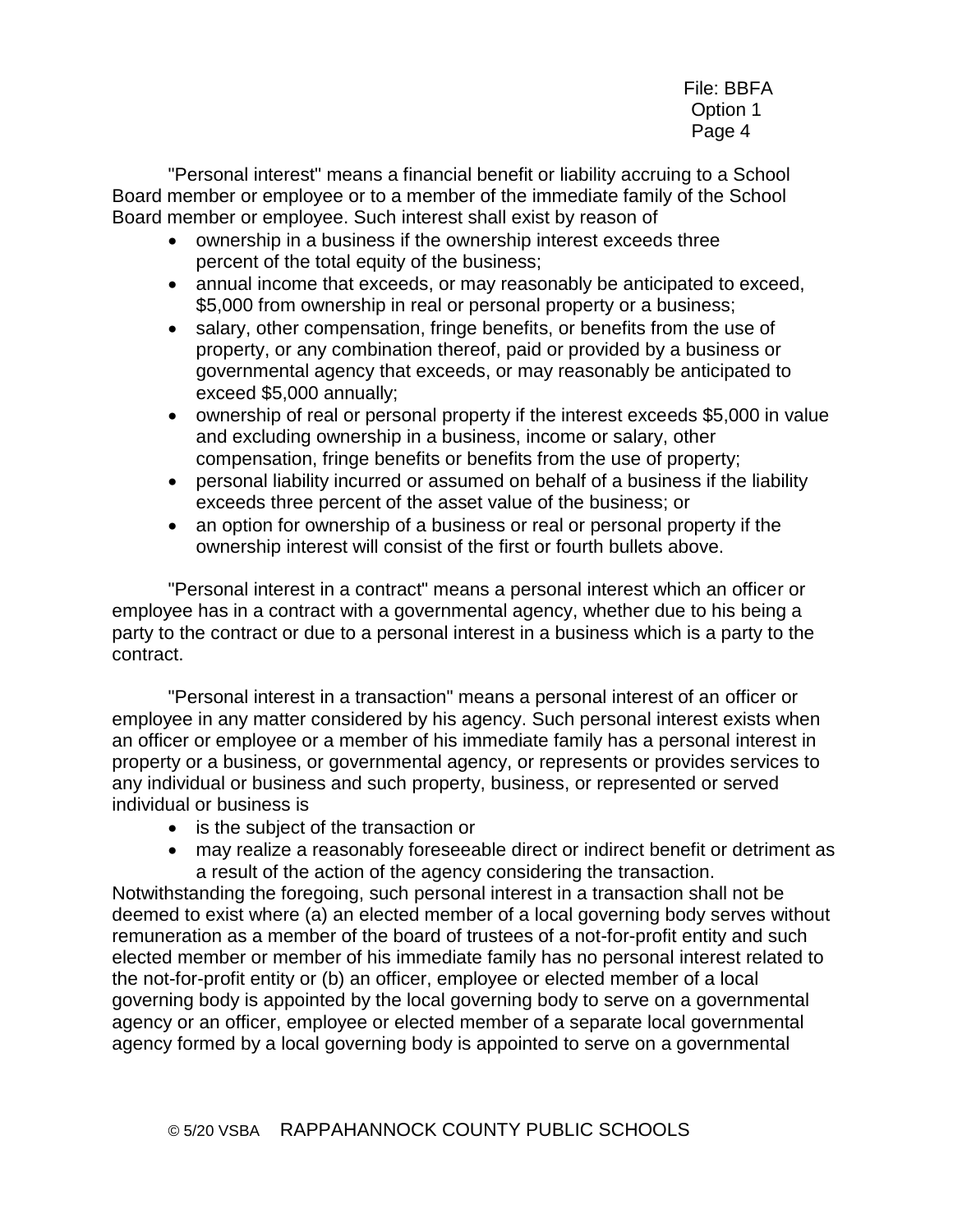"Personal interest" means a financial benefit or liability accruing to a School Board member or employee or to a member of the immediate family of the School Board member or employee. Such interest shall exist by reason of

- ownership in a business if the ownership interest exceeds three percent of the total equity of the business;
- annual income that exceeds, or may reasonably be anticipated to exceed, $5,000 from ownership in real or personal property or a business;
- salary, other compensation, fringe benefits, or benefits from the use of property, or any combination thereof, paid or provided by a business or governmental agency that exceeds, or may reasonably be anticipated to exceed $5,000 annually;
- ownership of real or personal property if the interest exceeds $5,000 in value and excluding ownership in a business, income or salary, other compensation, fringe benefits or benefits from the use of property;
- personal liability incurred or assumed on behalf of a business if the liability exceeds three percent of the asset value of the business; or
- an option for ownership of a business or real or personal property if the ownership interest will consist of the first or fourth bullets above.

"Personal interest in a contract" means a personal interest which an officer or employee has in a contract with a governmental agency, whether due to his being a party to the contract or due to a personal interest in a business which is a party to the contract.

"Personal interest in a transaction" means a personal interest of an officer or employee in any matter considered by his agency. Such personal interest exists when an officer or employee or a member of his immediate family has a personal interest in property or a business, or governmental agency, or represents or provides services to any individual or business and such property, business, or represented or served individual or business is

- is the subject of the transaction or
- may realize a reasonably foreseeable direct or indirect benefit or detriment as a result of the action of the agency considering the transaction.

Notwithstanding the foregoing, such personal interest in a transaction shall not be deemed to exist where (a) an elected member of a local governing body serves without remuneration as a member of the board of trustees of a not-for-profit entity and such elected member or member of his immediate family has no personal interest related to the not-for-profit entity or (b) an officer, employee or elected member of a local governing body is appointed by the local governing body to serve on a governmental agency or an officer, employee or elected member of a separate local governmental agency formed by a local governing body is appointed to serve on a governmental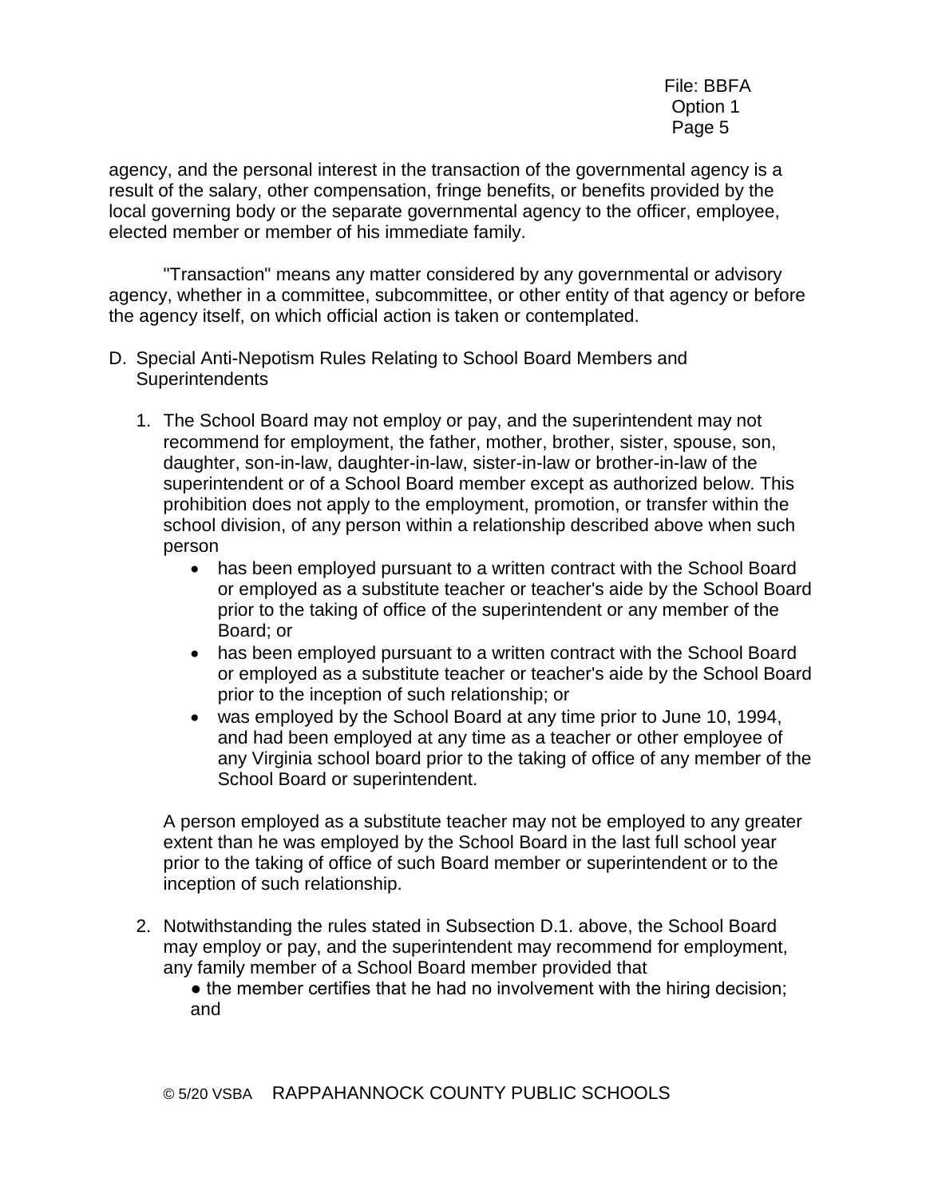agency, and the personal interest in the transaction of the governmental agency is a result of the salary, other compensation, fringe benefits, or benefits provided by the local governing body or the separate governmental agency to the officer, employee, elected member or member of his immediate family.

"Transaction" means any matter considered by any governmental or advisory agency, whether in a committee, subcommittee, or other entity of that agency or before the agency itself, on which official action is taken or contemplated.

D. Special Anti-Nepotism Rules Relating to School Board Members and Superintendents

1. The School Board may not employ or pay, and the superintendent may not recommend for employment, the father, mother, brother, sister, spouse, son, daughter, son-in-law, daughter-in-law, sister-in-law or brother-in-law of the superintendent or of a School Board member except as authorized below. This prohibition does not apply to the employment, promotion, or transfer within the school division, of any person within a relationship described above when such person

   - has been employed pursuant to a written contract with the School Board or employed as a substitute teacher or teacher's aide by the School Board prior to the taking of office of the superintendent or any member of the Board; or
   - has been employed pursuant to a written contract with the School Board or employed as a substitute teacher or teacher's aide by the School Board prior to the inception of such relationship; or
   - was employed by the School Board at any time prior to June 10, 1994, and had been employed at any time as a teacher or other employee of any Virginia school board prior to the taking of office of any member of the School Board or superintendent.

   A person employed as a substitute teacher may not be employed to any greater extent than he was employed by the School Board in the last full school year prior to the taking of office of such Board member or superintendent or to the inception of such relationship.

2. Notwithstanding the rules stated in Subsection D.1. above, the School Board may employ or pay, and the superintendent may recommend for employment, any family member of a School Board member provided that

   - the member certifies that he had no involvement with the hiring decision; and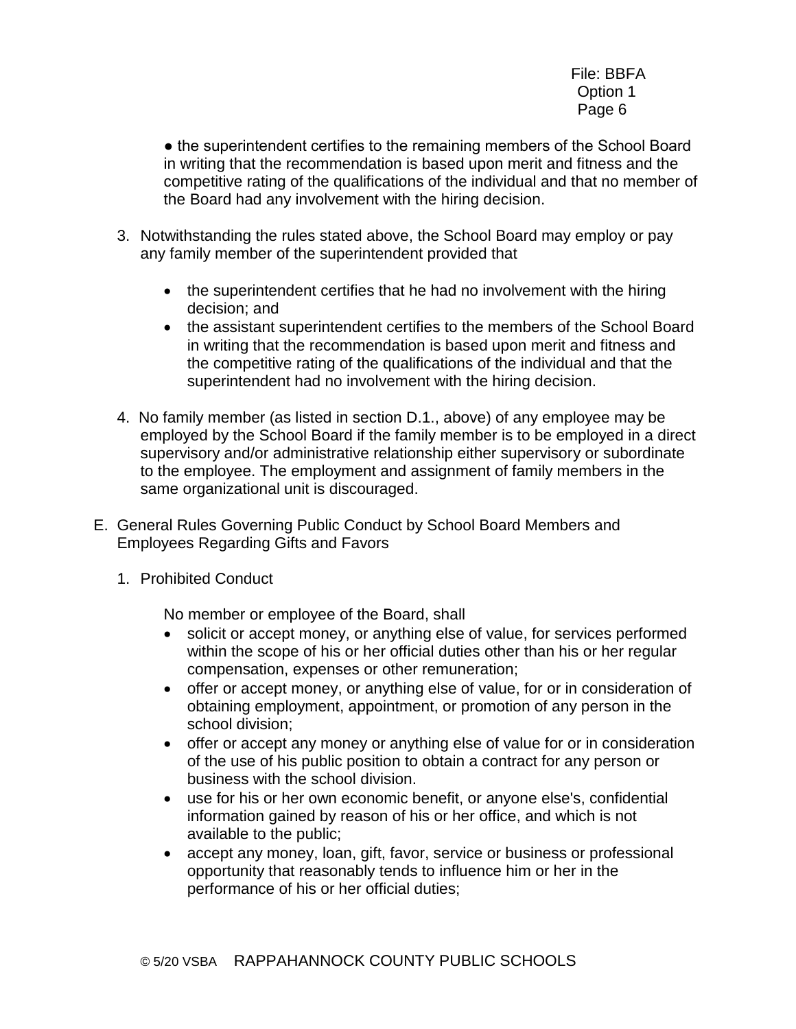● the superintendent certifies to the remaining members of the School Board in writing that the recommendation is based upon merit and fitness and the competitive rating of the qualifications of the individual and that no member of the Board had any involvement with the hiring decision.

3. Notwithstanding the rules stated above, the School Board may employ or pay any family member of the superintendent provided that

   - the superintendent certifies that he had no involvement with the hiring decision; and
   - the assistant superintendent certifies to the members of the School Board in writing that the recommendation is based upon merit and fitness and the competitive rating of the qualifications of the individual and that the superintendent had no involvement with the hiring decision.

4. No family member (as listed in section D.1., above) of any employee may be employed by the School Board if the family member is to be employed in a direct supervisory and/or administrative relationship either supervisory or subordinate to the employee. The employment and assignment of family members in the same organizational unit is discouraged.

E. General Rules Governing Public Conduct by School Board Members and Employees Regarding Gifts and Favors

1. Prohibited Conduct

   No member or employee of the Board, shall

   - solicit or accept money, or anything else of value, for services performed within the scope of his or her official duties other than his or her regular compensation, expenses or other remuneration;
   - offer or accept money, or anything else of value, for or in consideration of obtaining employment, appointment, or promotion of any person in the school division;
   - offer or accept any money or anything else of value for or in consideration of the use of his public position to obtain a contract for any person or business with the school division.
   - use for his or her own economic benefit, or anyone else's, confidential information gained by reason of his or her office, and which is not available to the public;
   - accept any money, loan, gift, favor, service or business or professional opportunity that reasonably tends to influence him or her in the performance of his or her official duties;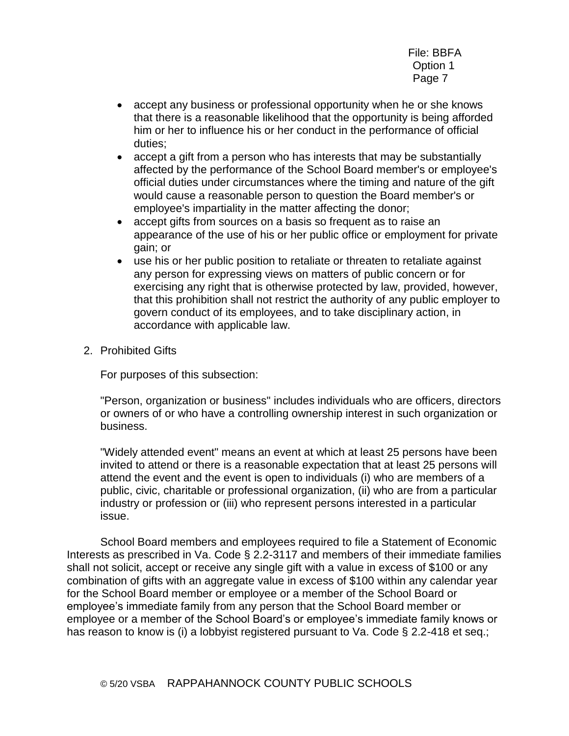- accept any business or professional opportunity when he or she knows that there is a reasonable likelihood that the opportunity is being afforded him or her to influence his or her conduct in the performance of official duties;
- accept a gift from a person who has interests that may be substantially affected by the performance of the School Board member's or employee's official duties under circumstances where the timing and nature of the gift would cause a reasonable person to question the Board member's or employee's impartiality in the matter affecting the donor;
- accept gifts from sources on a basis so frequent as to raise an appearance of the use of his or her public office or employment for private gain; or
- use his or her public position to retaliate or threaten to retaliate against any person for expressing views on matters of public concern or for exercising any right that is otherwise protected by law, provided, however, that this prohibition shall not restrict the authority of any public employer to govern conduct of its employees, and to take disciplinary action, in accordance with applicable law.

2. Prohibited Gifts

For purposes of this subsection:

"Person, organization or business" includes individuals who are officers, directors or owners of or who have a controlling ownership interest in such organization or business.

"Widely attended event" means an event at which at least 25 persons have been invited to attend or there is a reasonable expectation that at least 25 persons will attend the event and the event is open to individuals (i) who are members of a public, civic, charitable or professional organization, (ii) who are from a particular industry or profession or (iii) who represent persons interested in a particular issue.

School Board members and employees required to file a Statement of Economic Interests as prescribed in Va. Code § 2.2-3117 and members of their immediate families shall not solicit, accept or receive any single gift with a value in excess of $100 or any combination of gifts with an aggregate value in excess of $100 within any calendar year for the School Board member or employee or a member of the School Board or employee's immediate family from any person that the School Board member or employee or a member of the School Board's or employee's immediate family knows or has reason to know is (i) a lobbyist registered pursuant to Va. Code § 2.2-418 et seq.;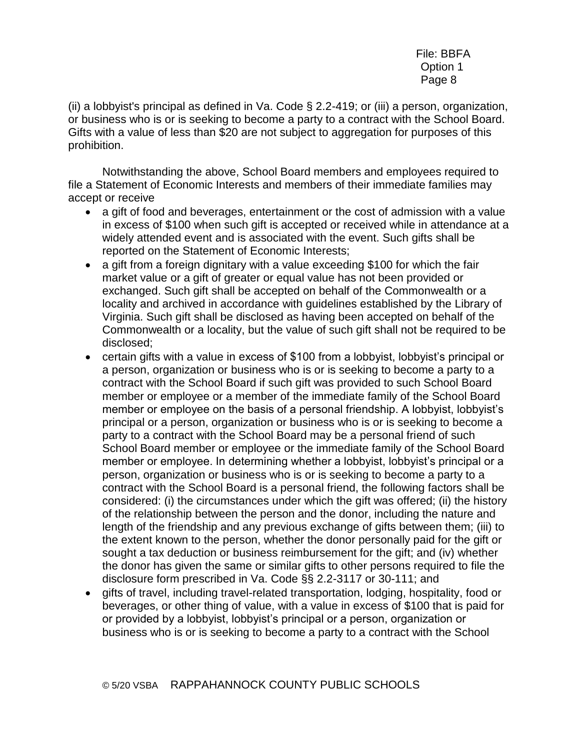(ii) a lobbyist's principal as defined in Va. Code § 2.2-419; or (iii) a person, organization, or business who is or is seeking to become a party to a contract with the School Board. Gifts with a value of less than $20 are not subject to aggregation for purposes of this prohibition.

Notwithstanding the above, School Board members and employees required to file a Statement of Economic Interests and members of their immediate families may accept or receive

- a gift of food and beverages, entertainment or the cost of admission with a value in excess of $100 when such gift is accepted or received while in attendance at a widely attended event and is associated with the event. Such gifts shall be reported on the Statement of Economic Interests;
- a gift from a foreign dignitary with a value exceeding $100 for which the fair market value or a gift of greater or equal value has not been provided or exchanged. Such gift shall be accepted on behalf of the Commonwealth or a locality and archived in accordance with guidelines established by the Library of Virginia. Such gift shall be disclosed as having been accepted on behalf of the Commonwealth or a locality, but the value of such gift shall not be required to be disclosed;
- certain gifts with a value in excess of $100 from a lobbyist, lobbyist's principal or a person, organization or business who is or is seeking to become a party to a contract with the School Board if such gift was provided to such School Board member or employee or a member of the immediate family of the School Board member or employee on the basis of a personal friendship. A lobbyist, lobbyist's principal or a person, organization or business who is or is seeking to become a party to a contract with the School Board may be a personal friend of such School Board member or employee or the immediate family of the School Board member or employee. In determining whether a lobbyist, lobbyist's principal or a person, organization or business who is or is seeking to become a party to a contract with the School Board is a personal friend, the following factors shall be considered: (i) the circumstances under which the gift was offered; (ii) the history of the relationship between the person and the donor, including the nature and length of the friendship and any previous exchange of gifts between them; (iii) to the extent known to the person, whether the donor personally paid for the gift or sought a tax deduction or business reimbursement for the gift; and (iv) whether the donor has given the same or similar gifts to other persons required to file the disclosure form prescribed in Va. Code §§ 2.2-3117 or 30-111; and
- gifts of travel, including travel-related transportation, lodging, hospitality, food or beverages, or other thing of value, with a value in excess of $100 that is paid for or provided by a lobbyist, lobbyist's principal or a person, organization or business who is or is seeking to become a party to a contract with the School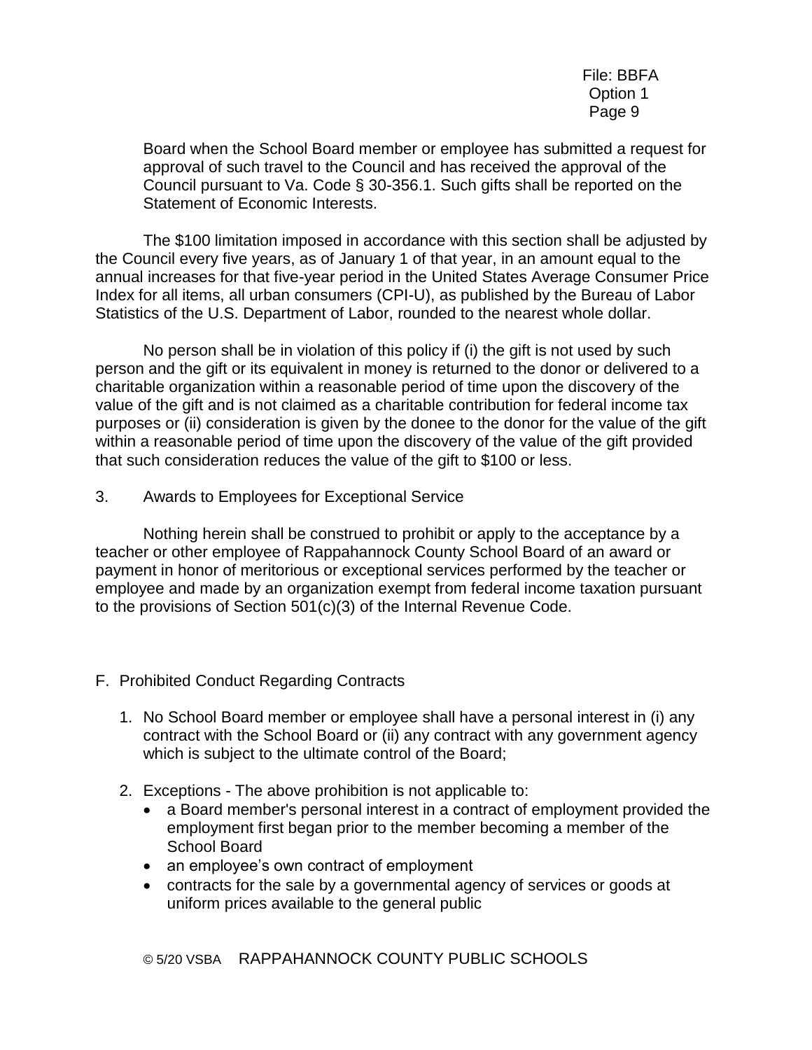Board when the School Board member or employee has submitted a request for approval of such travel to the Council and has received the approval of the Council pursuant to Va. Code § 30-356.1. Such gifts shall be reported on the Statement of Economic Interests.

The $100 limitation imposed in accordance with this section shall be adjusted by the Council every five years, as of January 1 of that year, in an amount equal to the annual increases for that five-year period in the United States Average Consumer Price Index for all items, all urban consumers (CPI-U), as published by the Bureau of Labor Statistics of the U.S. Department of Labor, rounded to the nearest whole dollar.

No person shall be in violation of this policy if (i) the gift is not used by such person and the gift or its equivalent in money is returned to the donor or delivered to a charitable organization within a reasonable period of time upon the discovery of the value of the gift and is not claimed as a charitable contribution for federal income tax purposes or (ii) consideration is given by the donee to the donor for the value of the gift within a reasonable period of time upon the discovery of the value of the gift provided that such consideration reduces the value of the gift to $100 or less.

3. Awards to Employees for Exceptional Service

Nothing herein shall be construed to prohibit or apply to the acceptance by a teacher or other employee of Rappahannock County School Board of an award or payment in honor of meritorious or exceptional services performed by the teacher or employee and made by an organization exempt from federal income taxation pursuant to the provisions of Section 501(c)(3) of the Internal Revenue Code.

F. Prohibited Conduct Regarding Contracts

1. No School Board member or employee shall have a personal interest in (i) any contract with the School Board or (ii) any contract with any government agency which is subject to the ultimate control of the Board;

2. Exceptions - The above prohibition is not applicable to:
   - a Board member's personal interest in a contract of employment provided the employment first began prior to the member becoming a member of the School Board
   - an employee's own contract of employment
   - contracts for the sale by a governmental agency of services or goods at uniform prices available to the general public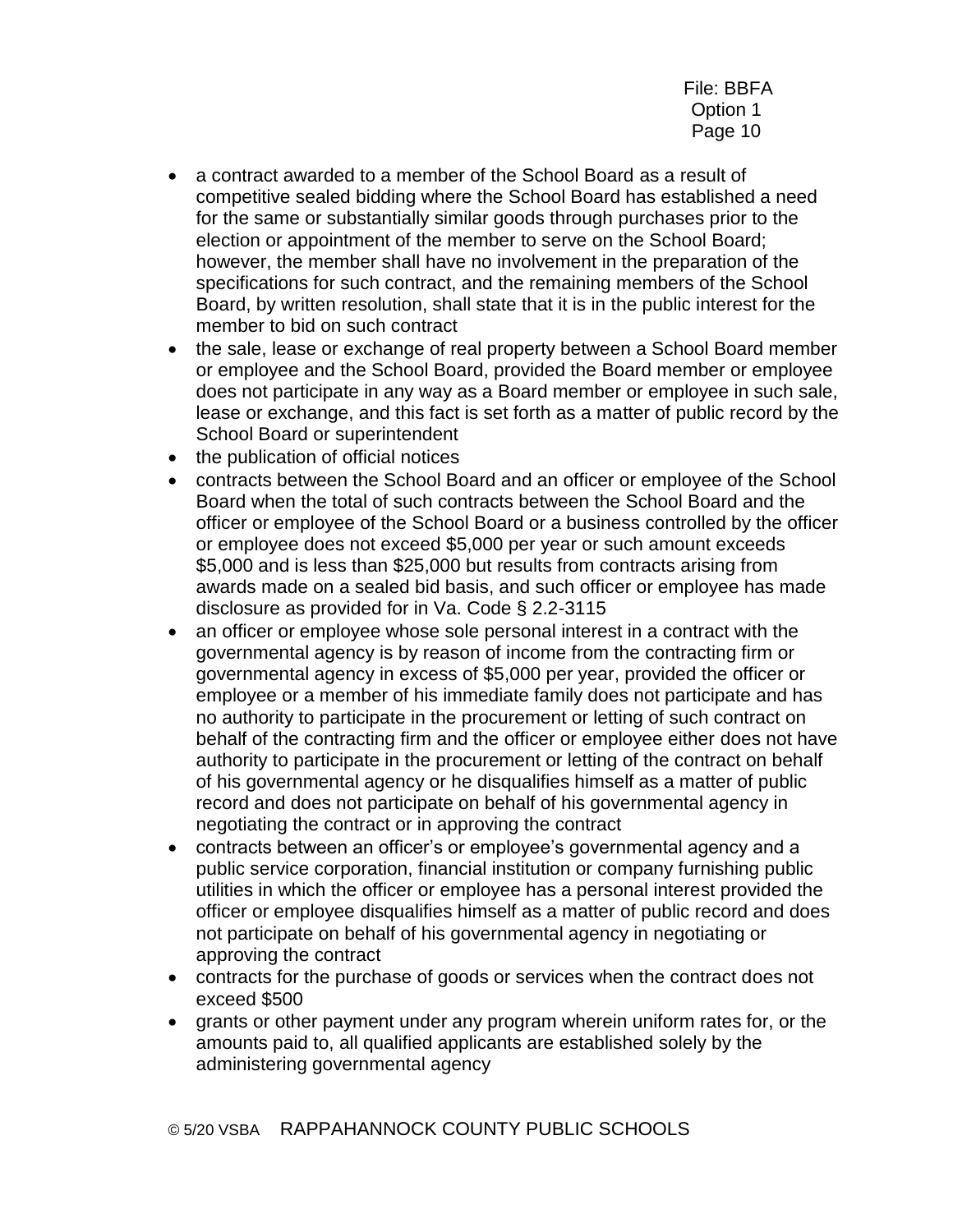- a contract awarded to a member of the School Board as a result of competitive sealed bidding where the School Board has established a need for the same or substantially similar goods through purchases prior to the election or appointment of the member to serve on the School Board; however, the member shall have no involvement in the preparation of the specifications for such contract, and the remaining members of the School Board, by written resolution, shall state that it is in the public interest for the member to bid on such contract
- the sale, lease or exchange of real property between a School Board member or employee and the School Board, provided the Board member or employee does not participate in any way as a Board member or employee in such sale, lease or exchange, and this fact is set forth as a matter of public record by the School Board or superintendent
- the publication of official notices
- contracts between the School Board and an officer or employee of the School Board when the total of such contracts between the School Board and the officer or employee of the School Board or a business controlled by the officer or employee does not exceed $5,000 per year or such amount exceeds $5,000 and is less than $25,000 but results from contracts arising from awards made on a sealed bid basis, and such officer or employee has made disclosure as provided for in Va. Code § 2.2-3115
- an officer or employee whose sole personal interest in a contract with the governmental agency is by reason of income from the contracting firm or governmental agency in excess of $5,000 per year, provided the officer or employee or a member of his immediate family does not participate and has no authority to participate in the procurement or letting of such contract on behalf of the contracting firm and the officer or employee either does not have authority to participate in the procurement or letting of the contract on behalf of his governmental agency or he disqualifies himself as a matter of public record and does not participate on behalf of his governmental agency in negotiating the contract or in approving the contract
- contracts between an officer's or employee's governmental agency and a public service corporation, financial institution or company furnishing public utilities in which the officer or employee has a personal interest provided the officer or employee disqualifies himself as a matter of public record and does not participate on behalf of his governmental agency in negotiating or approving the contract
- contracts for the purchase of goods or services when the contract does not exceed $500
- grants or other payment under any program wherein uniform rates for, or the amounts paid to, all qualified applicants are established solely by the administering governmental agency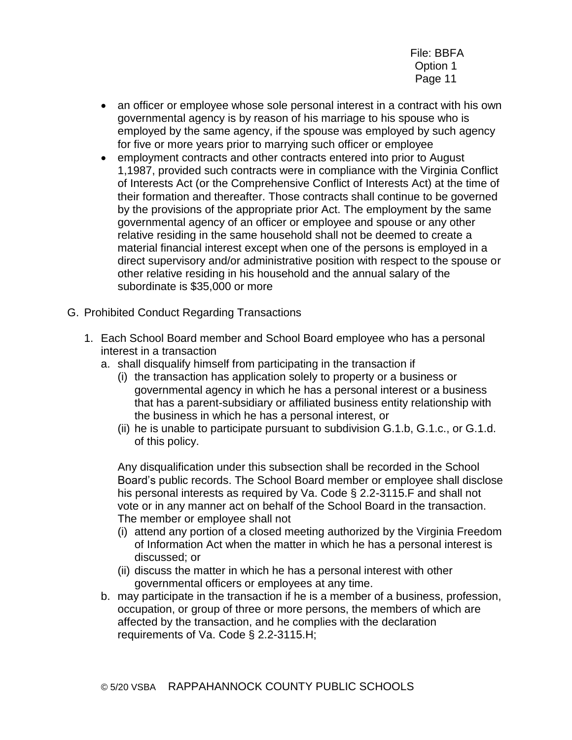- an officer or employee whose sole personal interest in a contract with his own governmental agency is by reason of his marriage to his spouse who is employed by the same agency, if the spouse was employed by such agency for five or more years prior to marrying such officer or employee
- employment contracts and other contracts entered into prior to August 1,1987, provided such contracts were in compliance with the Virginia Conflict of Interests Act (or the Comprehensive Conflict of Interests Act) at the time of their formation and thereafter. Those contracts shall continue to be governed by the provisions of the appropriate prior Act. The employment by the same governmental agency of an officer or employee and spouse or any other relative residing in the same household shall not be deemed to create a material financial interest except when one of the persons is employed in a direct supervisory and/or administrative position with respect to the spouse or other relative residing in his household and the annual salary of the subordinate is $35,000 or more

G. Prohibited Conduct Regarding Transactions

1. Each School Board member and School Board employee who has a personal interest in a transaction
   a. shall disqualify himself from participating in the transaction if
      (i) the transaction has application solely to property or a business or governmental agency in which he has a personal interest or a business that has a parent-subsidiary or affiliated business entity relationship with the business in which he has a personal interest, or
      (ii) he is unable to participate pursuant to subdivision G.1.b, G.1.c., or G.1.d. of this policy.

      Any disqualification under this subsection shall be recorded in the School Board's public records. The School Board member or employee shall disclose his personal interests as required by Va. Code § 2.2-3115.F and shall not vote or in any manner act on behalf of the School Board in the transaction. The member or employee shall not
      (i) attend any portion of a closed meeting authorized by the Virginia Freedom of Information Act when the matter in which he has a personal interest is discussed; or
      (ii) discuss the matter in which he has a personal interest with other governmental officers or employees at any time.
   b. may participate in the transaction if he is a member of a business, profession, occupation, or group of three or more persons, the members of which are affected by the transaction, and he complies with the declaration requirements of Va. Code § 2.2-3115.H;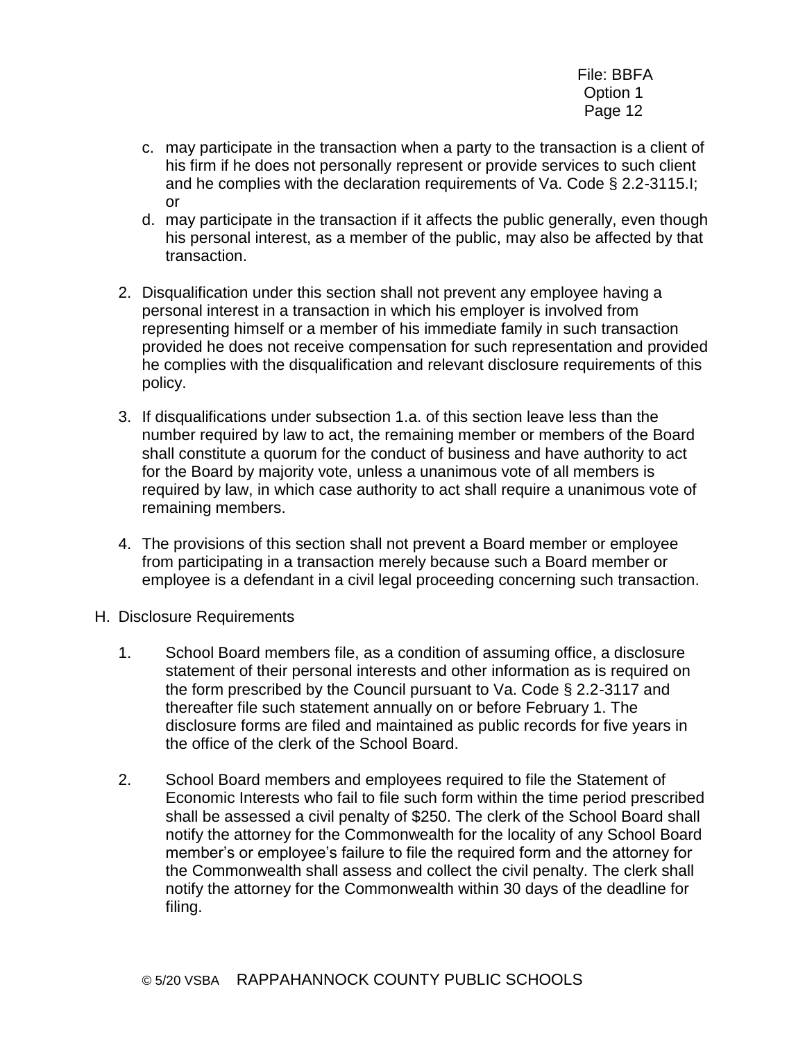c. may participate in the transaction when a party to the transaction is a client of his firm if he does not personally represent or provide services to such client and he complies with the declaration requirements of Va. Code § 2.2-3115.I; or
d. may participate in the transaction if it affects the public generally, even though his personal interest, as a member of the public, may also be affected by that transaction.

2. Disqualification under this section shall not prevent any employee having a personal interest in a transaction in which his employer is involved from representing himself or a member of his immediate family in such transaction provided he does not receive compensation for such representation and provided he complies with the disqualification and relevant disclosure requirements of this policy.

3. If disqualifications under subsection 1.a. of this section leave less than the number required by law to act, the remaining member or members of the Board shall constitute a quorum for the conduct of business and have authority to act for the Board by majority vote, unless a unanimous vote of all members is required by law, in which case authority to act shall require a unanimous vote of remaining members.

4. The provisions of this section shall not prevent a Board member or employee from participating in a transaction merely because such a Board member or employee is a defendant in a civil legal proceeding concerning such transaction.

H. Disclosure Requirements

1. School Board members file, as a condition of assuming office, a disclosure statement of their personal interests and other information as is required on the form prescribed by the Council pursuant to Va. Code § 2.2-3117 and thereafter file such statement annually on or before February 1. The disclosure forms are filed and maintained as public records for five years in the office of the clerk of the School Board.

2. School Board members and employees required to file the Statement of Economic Interests who fail to file such form within the time period prescribed shall be assessed a civil penalty of $250. The clerk of the School Board shall notify the attorney for the Commonwealth for the locality of any School Board member's or employee's failure to file the required form and the attorney for the Commonwealth shall assess and collect the civil penalty. The clerk shall notify the attorney for the Commonwealth within 30 days of the deadline for filing.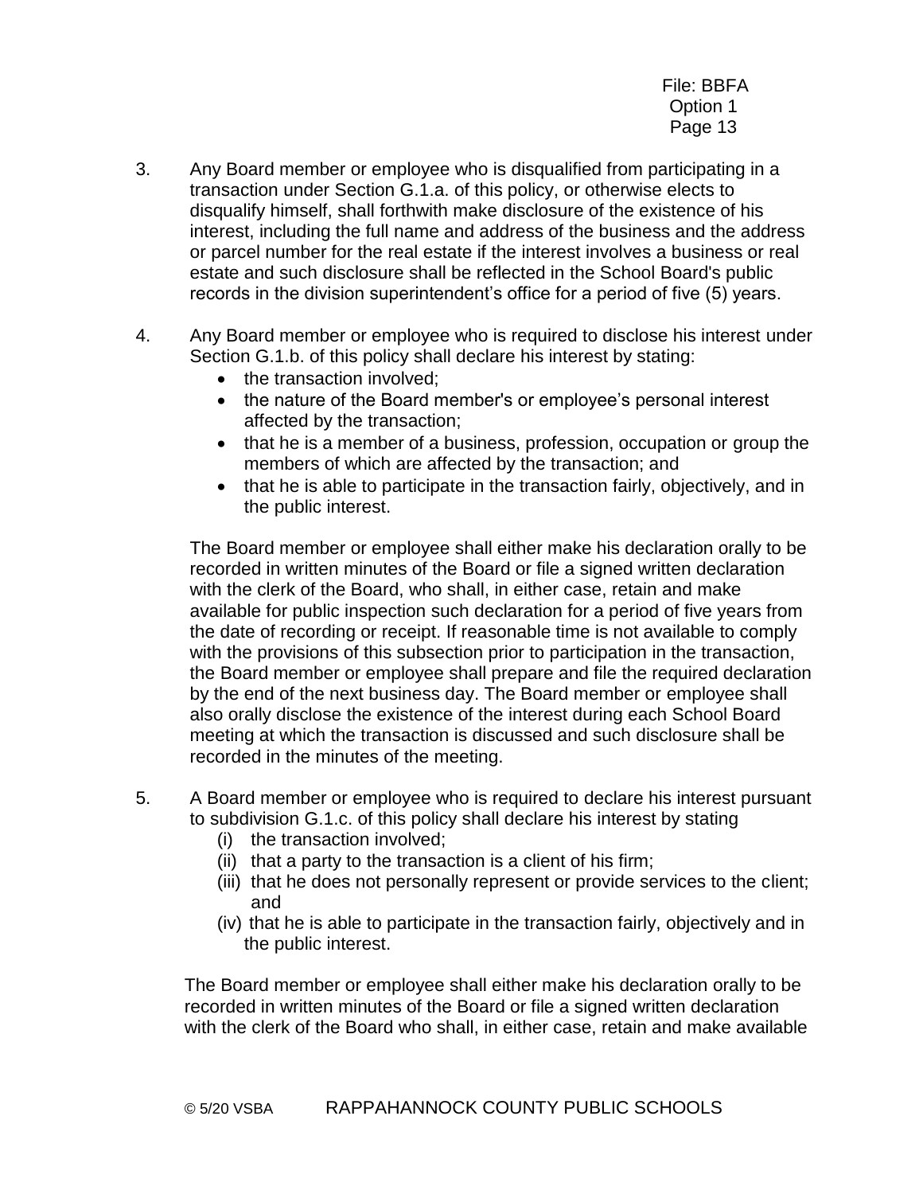3. Any Board member or employee who is disqualified from participating in a transaction under Section G.1.a. of this policy, or otherwise elects to disqualify himself, shall forthwith make disclosure of the existence of his interest, including the full name and address of the business and the address or parcel number for the real estate if the interest involves a business or real estate and such disclosure shall be reflected in the School Board's public records in the division superintendent's office for a period of five (5) years.

4. Any Board member or employee who is required to disclose his interest under Section G.1.b. of this policy shall declare his interest by stating:
   - the transaction involved;
   - the nature of the Board member's or employee's personal interest affected by the transaction;
   - that he is a member of a business, profession, occupation or group the members of which are affected by the transaction; and
   - that he is able to participate in the transaction fairly, objectively, and in the public interest.

   The Board member or employee shall either make his declaration orally to be recorded in written minutes of the Board or file a signed written declaration with the clerk of the Board, who shall, in either case, retain and make available for public inspection such declaration for a period of five years from the date of recording or receipt. If reasonable time is not available to comply with the provisions of this subsection prior to participation in the transaction, the Board member or employee shall prepare and file the required declaration by the end of the next business day. The Board member or employee shall also orally disclose the existence of the interest during each School Board meeting at which the transaction is discussed and such disclosure shall be recorded in the minutes of the meeting.

5. A Board member or employee who is required to declare his interest pursuant to subdivision G.1.c. of this policy shall declare his interest by stating
   (i) the transaction involved;
   (ii) that a party to the transaction is a client of his firm;
   (iii) that he does not personally represent or provide services to the client; and
   (iv) that he is able to participate in the transaction fairly, objectively and in the public interest.

   The Board member or employee shall either make his declaration orally to be recorded in written minutes of the Board or file a signed written declaration with the clerk of the Board who shall, in either case, retain and make available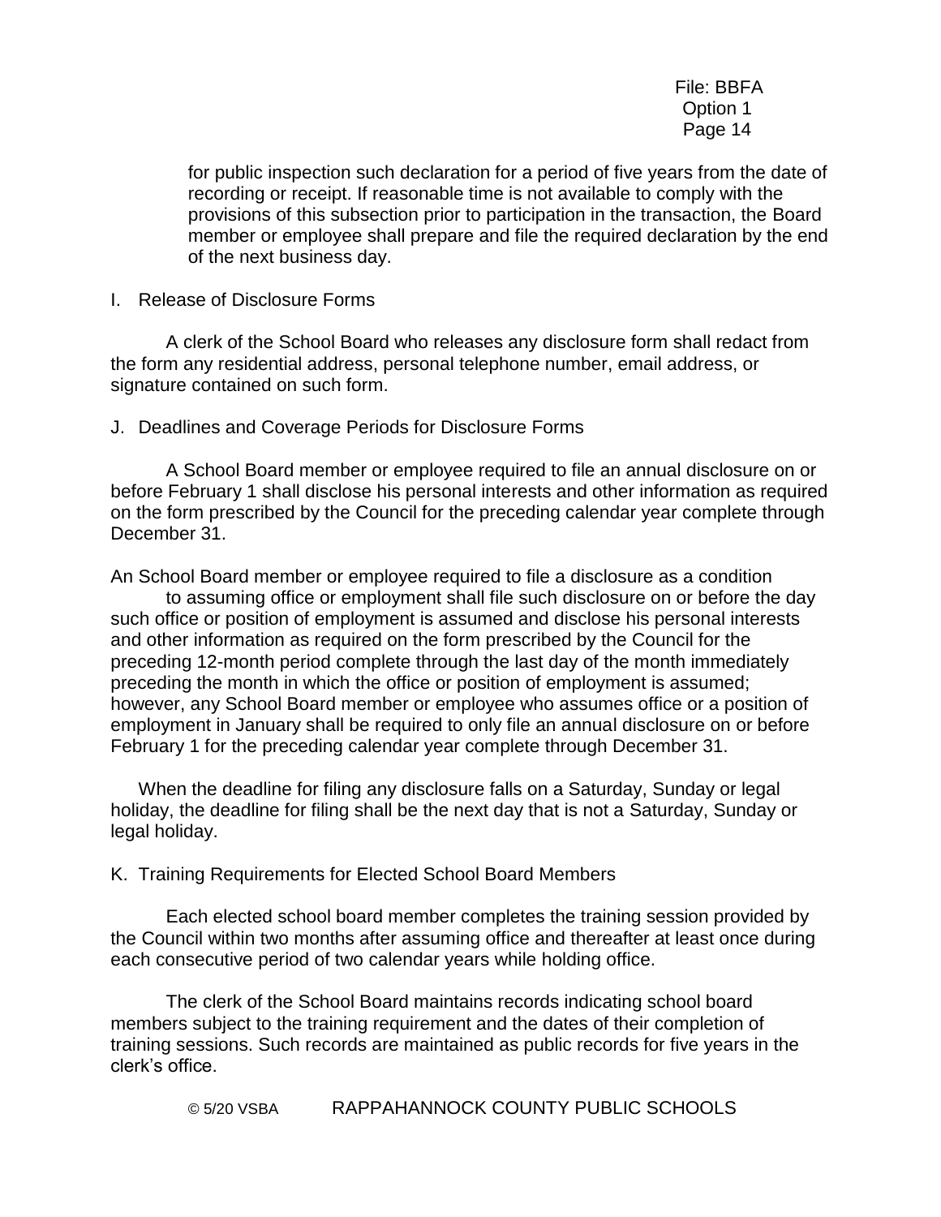for public inspection such declaration for a period of five years from the date of recording or receipt. If reasonable time is not available to comply with the provisions of this subsection prior to participation in the transaction, the Board member or employee shall prepare and file the required declaration by the end of the next business day.

I. Release of Disclosure Forms

A clerk of the School Board who releases any disclosure form shall redact from the form any residential address, personal telephone number, email address, or signature contained on such form.

J. Deadlines and Coverage Periods for Disclosure Forms

A School Board member or employee required to file an annual disclosure on or before February 1 shall disclose his personal interests and other information as required on the form prescribed by the Council for the preceding calendar year complete through December 31.

An School Board member or employee required to file a disclosure as a condition to assuming office or employment shall file such disclosure on or before the day such office or position of employment is assumed and disclose his personal interests and other information as required on the form prescribed by the Council for the preceding 12-month period complete through the last day of the month immediately preceding the month in which the office or position of employment is assumed; however, any School Board member or employee who assumes office or a position of employment in January shall be required to only file an annual disclosure on or before February 1 for the preceding calendar year complete through December 31.

When the deadline for filing any disclosure falls on a Saturday, Sunday or legal holiday, the deadline for filing shall be the next day that is not a Saturday, Sunday or legal holiday.

K. Training Requirements for Elected School Board Members

Each elected school board member completes the training session provided by the Council within two months after assuming office and thereafter at least once during each consecutive period of two calendar years while holding office.

The clerk of the School Board maintains records indicating school board members subject to the training requirement and the dates of their completion of training sessions. Such records are maintained as public records for five years in the clerk's office.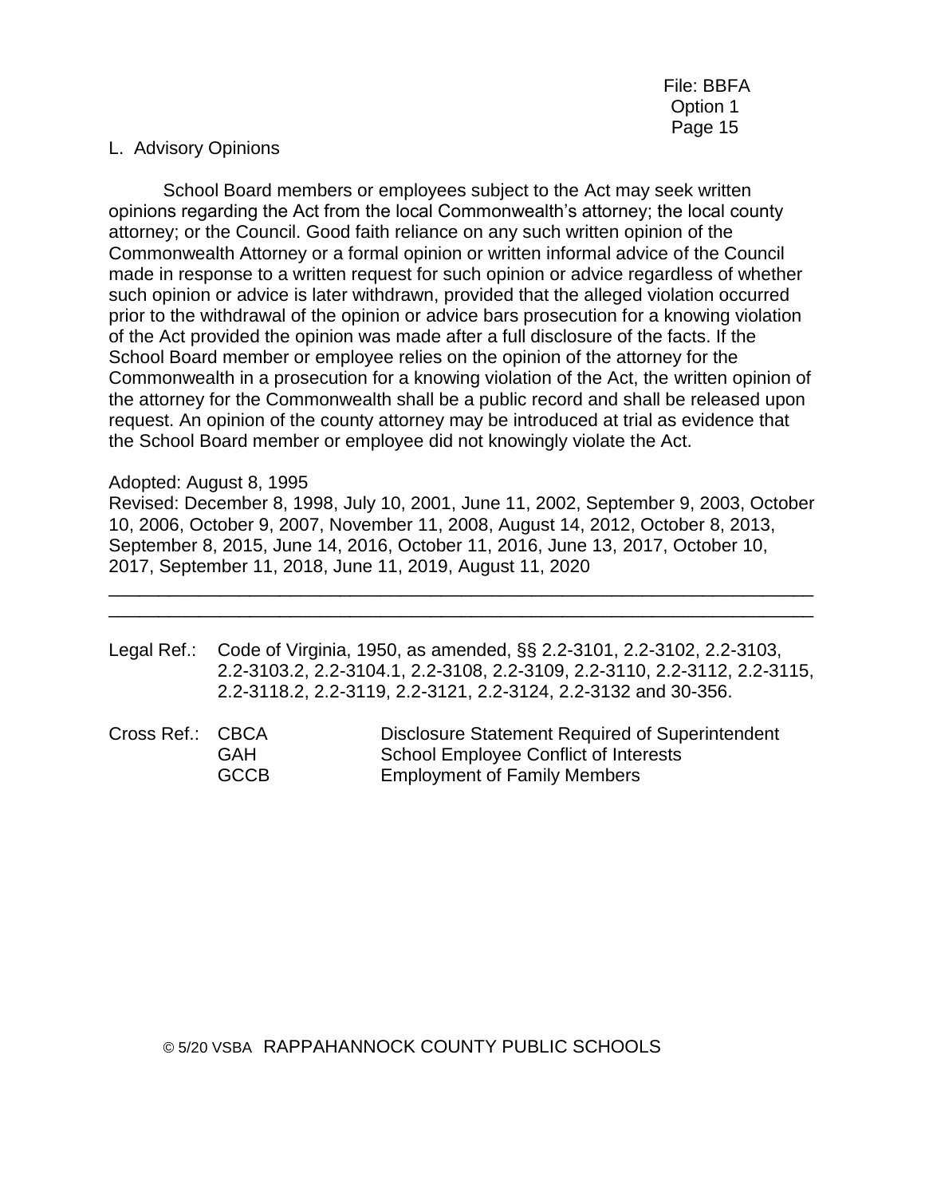## L. Advisory Opinions

School Board members or employees subject to the Act may seek written opinions regarding the Act from the local Commonwealth's attorney; the local county attorney; or the Council. Good faith reliance on any such written opinion of the Commonwealth Attorney or a formal opinion or written informal advice of the Council made in response to a written request for such opinion or advice regardless of whether such opinion or advice is later withdrawn, provided that the alleged violation occurred prior to the withdrawal of the opinion or advice bars prosecution for a knowing violation of the Act provided the opinion was made after a full disclosure of the facts. If the School Board member or employee relies on the opinion of the attorney for the Commonwealth in a prosecution for a knowing violation of the Act, the written opinion of the attorney for the Commonwealth shall be a public record and shall be released upon request. An opinion of the county attorney may be introduced at trial as evidence that the School Board member or employee did not knowingly violate the Act.

Adopted: August 8, 1995
Revised: December 8, 1998, July 10, 2001, June 11, 2002, September 9, 2003, October 10, 2006, October 9, 2007, November 11, 2008, August 14, 2012, October 8, 2013, September 8, 2015, June 14, 2016, October 11, 2016, June 13, 2017, October 10, 2017, September 11, 2018, June 11, 2019, August 11, 2020

---

Legal Ref.: Code of Virginia, 1950, as amended, §§ 2.2-3101, 2.2-3102, 2.2-3103, 2.2-3103.2, 2.2-3104.1, 2.2-3108, 2.2-3109, 2.2-3110, 2.2-3112, 2.2-3115, 2.2-3118.2, 2.2-3119, 2.2-3121, 2.2-3124, 2.2-3132 and 30-356.

Cross Ref.:
- CBCA Disclosure Statement Required of Superintendent
- GAH School Employee Conflict of Interests
- GCCB Employment of Family Members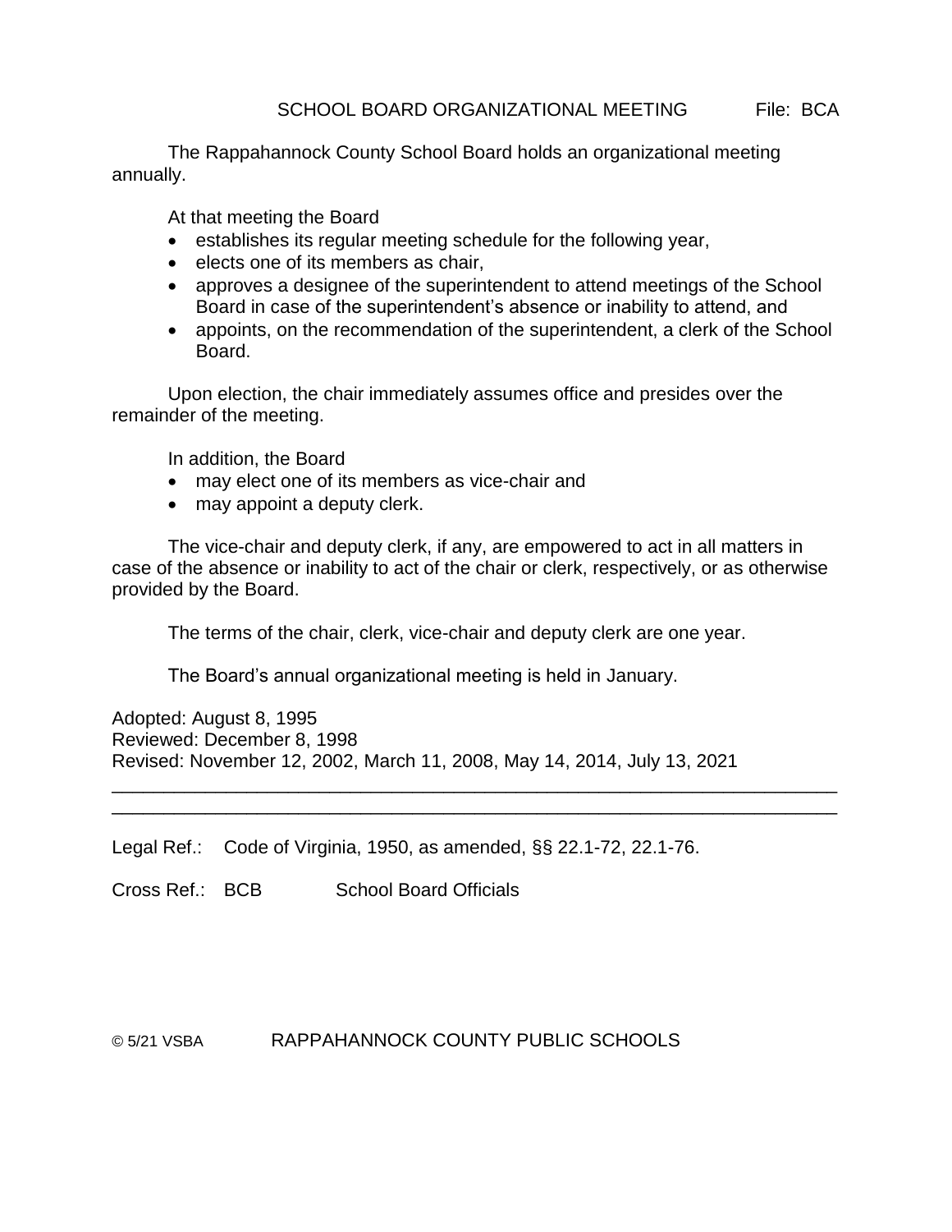# SCHOOL BOARD ORGANIZATIONAL MEETING File: BCA

The Rappahannock County School Board holds an organizational meeting annually.

At that meeting the Board

- establishes its regular meeting schedule for the following year,
- elects one of its members as chair,
- approves a designee of the superintendent to attend meetings of the School Board in case of the superintendent's absence or inability to attend, and
- appoints, on the recommendation of the superintendent, a clerk of the School Board.

Upon election, the chair immediately assumes office and presides over the remainder of the meeting.

In addition, the Board

- may elect one of its members as vice-chair and
- may appoint a deputy clerk.

The vice-chair and deputy clerk, if any, are empowered to act in all matters in case of the absence or inability to act of the chair or clerk, respectively, or as otherwise provided by the Board.

The terms of the chair, clerk, vice-chair and deputy clerk are one year.

The Board's annual organizational meeting is held in January.

Adopted: August 8, 1995
Reviewed: December 8, 1998
Revised: November 12, 2002, March 11, 2008, May 14, 2014, July 13, 2021

---

Legal Ref.: Code of Virginia, 1950, as amended, §§ 22.1-72, 22.1-76.

Cross Ref.: BCB School Board Officials

© 5/21 VSBA RAPPAHANNOCK COUNTY PUBLIC SCHOOLS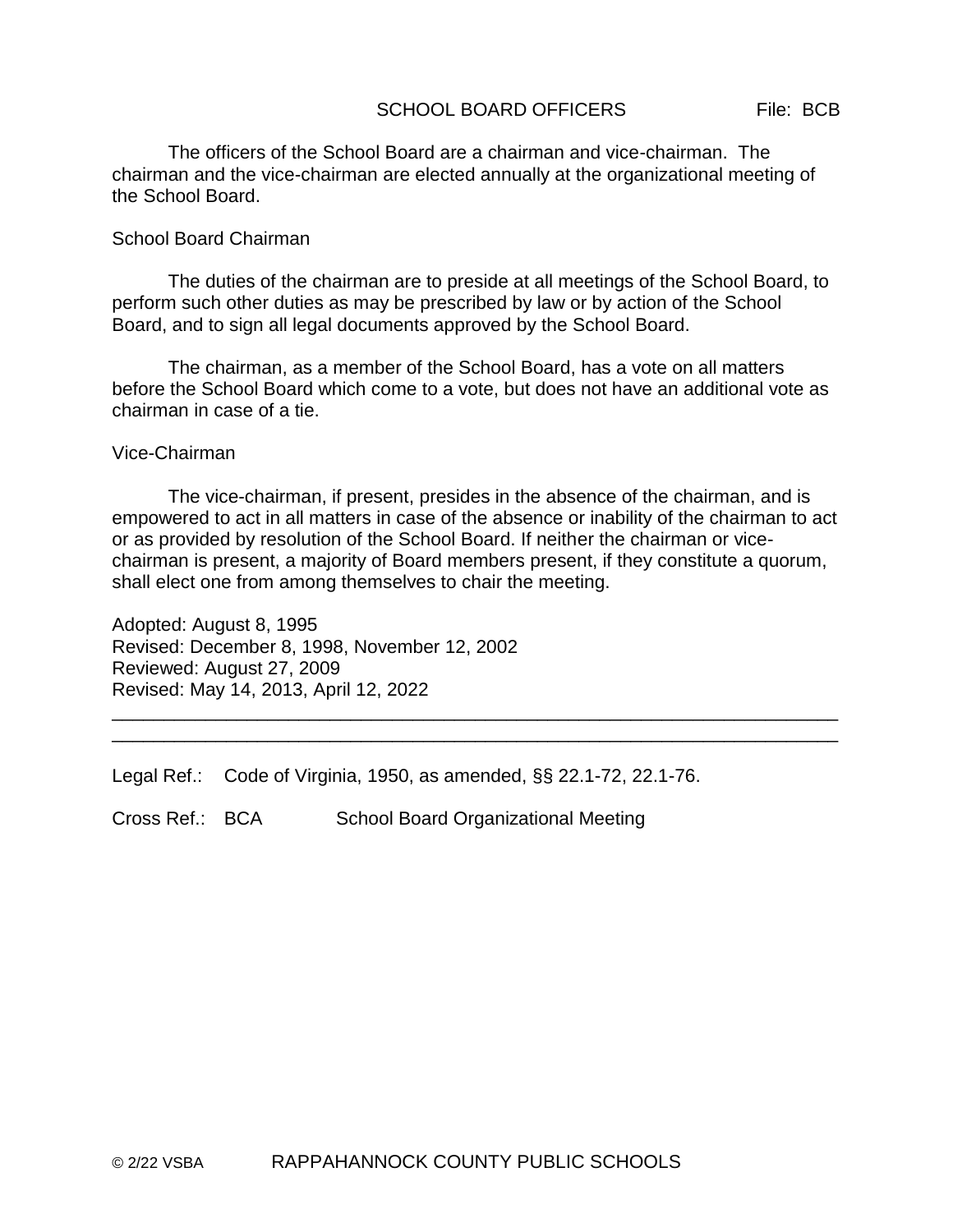# SCHOOL BOARD OFFICERS File: BCB

The officers of the School Board are a chairman and vice-chairman. The chairman and the vice-chairman are elected annually at the organizational meeting of the School Board.

## School Board Chairman

The duties of the chairman are to preside at all meetings of the School Board, to perform such other duties as may be prescribed by law or by action of the School Board, and to sign all legal documents approved by the School Board.

The chairman, as a member of the School Board, has a vote on all matters before the School Board which come to a vote, but does not have an additional vote as chairman in case of a tie.

## Vice-Chairman

The vice-chairman, if present, presides in the absence of the chairman, and is empowered to act in all matters in case of the absence or inability of the chairman to act or as provided by resolution of the School Board. If neither the chairman or vice-chairman is present, a majority of Board members present, if they constitute a quorum, shall elect one from among themselves to chair the meeting.

Adopted: August 8, 1995
Revised: December 8, 1998, November 12, 2002
Reviewed: August 27, 2009
Revised: May 14, 2013, April 12, 2022

---

Legal Ref.: Code of Virginia, 1950, as amended, §§ 22.1-72, 22.1-76.

Cross Ref.: BCA School Board Organizational Meeting

© 2/22 VSBA RAPPAHANNOCK COUNTY PUBLIC SCHOOLS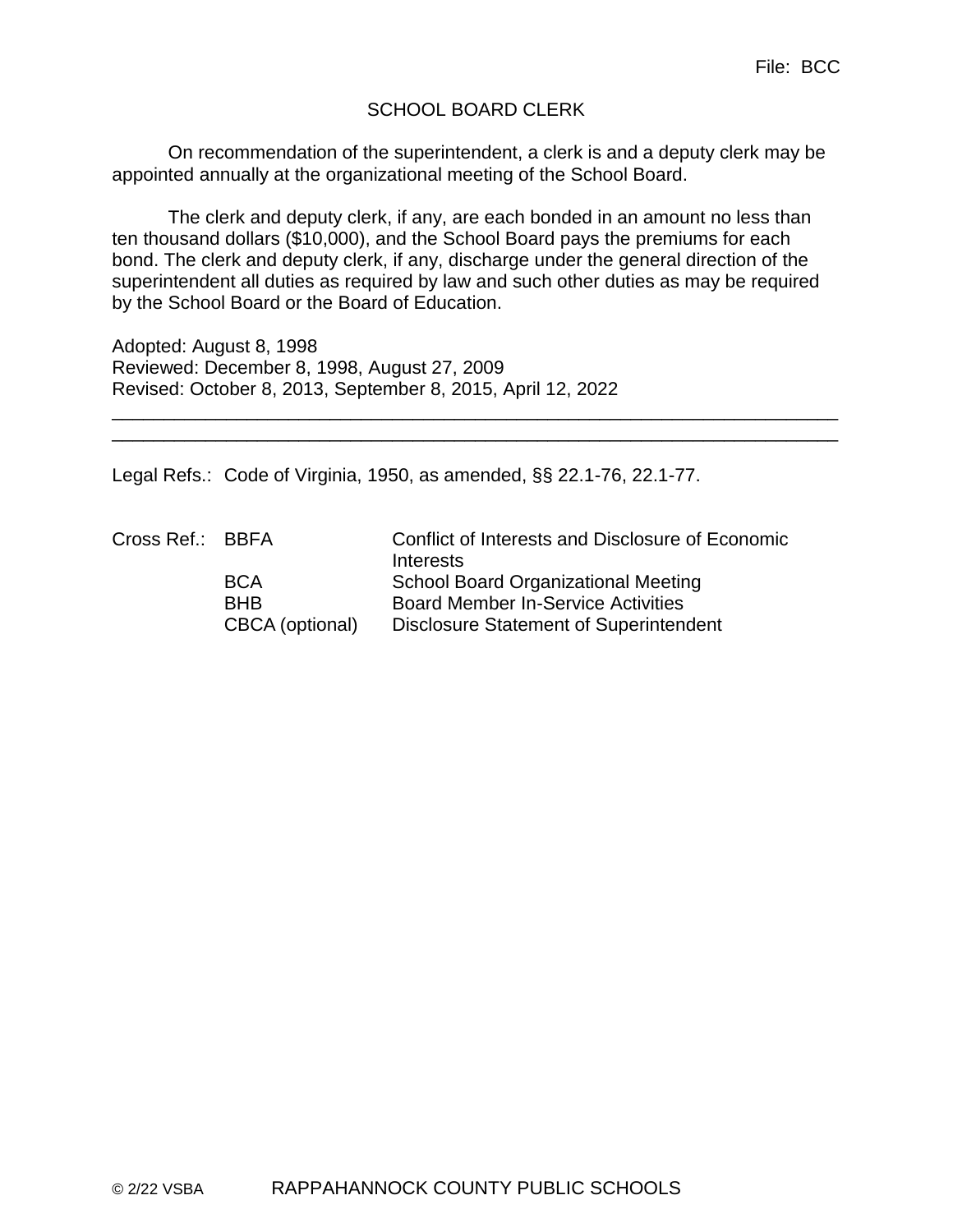File: BCC

# SCHOOL BOARD CLERK

On recommendation of the superintendent, a clerk is and a deputy clerk may be appointed annually at the organizational meeting of the School Board.

The clerk and deputy clerk, if any, are each bonded in an amount no less than ten thousand dollars ($10,000), and the School Board pays the premiums for each bond. The clerk and deputy clerk, if any, discharge under the general direction of the superintendent all duties as required by law and such other duties as may be required by the School Board or the Board of Education.

Adopted: August 8, 1998
Reviewed: December 8, 1998, August 27, 2009
Revised: October 8, 2013, September 8, 2015, April 12, 2022

---

Legal Refs.: Code of Virginia, 1950, as amended, §§ 22.1-76, 22.1-77.

Cross Ref.:

| | |
|---|---|
| BBFA | Conflict of Interests and Disclosure of Economic Interests |
| BCA | School Board Organizational Meeting |
| BHB | Board Member In-Service Activities |
| CBCA (optional) | Disclosure Statement of Superintendent |

© 2/22 VSBA RAPPAHANNOCK COUNTY PUBLIC SCHOOLS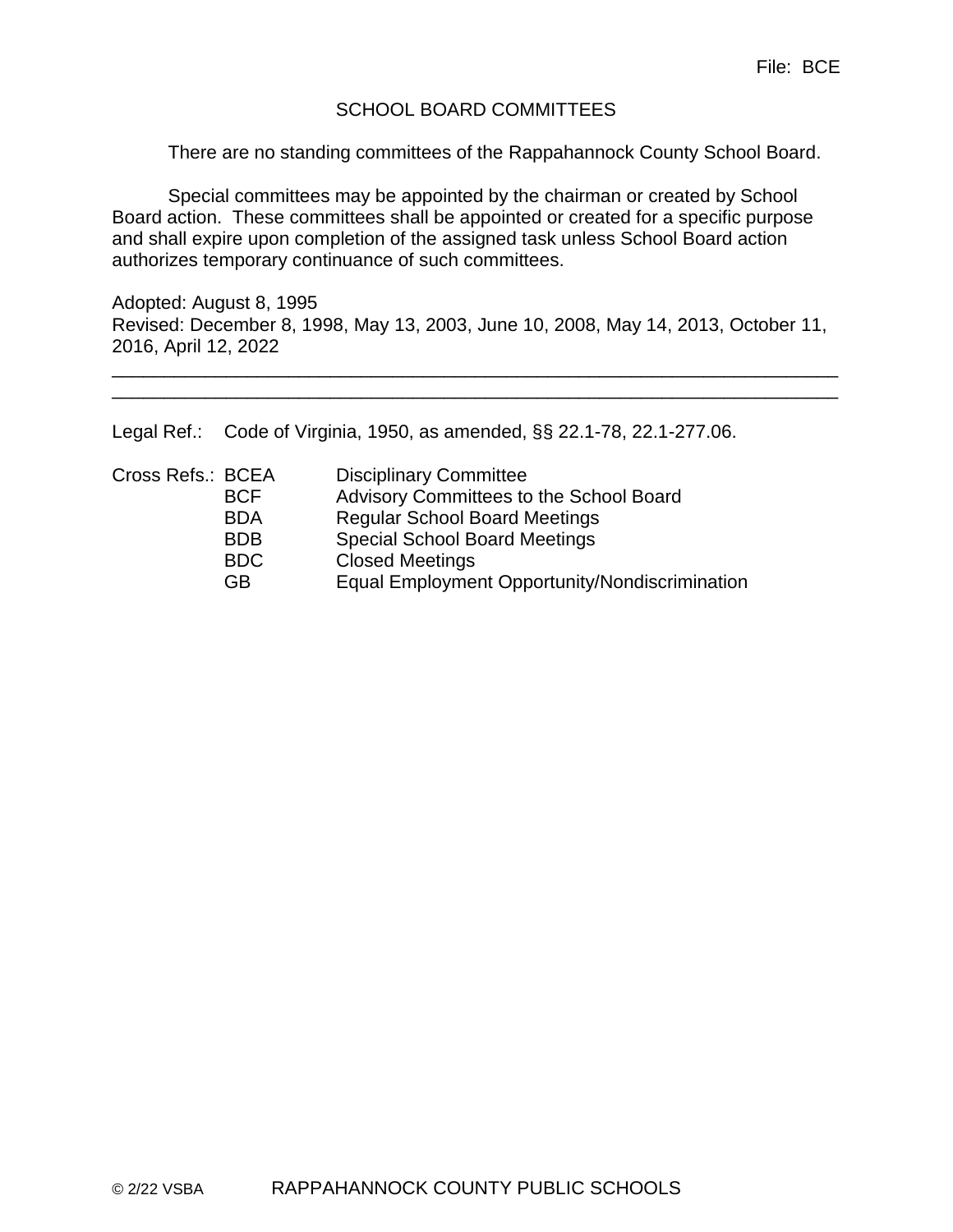File: BCE

# SCHOOL BOARD COMMITTEES

There are no standing committees of the Rappahannock County School Board.

Special committees may be appointed by the chairman or created by School Board action. These committees shall be appointed or created for a specific purpose and shall expire upon completion of the assigned task unless School Board action authorizes temporary continuance of such committees.

Adopted: August 8, 1995
Revised: December 8, 1998, May 13, 2003, June 10, 2008, May 14, 2013, October 11, 2016, April 12, 2022

---

Legal Ref.: Code of Virginia, 1950, as amended, §§ 22.1-78, 22.1-277.06.

Cross Refs.:

| | |
|---|---|
| BCEA | Disciplinary Committee |
| BCF | Advisory Committees to the School Board |
| BDA | Regular School Board Meetings |
| BDB | Special School Board Meetings |
| BDC | Closed Meetings |
| GB | Equal Employment Opportunity/Nondiscrimination |

© 2/22 VSBA RAPPAHANNOCK COUNTY PUBLIC SCHOOLS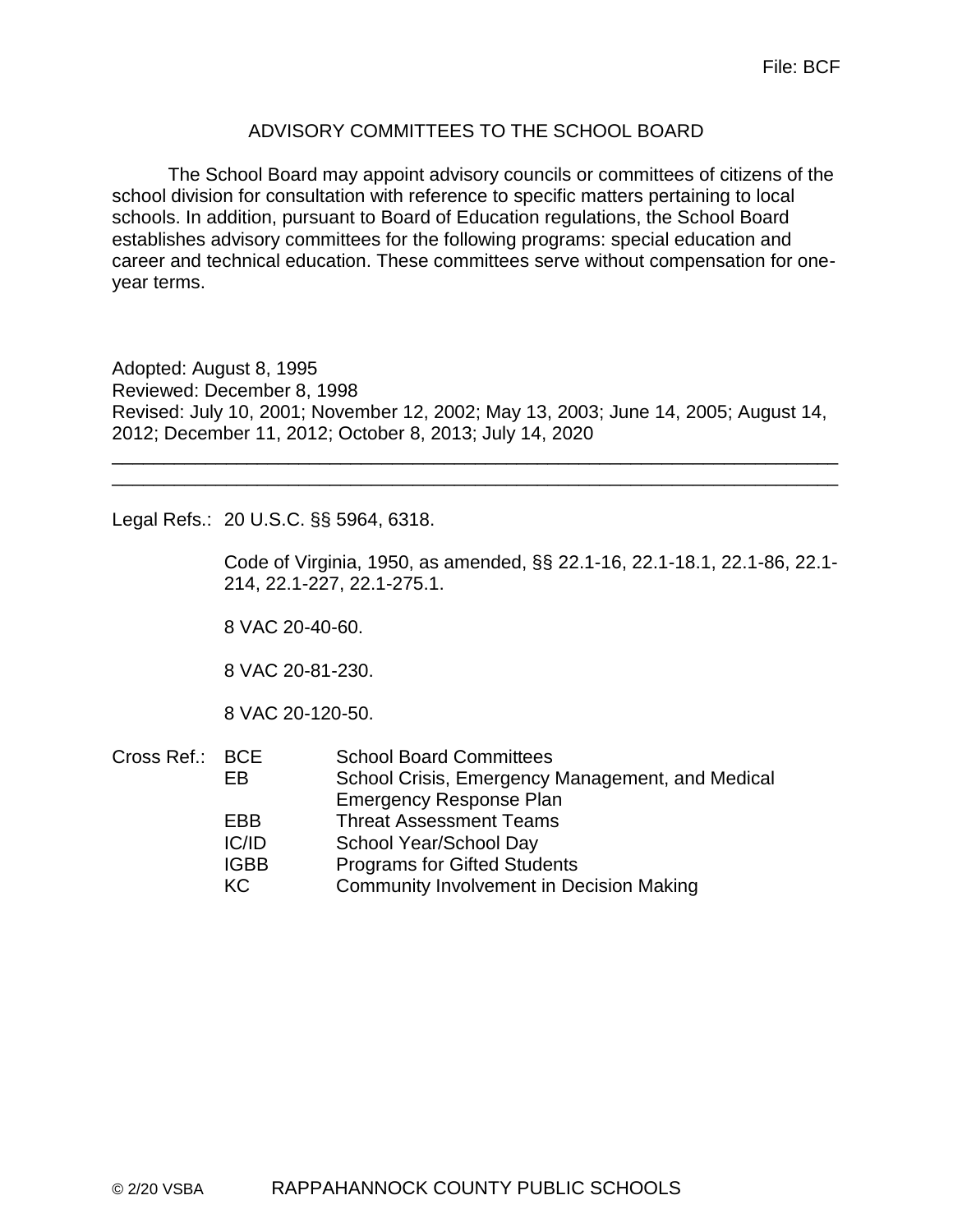File: BCF

# ADVISORY COMMITTEES TO THE SCHOOL BOARD

The School Board may appoint advisory councils or committees of citizens of the school division for consultation with reference to specific matters pertaining to local schools. In addition, pursuant to Board of Education regulations, the School Board establishes advisory committees for the following programs: special education and career and technical education. These committees serve without compensation for one-year terms.

Adopted: August 8, 1995
Reviewed: December 8, 1998
Revised: July 10, 2001; November 12, 2002; May 13, 2003; June 14, 2005; August 14, 2012; December 11, 2012; October 8, 2013; July 14, 2020

---

Legal Refs.: 20 U.S.C. §§ 5964, 6318.

Code of Virginia, 1950, as amended, §§ 22.1-16, 22.1-18.1, 22.1-86, 22.1-214, 22.1-227, 22.1-275.1.

8 VAC 20-40-60.

8 VAC 20-81-230.

8 VAC 20-120-50.

Cross Ref.:

| | |
|---|---|
| BCE | School Board Committees |
| EB | School Crisis, Emergency Management, and Medical Emergency Response Plan |
| EBB | Threat Assessment Teams |
| IC/ID | School Year/School Day |
| IGBB | Programs for Gifted Students |
| KC | Community Involvement in Decision Making |

© 2/20 VSBA RAPPAHANNOCK COUNTY PUBLIC SCHOOLS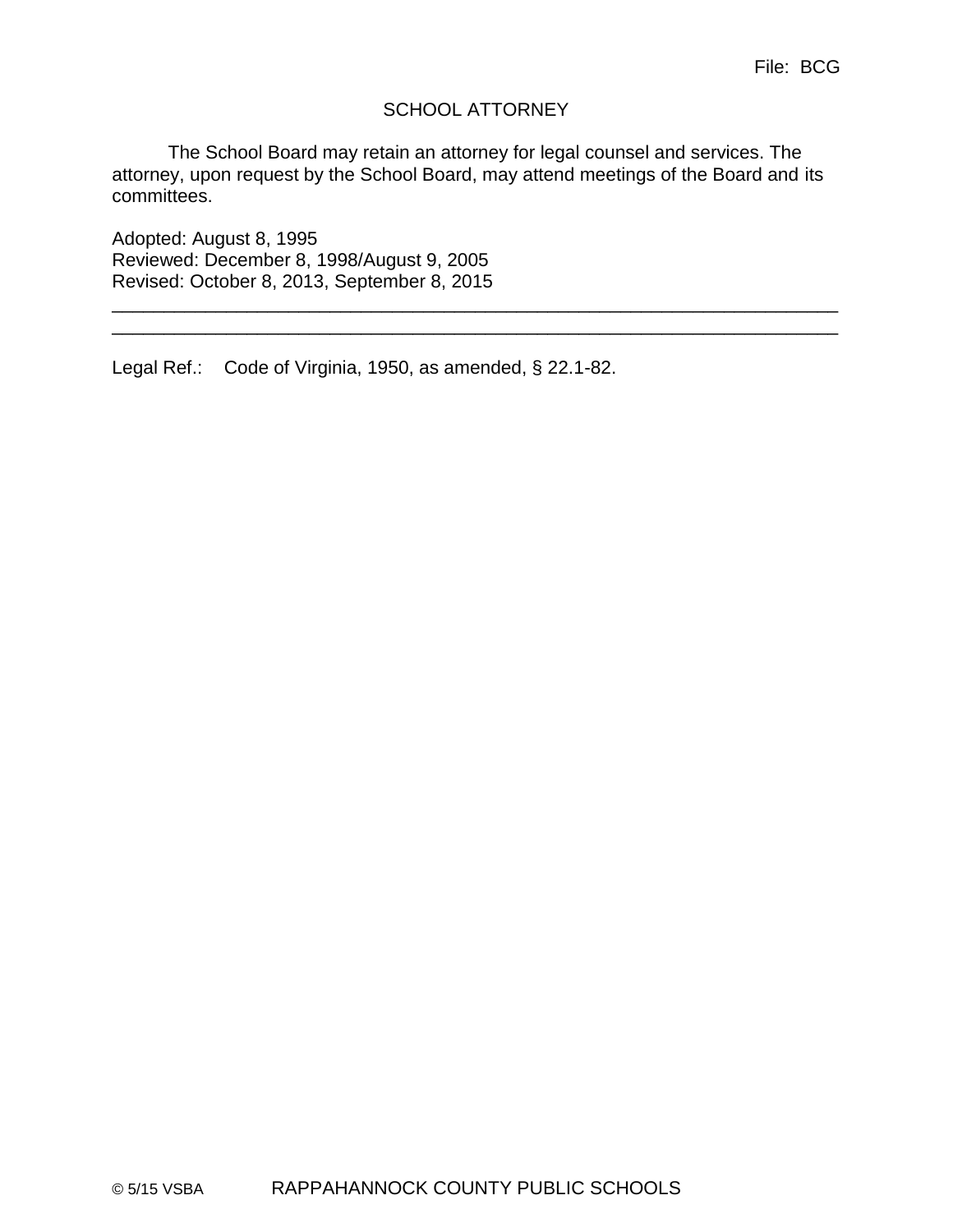File: BCG

# SCHOOL ATTORNEY

The School Board may retain an attorney for legal counsel and services. The attorney, upon request by the School Board, may attend meetings of the Board and its committees.

Adopted: August 8, 1995
Reviewed: December 8, 1998/August 9, 2005
Revised: October 8, 2013, September 8, 2015

---

---

Legal Ref.: Code of Virginia, 1950, as amended, § 22.1-82.

© 5/15 VSBA RAPPAHANNOCK COUNTY PUBLIC SCHOOLS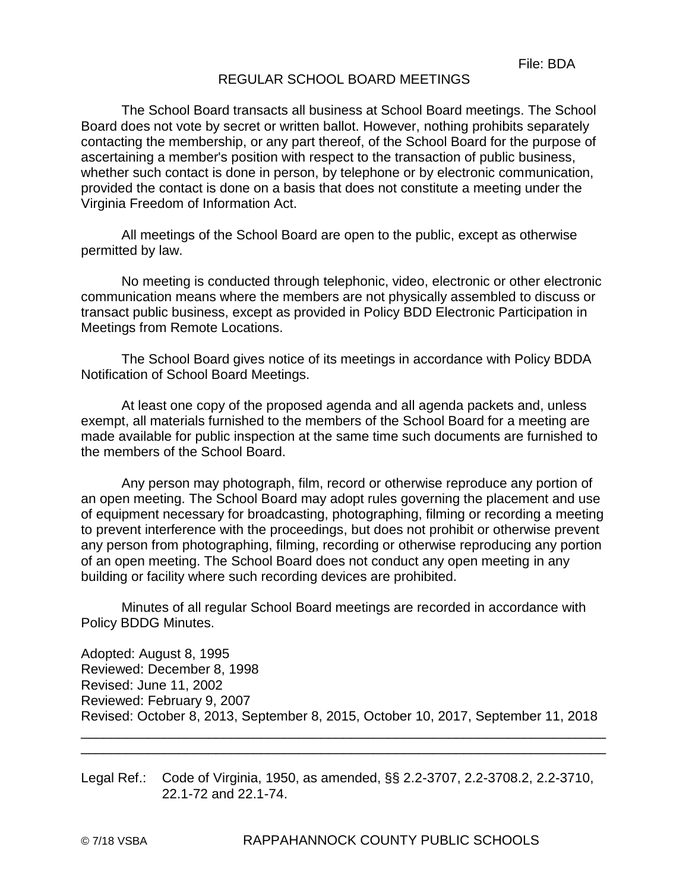File: BDA

# REGULAR SCHOOL BOARD MEETINGS

The School Board transacts all business at School Board meetings. The School Board does not vote by secret or written ballot. However, nothing prohibits separately contacting the membership, or any part thereof, of the School Board for the purpose of ascertaining a member's position with respect to the transaction of public business, whether such contact is done in person, by telephone or by electronic communication, provided the contact is done on a basis that does not constitute a meeting under the Virginia Freedom of Information Act.

All meetings of the School Board are open to the public, except as otherwise permitted by law.

No meeting is conducted through telephonic, video, electronic or other electronic communication means where the members are not physically assembled to discuss or transact public business, except as provided in Policy BDD Electronic Participation in Meetings from Remote Locations.

The School Board gives notice of its meetings in accordance with Policy BDDA Notification of School Board Meetings.

At least one copy of the proposed agenda and all agenda packets and, unless exempt, all materials furnished to the members of the School Board for a meeting are made available for public inspection at the same time such documents are furnished to the members of the School Board.

Any person may photograph, film, record or otherwise reproduce any portion of an open meeting. The School Board may adopt rules governing the placement and use of equipment necessary for broadcasting, photographing, filming or recording a meeting to prevent interference with the proceedings, but does not prohibit or otherwise prevent any person from photographing, filming, recording or otherwise reproducing any portion of an open meeting. The School Board does not conduct any open meeting in any building or facility where such recording devices are prohibited.

Minutes of all regular School Board meetings are recorded in accordance with Policy BDDG Minutes.

Adopted: August 8, 1995
Reviewed: December 8, 1998
Revised: June 11, 2002
Reviewed: February 9, 2007
Revised: October 8, 2013, September 8, 2015, October 10, 2017, September 11, 2018

---

Legal Ref.: Code of Virginia, 1950, as amended, §§ 2.2-3707, 2.2-3708.2, 2.2-3710, 22.1-72 and 22.1-74.

© 7/18 VSBA RAPPAHANNOCK COUNTY PUBLIC SCHOOLS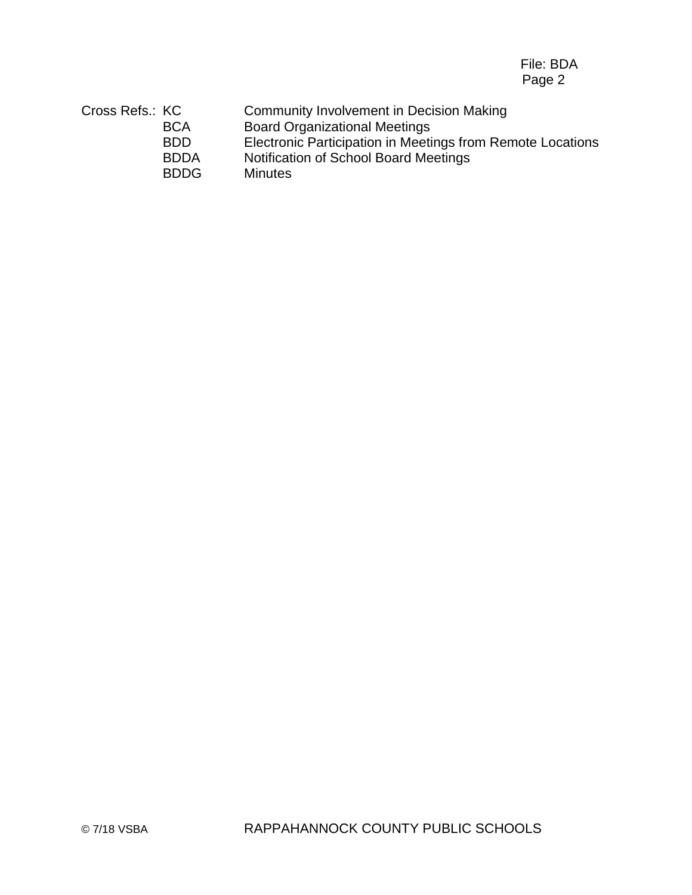Cross Refs.: KC Community Involvement in Decision Making
BCA Board Organizational Meetings
BDD Electronic Participation in Meetings from Remote Locations
BDDA Notification of School Board Meetings
BDDG Minutes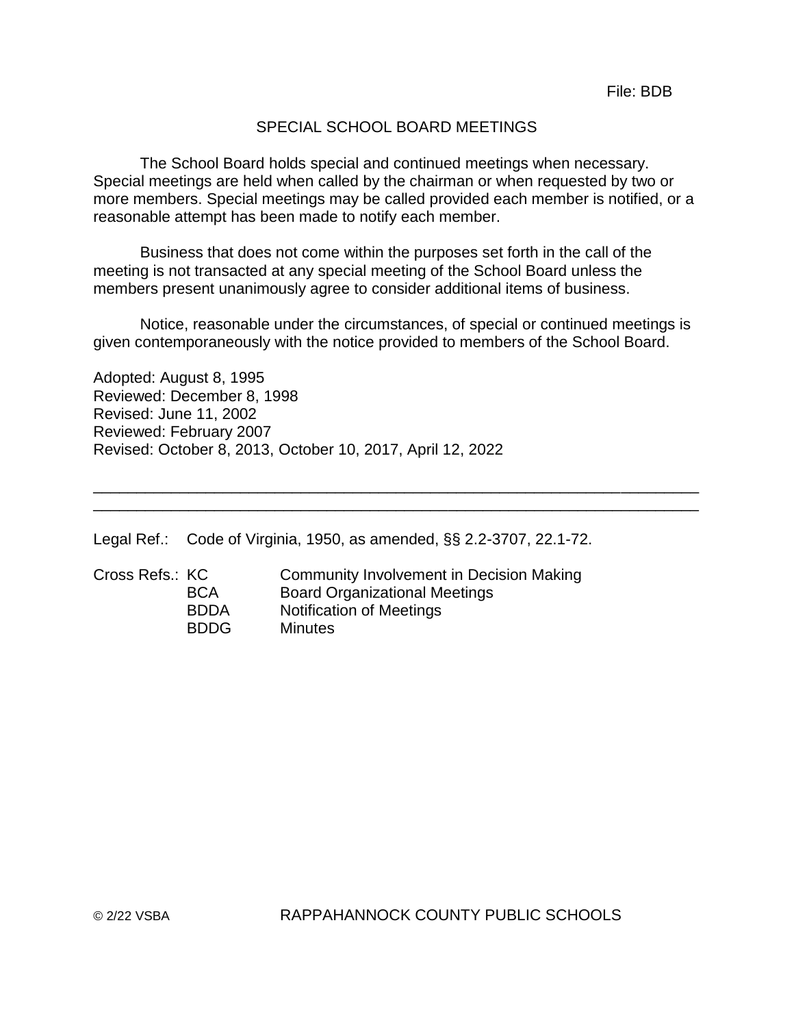File: BDB

# SPECIAL SCHOOL BOARD MEETINGS

The School Board holds special and continued meetings when necessary. Special meetings are held when called by the chairman or when requested by two or more members. Special meetings may be called provided each member is notified, or a reasonable attempt has been made to notify each member.

Business that does not come within the purposes set forth in the call of the meeting is not transacted at any special meeting of the School Board unless the members present unanimously agree to consider additional items of business.

Notice, reasonable under the circumstances, of special or continued meetings is given contemporaneously with the notice provided to members of the School Board.

Adopted: August 8, 1995
Reviewed: December 8, 1998
Revised: June 11, 2002
Reviewed: February 2007
Revised: October 8, 2013, October 10, 2017, April 12, 2022

---

Legal Ref.: Code of Virginia, 1950, as amended, §§ 2.2-3707, 22.1-72.

Cross Refs.:
- KC Community Involvement in Decision Making
- BCA Board Organizational Meetings
- BDDA Notification of Meetings
- BDDG Minutes

© 2/22 VSBA RAPPAHANNOCK COUNTY PUBLIC SCHOOLS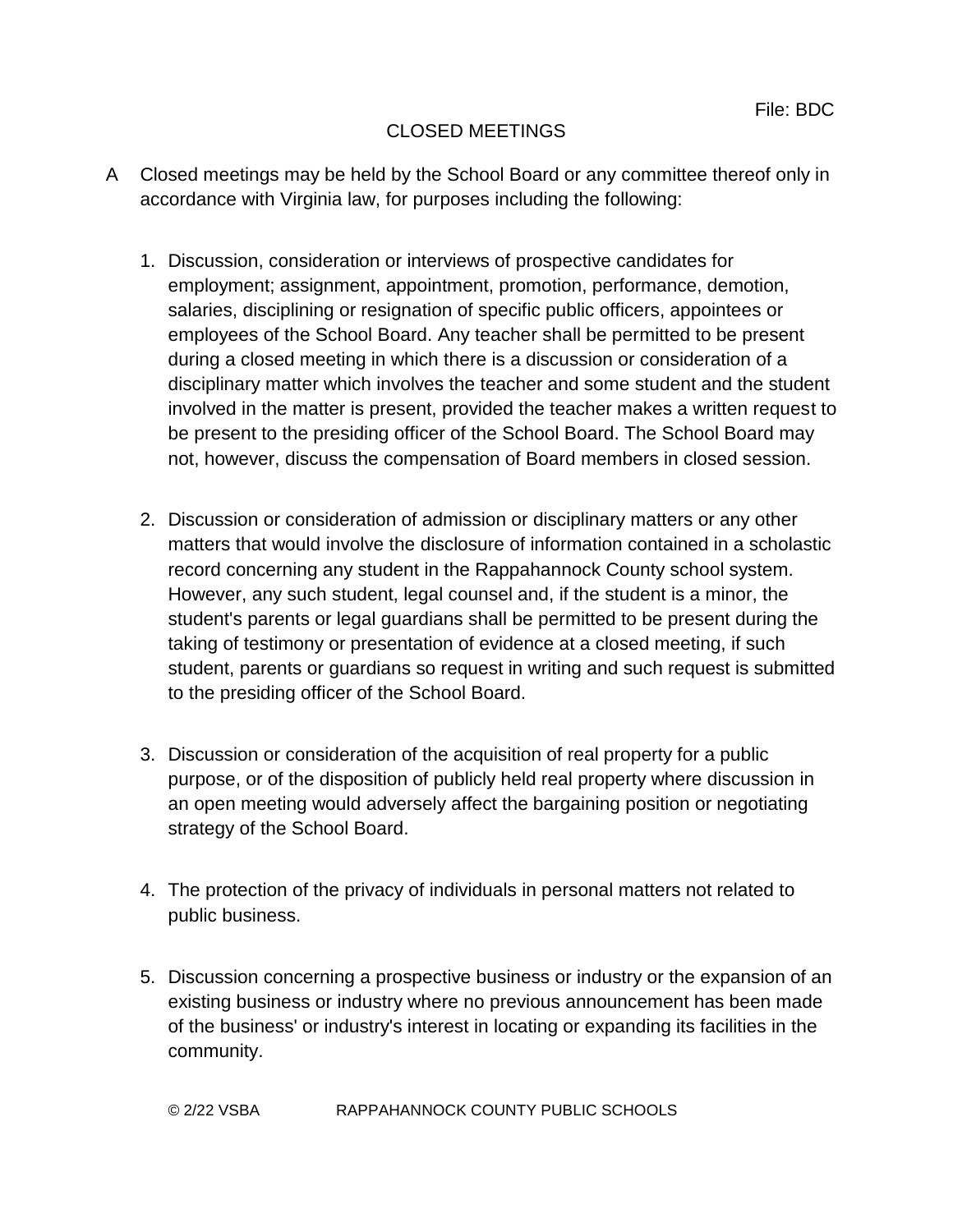File: BDC

# CLOSED MEETINGS

A Closed meetings may be held by the School Board or any committee thereof only in accordance with Virginia law, for purposes including the following:

1. Discussion, consideration or interviews of prospective candidates for employment; assignment, appointment, promotion, performance, demotion, salaries, disciplining or resignation of specific public officers, appointees or employees of the School Board. Any teacher shall be permitted to be present during a closed meeting in which there is a discussion or consideration of a disciplinary matter which involves the teacher and some student and the student involved in the matter is present, provided the teacher makes a written request to be present to the presiding officer of the School Board. The School Board may not, however, discuss the compensation of Board members in closed session.

2. Discussion or consideration of admission or disciplinary matters or any other matters that would involve the disclosure of information contained in a scholastic record concerning any student in the Rappahannock County school system. However, any such student, legal counsel and, if the student is a minor, the student's parents or legal guardians shall be permitted to be present during the taking of testimony or presentation of evidence at a closed meeting, if such student, parents or guardians so request in writing and such request is submitted to the presiding officer of the School Board.

3. Discussion or consideration of the acquisition of real property for a public purpose, or of the disposition of publicly held real property where discussion in an open meeting would adversely affect the bargaining position or negotiating strategy of the School Board.

4. The protection of the privacy of individuals in personal matters not related to public business.

5. Discussion concerning a prospective business or industry or the expansion of an existing business or industry where no previous announcement has been made of the business' or industry's interest in locating or expanding its facilities in the community.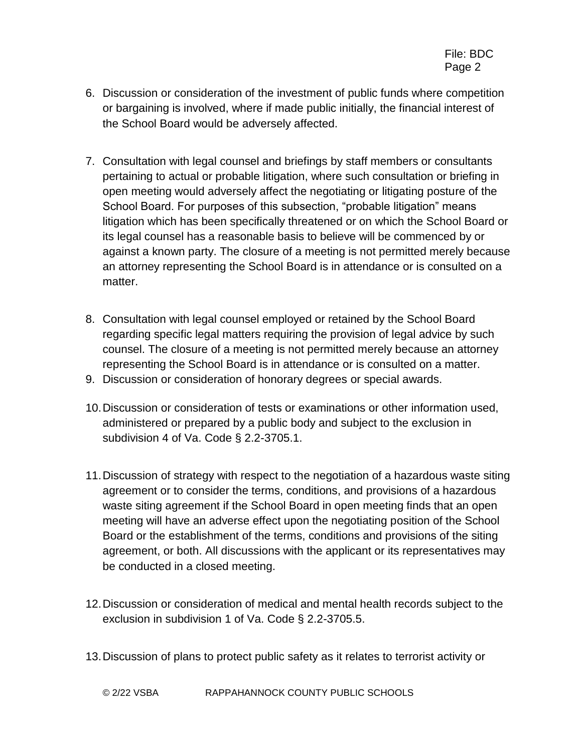6. Discussion or consideration of the investment of public funds where competition or bargaining is involved, where if made public initially, the financial interest of the School Board would be adversely affected.

7. Consultation with legal counsel and briefings by staff members or consultants pertaining to actual or probable litigation, where such consultation or briefing in open meeting would adversely affect the negotiating or litigating posture of the School Board. For purposes of this subsection, “probable litigation” means litigation which has been specifically threatened or on which the School Board or its legal counsel has a reasonable basis to believe will be commenced by or against a known party. The closure of a meeting is not permitted merely because an attorney representing the School Board is in attendance or is consulted on a matter.

8. Consultation with legal counsel employed or retained by the School Board regarding specific legal matters requiring the provision of legal advice by such counsel. The closure of a meeting is not permitted merely because an attorney representing the School Board is in attendance or is consulted on a matter.

9. Discussion or consideration of honorary degrees or special awards.

10. Discussion or consideration of tests or examinations or other information used, administered or prepared by a public body and subject to the exclusion in subdivision 4 of Va. Code § 2.2-3705.1.

11. Discussion of strategy with respect to the negotiation of a hazardous waste siting agreement or to consider the terms, conditions, and provisions of a hazardous waste siting agreement if the School Board in open meeting finds that an open meeting will have an adverse effect upon the negotiating position of the School Board or the establishment of the terms, conditions and provisions of the siting agreement, or both. All discussions with the applicant or its representatives may be conducted in a closed meeting.

12. Discussion or consideration of medical and mental health records subject to the exclusion in subdivision 1 of Va. Code § 2.2-3705.5.

13. Discussion of plans to protect public safety as it relates to terrorist activity or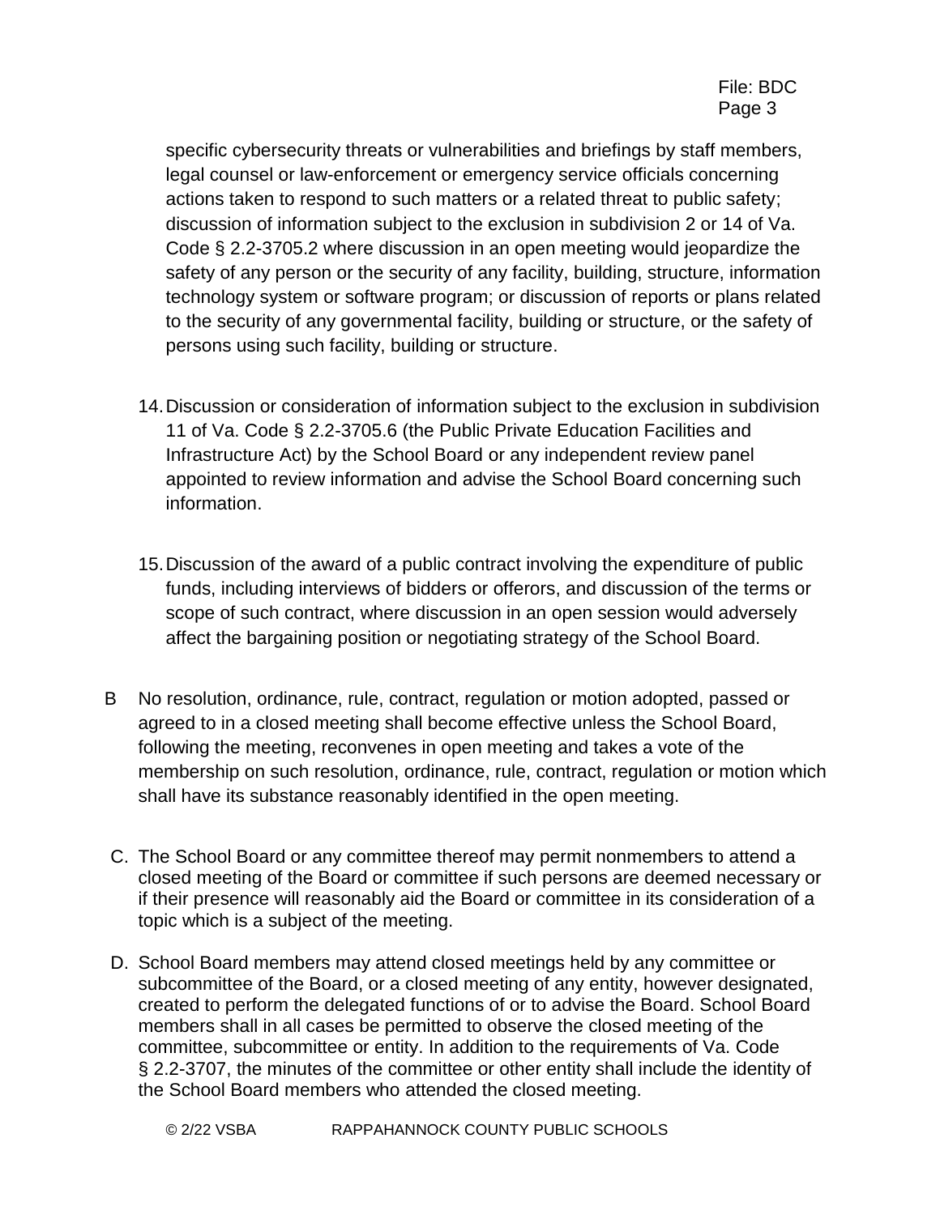specific cybersecurity threats or vulnerabilities and briefings by staff members, legal counsel or law-enforcement or emergency service officials concerning actions taken to respond to such matters or a related threat to public safety; discussion of information subject to the exclusion in subdivision 2 or 14 of Va. Code § 2.2-3705.2 where discussion in an open meeting would jeopardize the safety of any person or the security of any facility, building, structure, information technology system or software program; or discussion of reports or plans related to the security of any governmental facility, building or structure, or the safety of persons using such facility, building or structure.

14. Discussion or consideration of information subject to the exclusion in subdivision 11 of Va. Code § 2.2-3705.6 (the Public Private Education Facilities and Infrastructure Act) by the School Board or any independent review panel appointed to review information and advise the School Board concerning such information.

15. Discussion of the award of a public contract involving the expenditure of public funds, including interviews of bidders or offerors, and discussion of the terms or scope of such contract, where discussion in an open session would adversely affect the bargaining position or negotiating strategy of the School Board.

B No resolution, ordinance, rule, contract, regulation or motion adopted, passed or agreed to in a closed meeting shall become effective unless the School Board, following the meeting, reconvenes in open meeting and takes a vote of the membership on such resolution, ordinance, rule, contract, regulation or motion which shall have its substance reasonably identified in the open meeting.

C. The School Board or any committee thereof may permit nonmembers to attend a closed meeting of the Board or committee if such persons are deemed necessary or if their presence will reasonably aid the Board or committee in its consideration of a topic which is a subject of the meeting.

D. School Board members may attend closed meetings held by any committee or subcommittee of the Board, or a closed meeting of any entity, however designated, created to perform the delegated functions of or to advise the Board. School Board members shall in all cases be permitted to observe the closed meeting of the committee, subcommittee or entity. In addition to the requirements of Va. Code § 2.2-3707, the minutes of the committee or other entity shall include the identity of the School Board members who attended the closed meeting.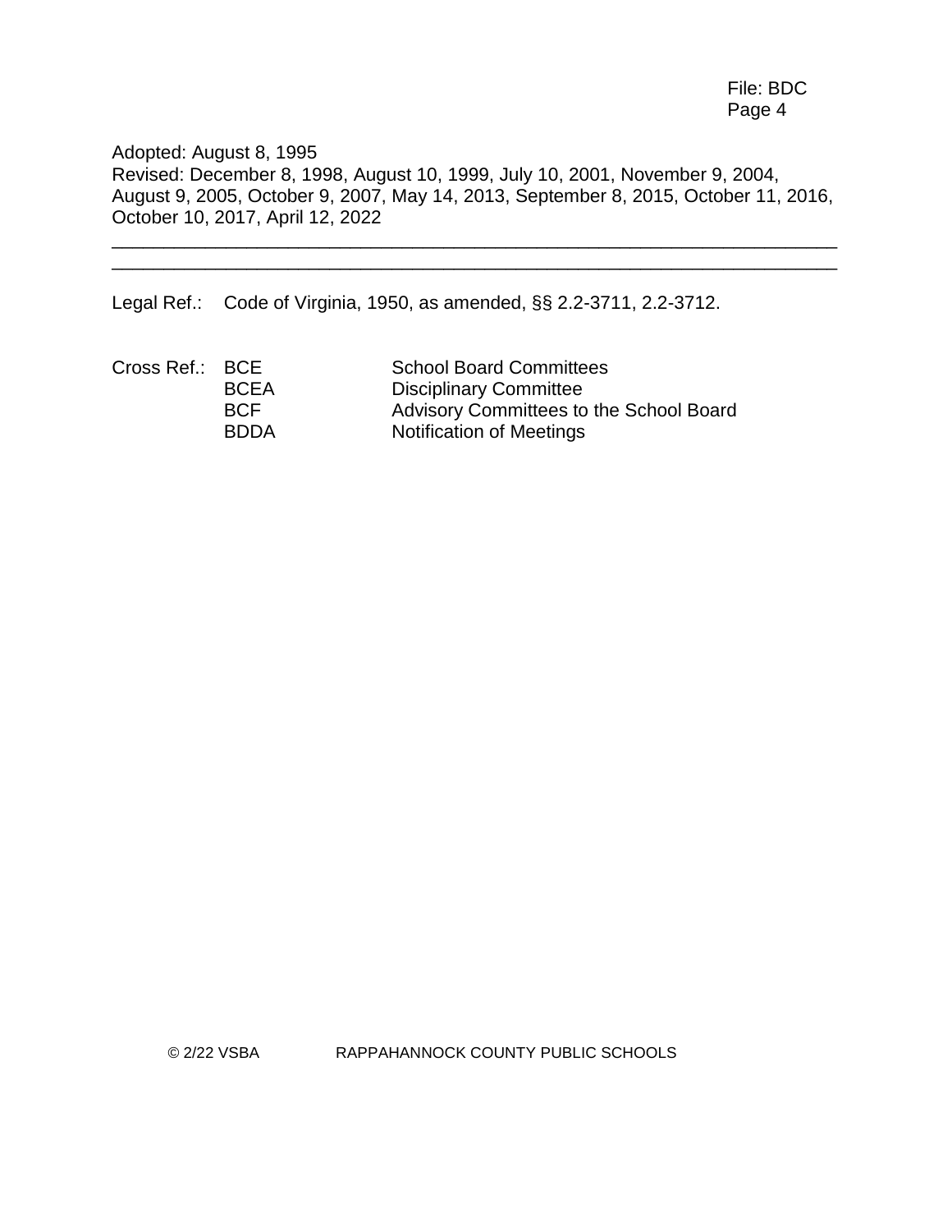Adopted: August 8, 1995

Revised: December 8, 1998, August 10, 1999, July 10, 2001, November 9, 2004, August 9, 2005, October 9, 2007, May 14, 2013, September 8, 2015, October 11, 2016, October 10, 2017, April 12, 2022

---

---

Legal Ref.: Code of Virginia, 1950, as amended, §§ 2.2-3711, 2.2-3712.

Cross Ref.:

| | |
|---|---|
| BCE | School Board Committees |
| BCEA | Disciplinary Committee |
| BCF | Advisory Committees to the School Board |
| BDDA | Notification of Meetings |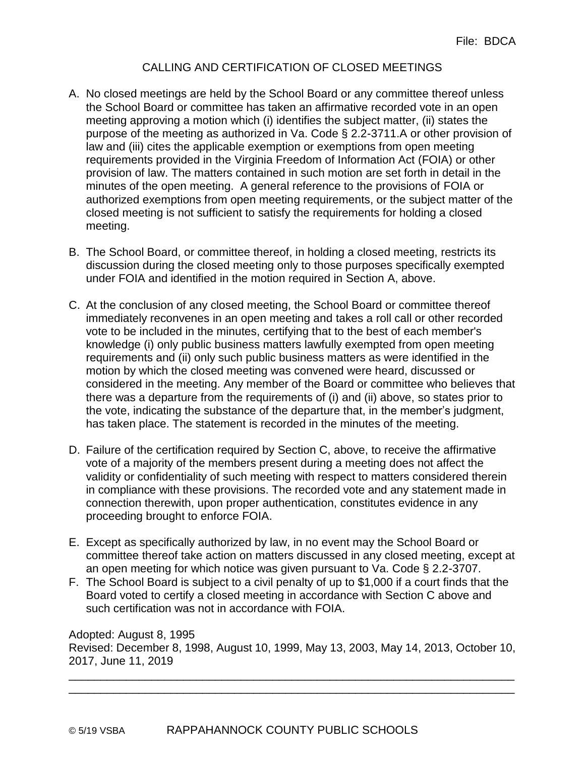File: BDCA

# CALLING AND CERTIFICATION OF CLOSED MEETINGS

A. No closed meetings are held by the School Board or any committee thereof unless the School Board or committee has taken an affirmative recorded vote in an open meeting approving a motion which (i) identifies the subject matter, (ii) states the purpose of the meeting as authorized in Va. Code § 2.2-3711.A or other provision of law and (iii) cites the applicable exemption or exemptions from open meeting requirements provided in the Virginia Freedom of Information Act (FOIA) or other provision of law. The matters contained in such motion are set forth in detail in the minutes of the open meeting. A general reference to the provisions of FOIA or authorized exemptions from open meeting requirements, or the subject matter of the closed meeting is not sufficient to satisfy the requirements for holding a closed meeting.

B. The School Board, or committee thereof, in holding a closed meeting, restricts its discussion during the closed meeting only to those purposes specifically exempted under FOIA and identified in the motion required in Section A, above.

C. At the conclusion of any closed meeting, the School Board or committee thereof immediately reconvenes in an open meeting and takes a roll call or other recorded vote to be included in the minutes, certifying that to the best of each member's knowledge (i) only public business matters lawfully exempted from open meeting requirements and (ii) only such public business matters as were identified in the motion by which the closed meeting was convened were heard, discussed or considered in the meeting. Any member of the Board or committee who believes that there was a departure from the requirements of (i) and (ii) above, so states prior to the vote, indicating the substance of the departure that, in the member's judgment, has taken place. The statement is recorded in the minutes of the meeting.

D. Failure of the certification required by Section C, above, to receive the affirmative vote of a majority of the members present during a meeting does not affect the validity or confidentiality of such meeting with respect to matters considered therein in compliance with these provisions. The recorded vote and any statement made in connection therewith, upon proper authentication, constitutes evidence in any proceeding brought to enforce FOIA.

E. Except as specifically authorized by law, in no event may the School Board or committee thereof take action on matters discussed in any closed meeting, except at an open meeting for which notice was given pursuant to Va. Code § 2.2-3707.

F. The School Board is subject to a civil penalty of up to $1,000 if a court finds that the Board voted to certify a closed meeting in accordance with Section C above and such certification was not in accordance with FOIA.

Adopted: August 8, 1995
Revised: December 8, 1998, August 10, 1999, May 13, 2003, May 14, 2013, October 10, 2017, June 11, 2019

© 5/19 VSBA RAPPAHANNOCK COUNTY PUBLIC SCHOOLS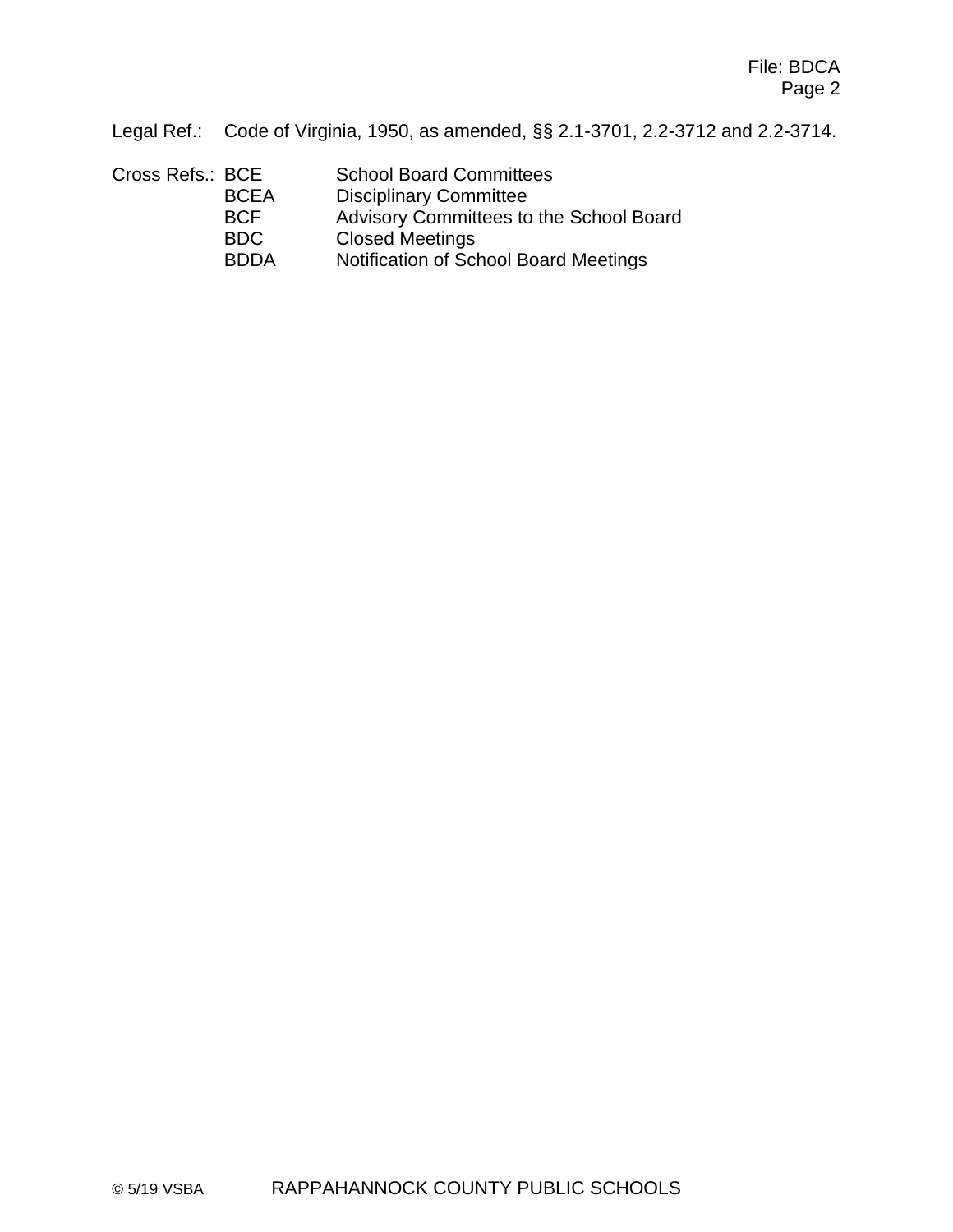Legal Ref.: Code of Virginia, 1950, as amended, §§ 2.1-3701, 2.2-3712 and 2.2-3714.

Cross Refs.:

| | |
|---|---|
| BCE | School Board Committees |
| BCEA | Disciplinary Committee |
| BCF | Advisory Committees to the School Board |
| BDC | Closed Meetings |
| BDDA | Notification of School Board Meetings |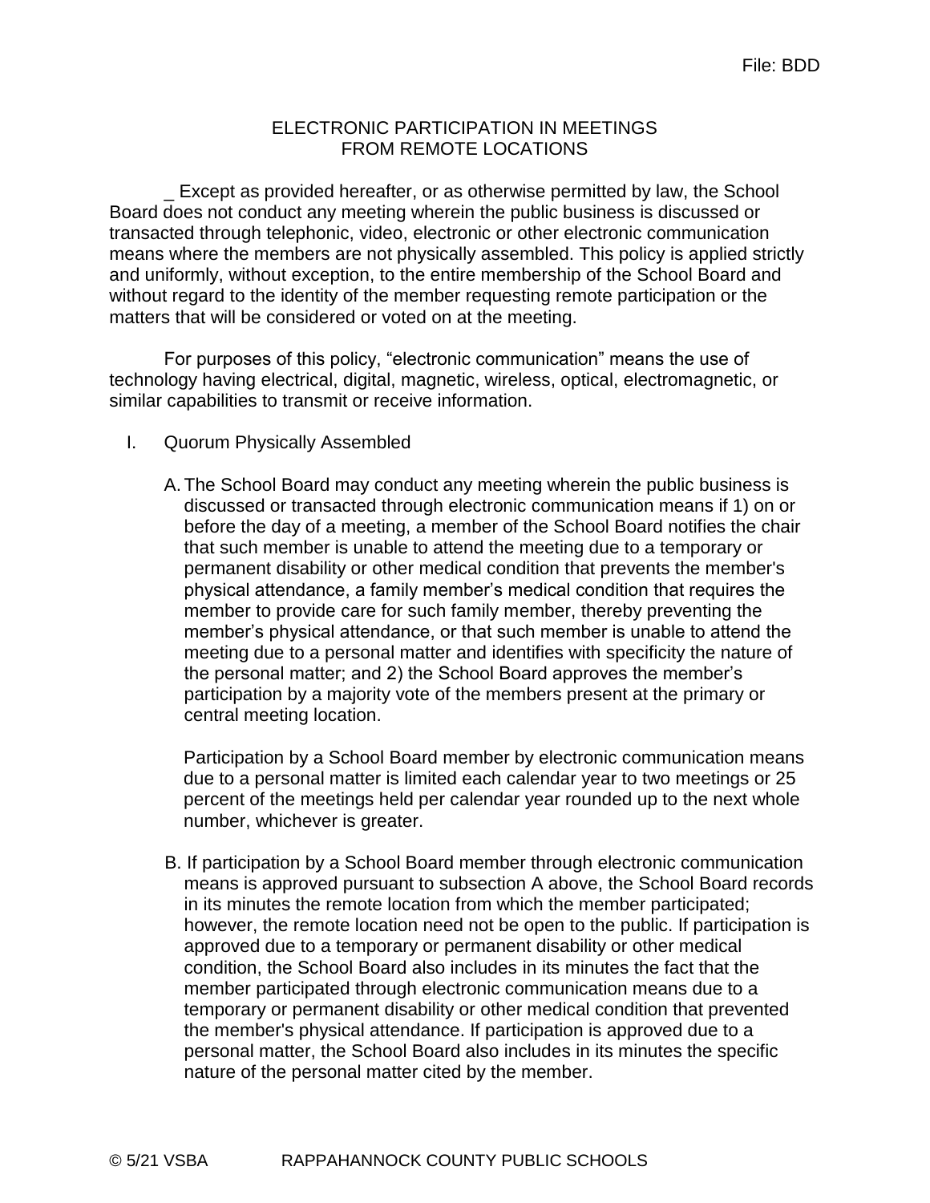File: BDD

# ELECTRONIC PARTICIPATION IN MEETINGS FROM REMOTE LOCATIONS

_ Except as provided hereafter, or as otherwise permitted by law, the School Board does not conduct any meeting wherein the public business is discussed or transacted through telephonic, video, electronic or other electronic communication means where the members are not physically assembled. This policy is applied strictly and uniformly, without exception, to the entire membership of the School Board and without regard to the identity of the member requesting remote participation or the matters that will be considered or voted on at the meeting.

For purposes of this policy, "electronic communication" means the use of technology having electrical, digital, magnetic, wireless, optical, electromagnetic, or similar capabilities to transmit or receive information.

I. Quorum Physically Assembled

A. The School Board may conduct any meeting wherein the public business is discussed or transacted through electronic communication means if 1) on or before the day of a meeting, a member of the School Board notifies the chair that such member is unable to attend the meeting due to a temporary or permanent disability or other medical condition that prevents the member's physical attendance, a family member's medical condition that requires the member to provide care for such family member, thereby preventing the member's physical attendance, or that such member is unable to attend the meeting due to a personal matter and identifies with specificity the nature of the personal matter; and 2) the School Board approves the member's participation by a majority vote of the members present at the primary or central meeting location.

Participation by a School Board member by electronic communication means due to a personal matter is limited each calendar year to two meetings or 25 percent of the meetings held per calendar year rounded up to the next whole number, whichever is greater.

B. If participation by a School Board member through electronic communication means is approved pursuant to subsection A above, the School Board records in its minutes the remote location from which the member participated; however, the remote location need not be open to the public. If participation is approved due to a temporary or permanent disability or other medical condition, the School Board also includes in its minutes the fact that the member participated through electronic communication means due to a temporary or permanent disability or other medical condition that prevented the member's physical attendance. If participation is approved due to a personal matter, the School Board also includes in its minutes the specific nature of the personal matter cited by the member.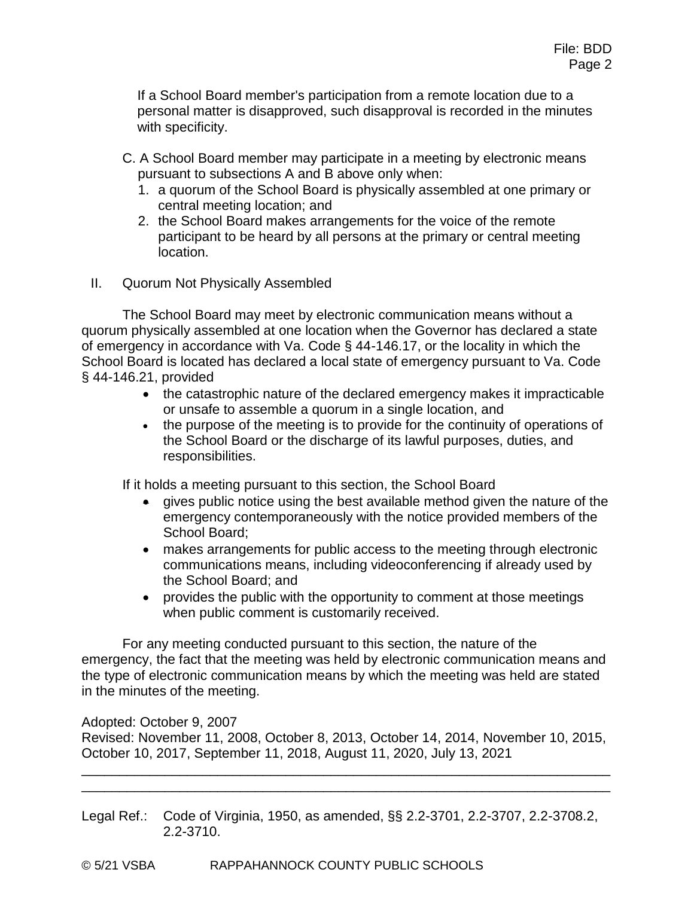If a School Board member's participation from a remote location due to a personal matter is disapproved, such disapproval is recorded in the minutes with specificity.

C. A School Board member may participate in a meeting by electronic means pursuant to subsections A and B above only when:
   1. a quorum of the School Board is physically assembled at one primary or central meeting location; and
   2. the School Board makes arrangements for the voice of the remote participant to be heard by all persons at the primary or central meeting location.

II. Quorum Not Physically Assembled

The School Board may meet by electronic communication means without a quorum physically assembled at one location when the Governor has declared a state of emergency in accordance with Va. Code § 44-146.17, or the locality in which the School Board is located has declared a local state of emergency pursuant to Va. Code § 44-146.21, provided

- the catastrophic nature of the declared emergency makes it impracticable or unsafe to assemble a quorum in a single location, and
- the purpose of the meeting is to provide for the continuity of operations of the School Board or the discharge of its lawful purposes, duties, and responsibilities.

If it holds a meeting pursuant to this section, the School Board

- gives public notice using the best available method given the nature of the emergency contemporaneously with the notice provided members of the School Board;
- makes arrangements for public access to the meeting through electronic communications means, including videoconferencing if already used by the School Board; and
- provides the public with the opportunity to comment at those meetings when public comment is customarily received.

For any meeting conducted pursuant to this section, the nature of the emergency, the fact that the meeting was held by electronic communication means and the type of electronic communication means by which the meeting was held are stated in the minutes of the meeting.

Adopted: October 9, 2007
Revised: November 11, 2008, October 8, 2013, October 14, 2014, November 10, 2015, October 10, 2017, September 11, 2018, August 11, 2020, July 13, 2021

---

Legal Ref.: Code of Virginia, 1950, as amended, §§ 2.2-3701, 2.2-3707, 2.2-3708.2, 2.2-3710.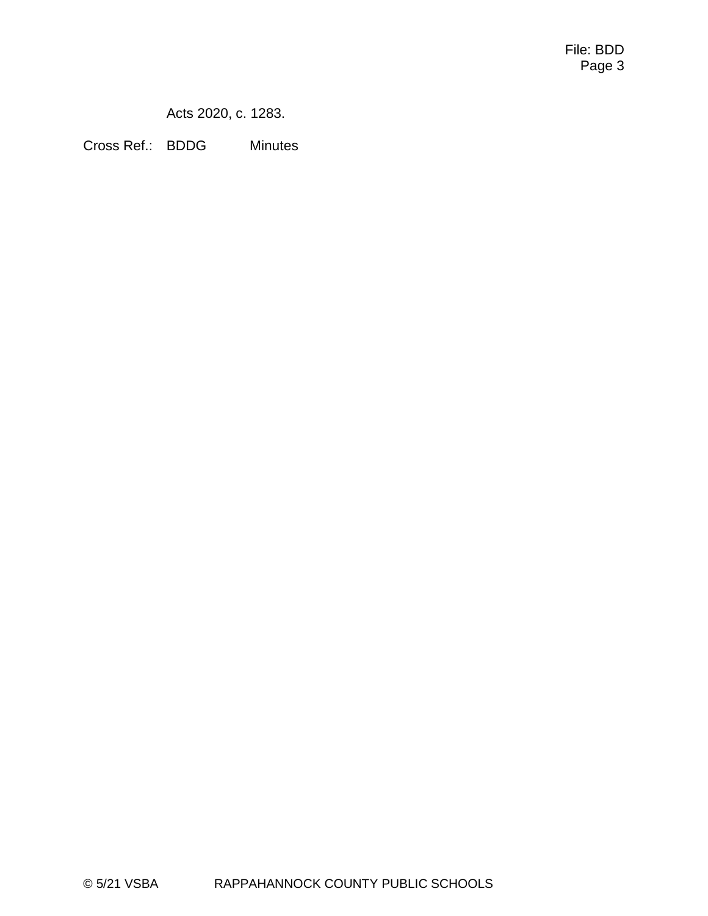Acts 2020, c. 1283.

Cross Ref.: BDDG Minutes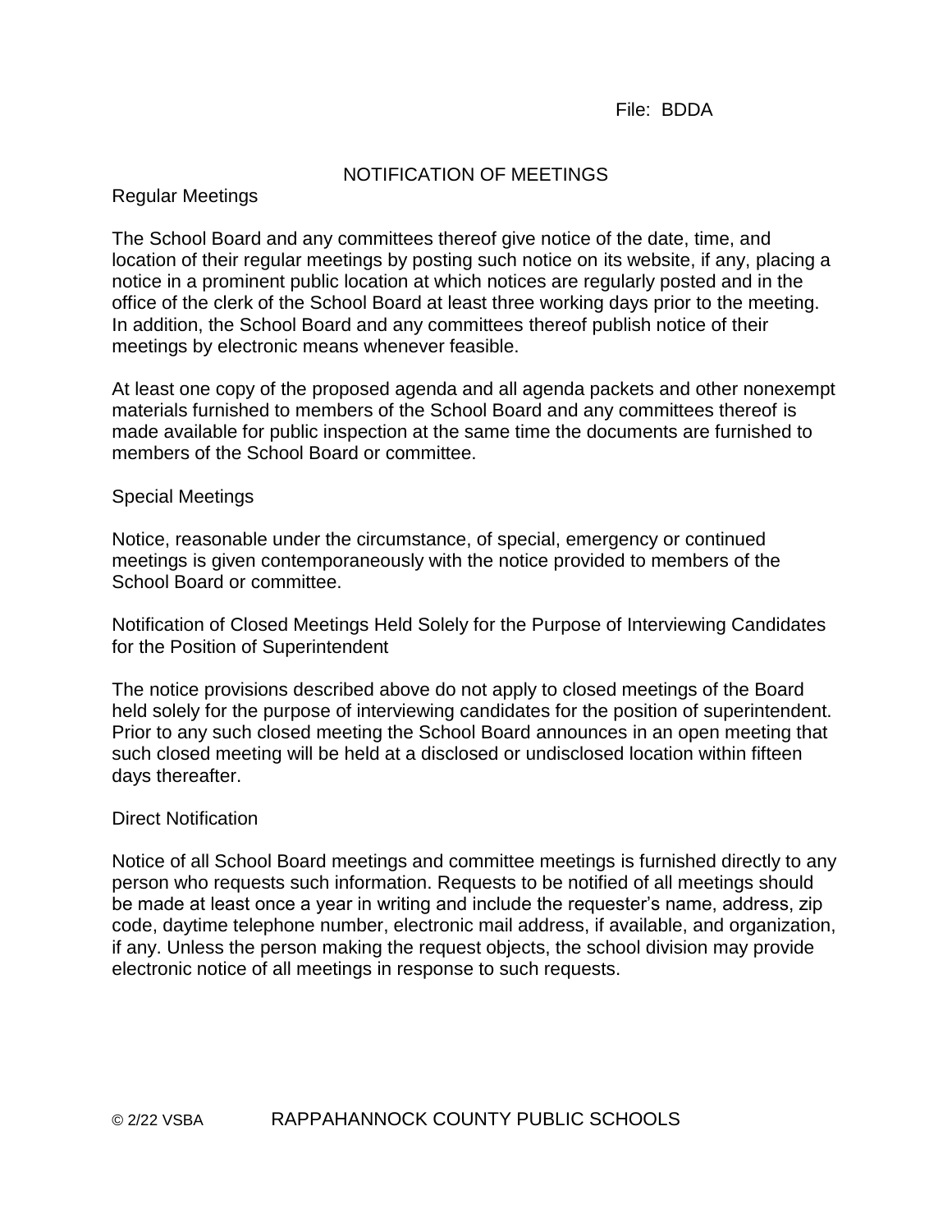File: BDDA

# NOTIFICATION OF MEETINGS

## Regular Meetings

The School Board and any committees thereof give notice of the date, time, and location of their regular meetings by posting such notice on its website, if any, placing a notice in a prominent public location at which notices are regularly posted and in the office of the clerk of the School Board at least three working days prior to the meeting. In addition, the School Board and any committees thereof publish notice of their meetings by electronic means whenever feasible.

At least one copy of the proposed agenda and all agenda packets and other nonexempt materials furnished to members of the School Board and any committees thereof is made available for public inspection at the same time the documents are furnished to members of the School Board or committee.

## Special Meetings

Notice, reasonable under the circumstance, of special, emergency or continued meetings is given contemporaneously with the notice provided to members of the School Board or committee.

## Notification of Closed Meetings Held Solely for the Purpose of Interviewing Candidates for the Position of Superintendent

The notice provisions described above do not apply to closed meetings of the Board held solely for the purpose of interviewing candidates for the position of superintendent. Prior to any such closed meeting the School Board announces in an open meeting that such closed meeting will be held at a disclosed or undisclosed location within fifteen days thereafter.

## Direct Notification

Notice of all School Board meetings and committee meetings is furnished directly to any person who requests such information. Requests to be notified of all meetings should be made at least once a year in writing and include the requester's name, address, zip code, daytime telephone number, electronic mail address, if available, and organization, if any. Unless the person making the request objects, the school division may provide electronic notice of all meetings in response to such requests.

© 2/22 VSBA RAPPAHANNOCK COUNTY PUBLIC SCHOOLS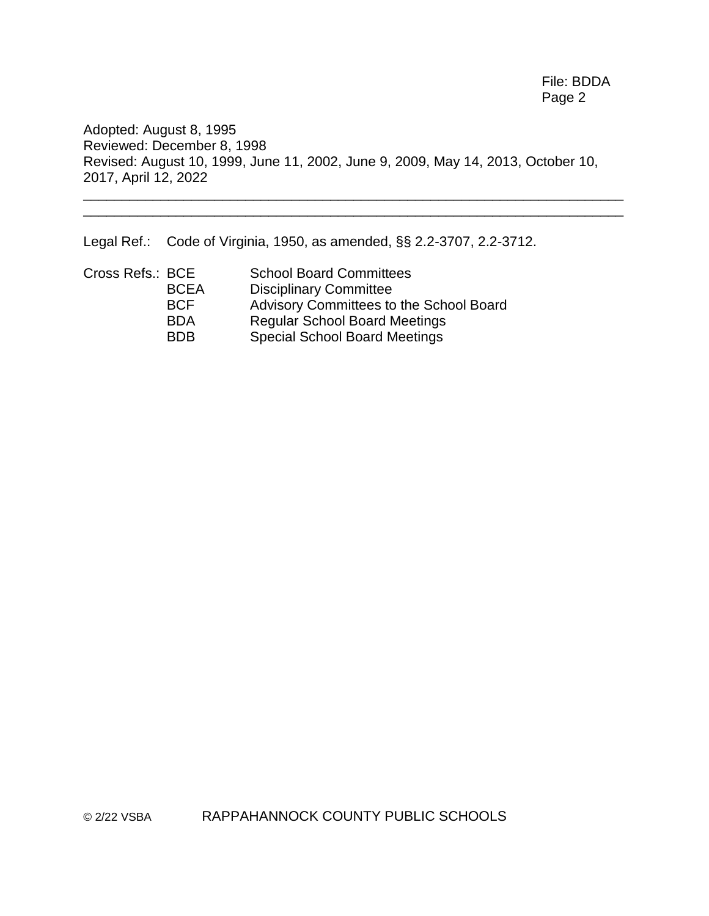Adopted: August 8, 1995
Reviewed: December 8, 1998
Revised: August 10, 1999, June 11, 2002, June 9, 2009, May 14, 2013, October 10, 2017, April 12, 2022

---

---

Legal Ref.: Code of Virginia, 1950, as amended, §§ 2.2-3707, 2.2-3712.

Cross Refs.:

| | |
|---|---|
| BCE | School Board Committees |
| BCEA | Disciplinary Committee |
| BCF | Advisory Committees to the School Board |
| BDA | Regular School Board Meetings |
| BDB | Special School Board Meetings |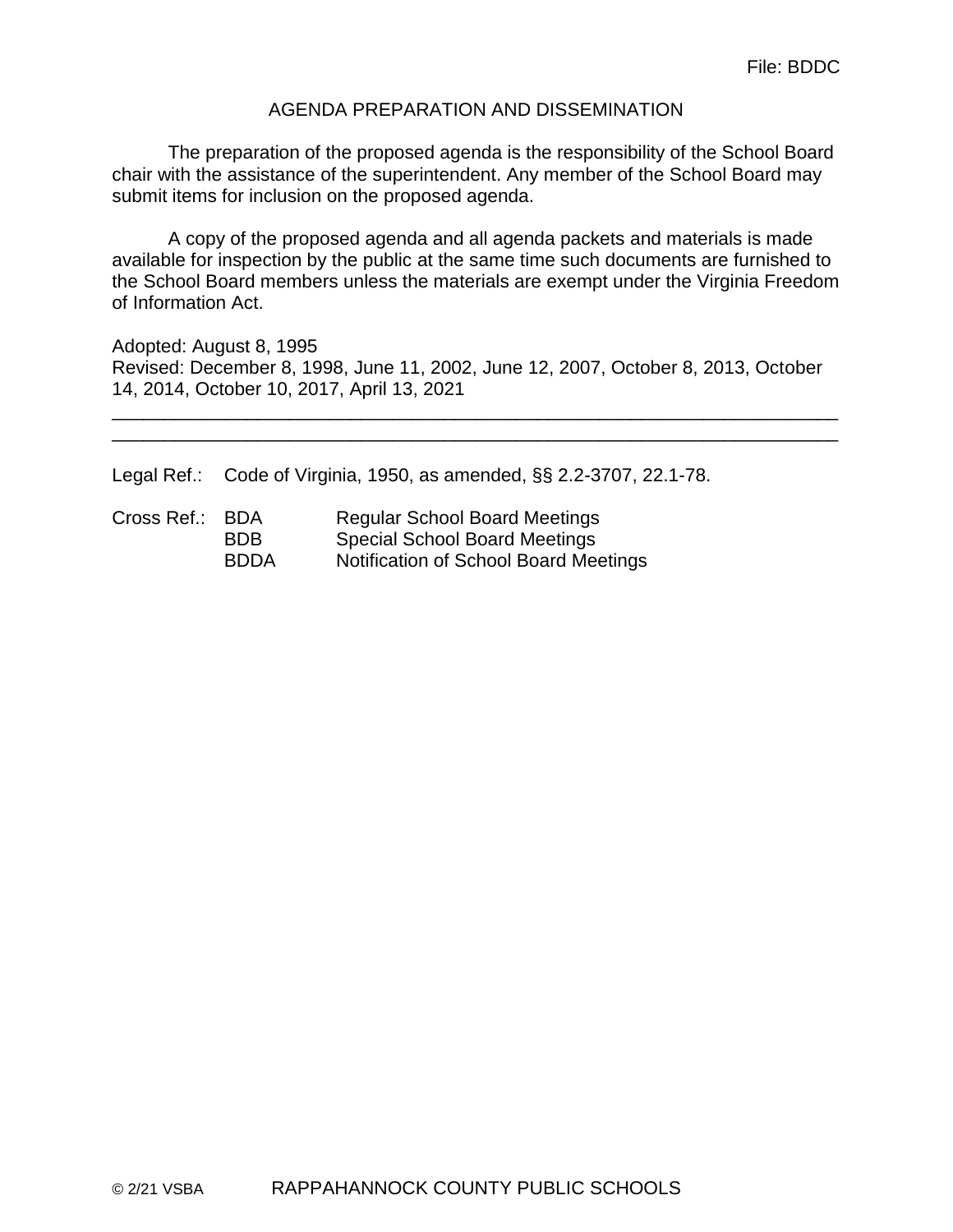File: BDDC

# AGENDA PREPARATION AND DISSEMINATION

The preparation of the proposed agenda is the responsibility of the School Board chair with the assistance of the superintendent. Any member of the School Board may submit items for inclusion on the proposed agenda.

A copy of the proposed agenda and all agenda packets and materials is made available for inspection by the public at the same time such documents are furnished to the School Board members unless the materials are exempt under the Virginia Freedom of Information Act.

Adopted: August 8, 1995
Revised: December 8, 1998, June 11, 2002, June 12, 2007, October 8, 2013, October 14, 2014, October 10, 2017, April 13, 2021

---

Legal Ref.: Code of Virginia, 1950, as amended, §§ 2.2-3707, 22.1-78.

Cross Ref.:
- BDA Regular School Board Meetings
- BDB Special School Board Meetings
- BDDA Notification of School Board Meetings

© 2/21 VSBA RAPPAHANNOCK COUNTY PUBLIC SCHOOLS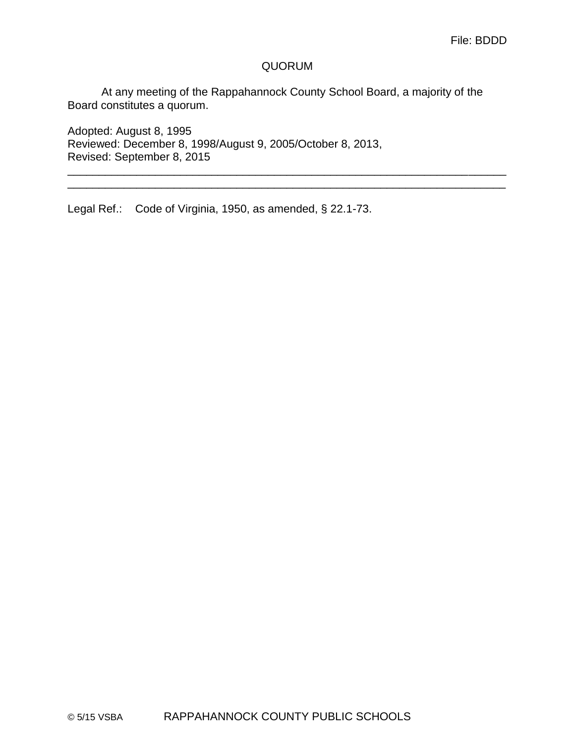File: BDDD

# QUORUM

At any meeting of the Rappahannock County School Board, a majority of the Board constitutes a quorum.

Adopted: August 8, 1995
Reviewed: December 8, 1998/August 9, 2005/October 8, 2013,
Revised: September 8, 2015

---

Legal Ref.: Code of Virginia, 1950, as amended, § 22.1-73.

© 5/15 VSBA RAPPAHANNOCK COUNTY PUBLIC SCHOOLS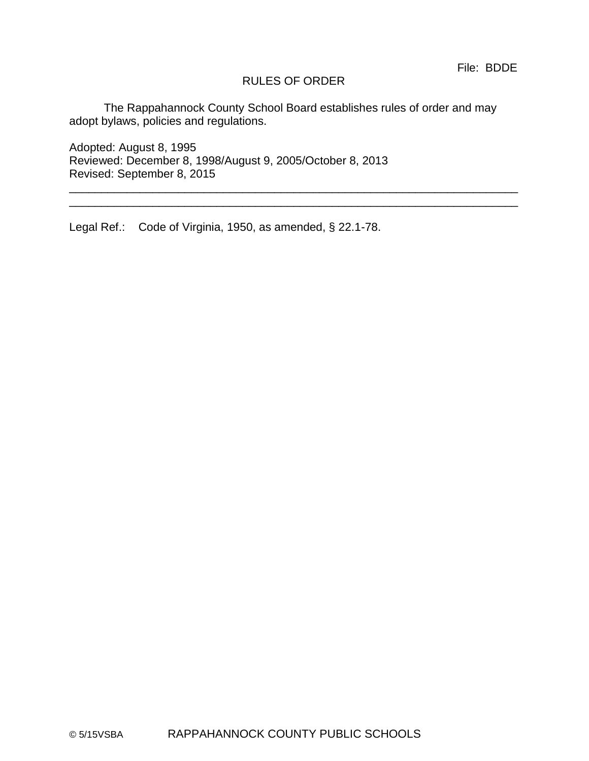File: BDDE

# RULES OF ORDER

The Rappahannock County School Board establishes rules of order and may adopt bylaws, policies and regulations.

Adopted: August 8, 1995
Reviewed: December 8, 1998/August 9, 2005/October 8, 2013
Revised: September 8, 2015

---

---

Legal Ref.: Code of Virginia, 1950, as amended, § 22.1-78.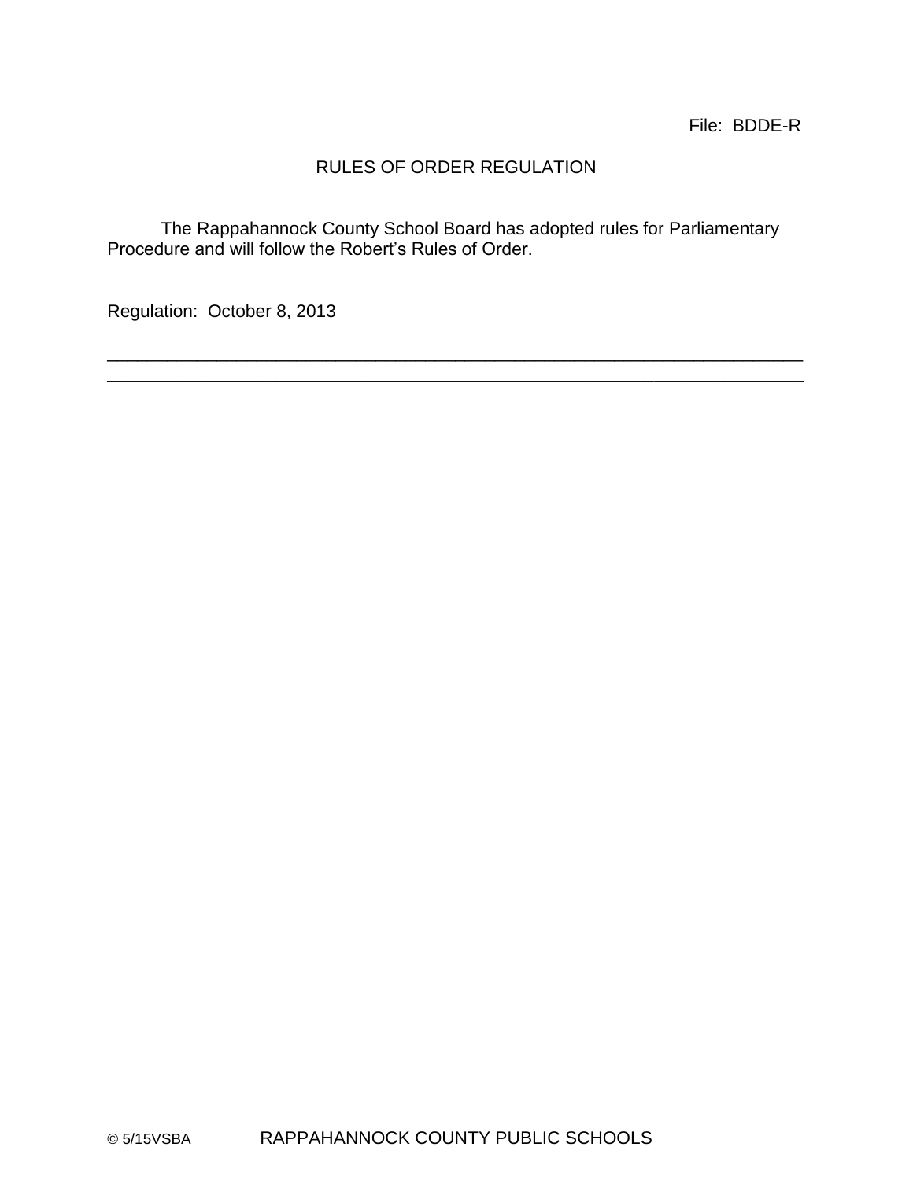File: BDDE-R

# RULES OF ORDER REGULATION

The Rappahannock County School Board has adopted rules for Parliamentary Procedure and will follow the Robert's Rules of Order.

Regulation: October 8, 2013

---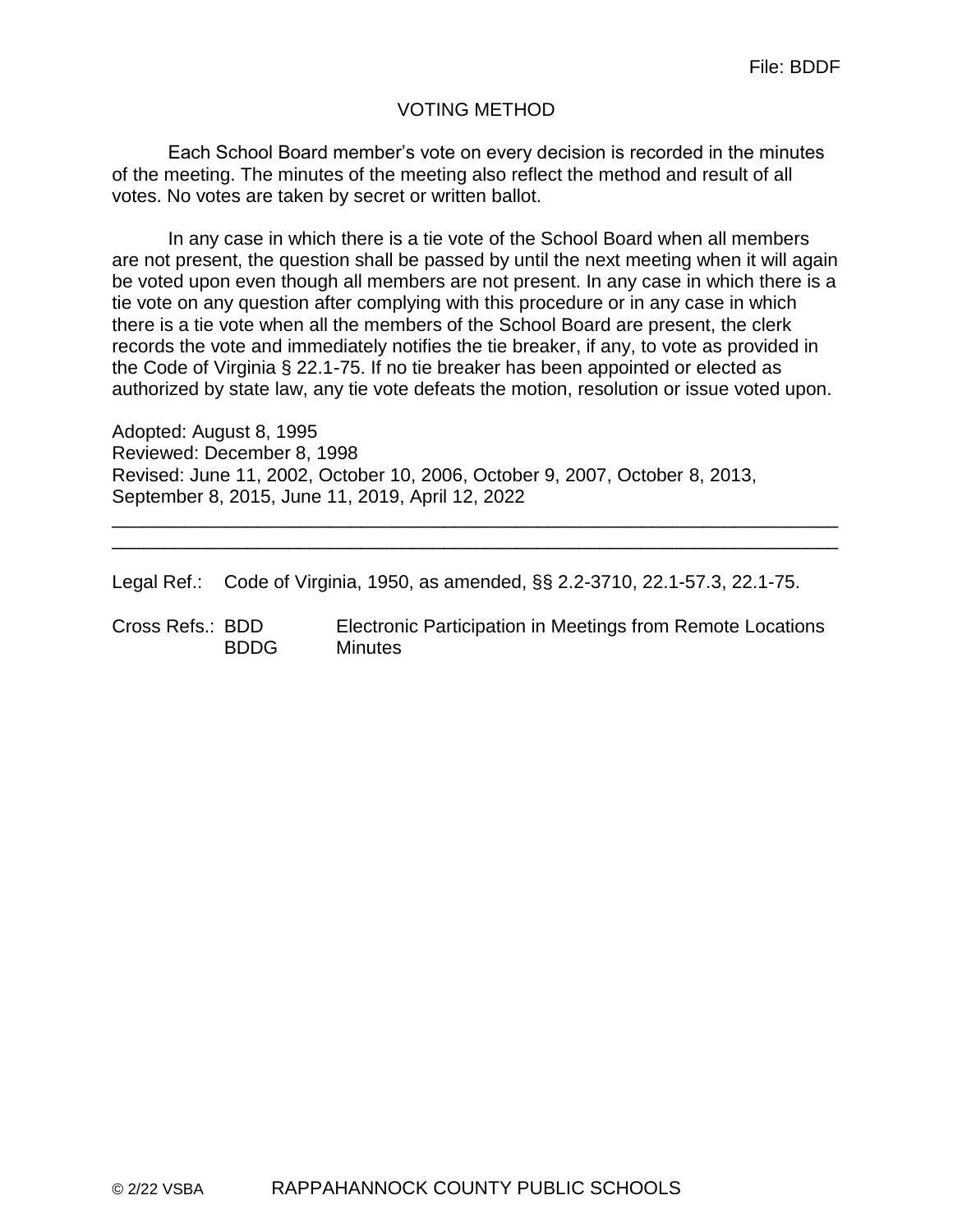File: BDDF

# VOTING METHOD

Each School Board member's vote on every decision is recorded in the minutes of the meeting. The minutes of the meeting also reflect the method and result of all votes. No votes are taken by secret or written ballot.

In any case in which there is a tie vote of the School Board when all members are not present, the question shall be passed by until the next meeting when it will again be voted upon even though all members are not present. In any case in which there is a tie vote on any question after complying with this procedure or in any case in which there is a tie vote when all the members of the School Board are present, the clerk records the vote and immediately notifies the tie breaker, if any, to vote as provided in the Code of Virginia § 22.1-75. If no tie breaker has been appointed or elected as authorized by state law, any tie vote defeats the motion, resolution or issue voted upon.

Adopted: August 8, 1995
Reviewed: December 8, 1998
Revised: June 11, 2002, October 10, 2006, October 9, 2007, October 8, 2013, September 8, 2015, June 11, 2019, April 12, 2022

---

Legal Ref.: Code of Virginia, 1950, as amended, §§ 2.2-3710, 22.1-57.3, 22.1-75.

Cross Refs.: BDD Electronic Participation in Meetings from Remote Locations
BDDG Minutes

© 2/22 VSBA RAPPAHANNOCK COUNTY PUBLIC SCHOOLS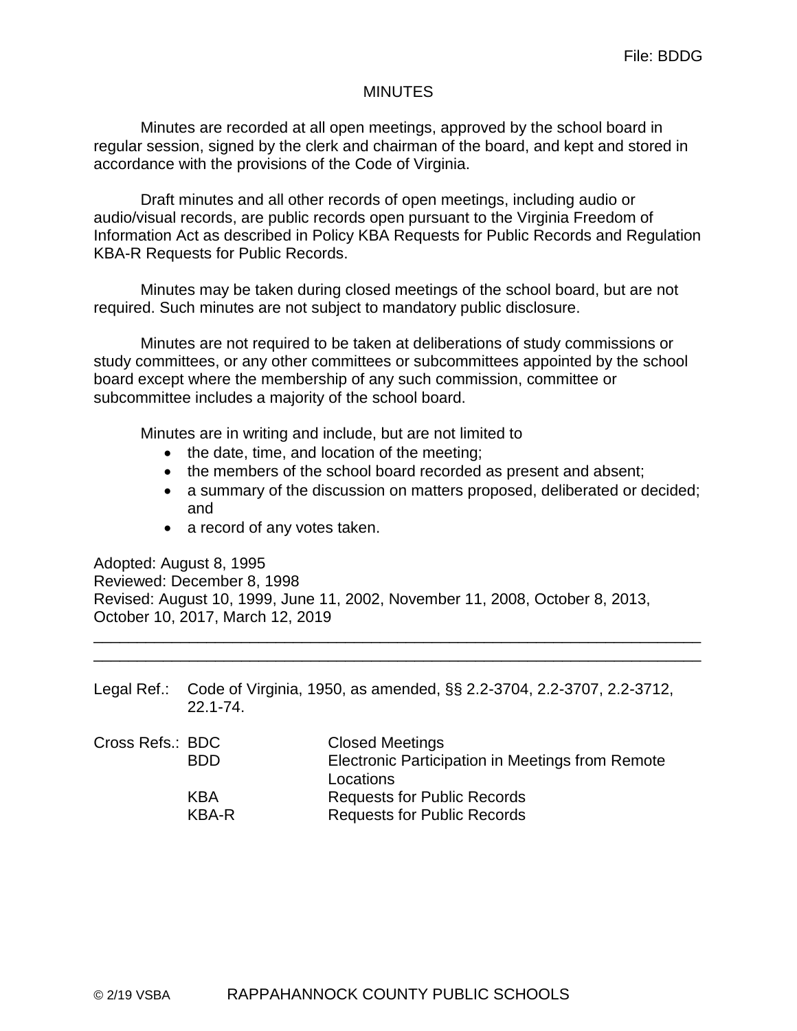File: BDDG

# MINUTES

Minutes are recorded at all open meetings, approved by the school board in regular session, signed by the clerk and chairman of the board, and kept and stored in accordance with the provisions of the Code of Virginia.

Draft minutes and all other records of open meetings, including audio or audio/visual records, are public records open pursuant to the Virginia Freedom of Information Act as described in Policy KBA Requests for Public Records and Regulation KBA-R Requests for Public Records.

Minutes may be taken during closed meetings of the school board, but are not required. Such minutes are not subject to mandatory public disclosure.

Minutes are not required to be taken at deliberations of study commissions or study committees, or any other committees or subcommittees appointed by the school board except where the membership of any such commission, committee or subcommittee includes a majority of the school board.

Minutes are in writing and include, but are not limited to

- the date, time, and location of the meeting;
- the members of the school board recorded as present and absent;
- a summary of the discussion on matters proposed, deliberated or decided; and
- a record of any votes taken.

Adopted: August 8, 1995
Reviewed: December 8, 1998
Revised: August 10, 1999, June 11, 2002, November 11, 2008, October 8, 2013, October 10, 2017, March 12, 2019

---

Legal Ref.: Code of Virginia, 1950, as amended, §§ 2.2-3704, 2.2-3707, 2.2-3712, 22.1-74.

| Cross Refs.: | | |
|---|---|---|
| | BDC | Closed Meetings |
| | BDD | Electronic Participation in Meetings from Remote Locations |
| | KBA | Requests for Public Records |
| | KBA-R | Requests for Public Records |

© 2/19 VSBA RAPPAHANNOCK COUNTY PUBLIC SCHOOLS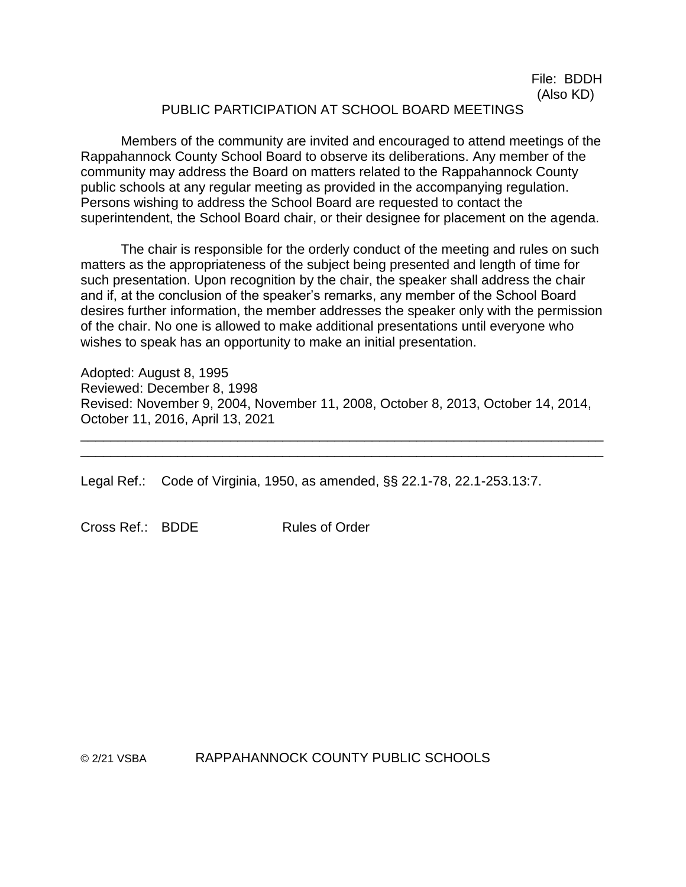File: BDDH
(Also KD)

# PUBLIC PARTICIPATION AT SCHOOL BOARD MEETINGS

Members of the community are invited and encouraged to attend meetings of the Rappahannock County School Board to observe its deliberations. Any member of the community may address the Board on matters related to the Rappahannock County public schools at any regular meeting as provided in the accompanying regulation. Persons wishing to address the School Board are requested to contact the superintendent, the School Board chair, or their designee for placement on the agenda.

The chair is responsible for the orderly conduct of the meeting and rules on such matters as the appropriateness of the subject being presented and length of time for such presentation. Upon recognition by the chair, the speaker shall address the chair and if, at the conclusion of the speaker's remarks, any member of the School Board desires further information, the member addresses the speaker only with the permission of the chair. No one is allowed to make additional presentations until everyone who wishes to speak has an opportunity to make an initial presentation.

Adopted: August 8, 1995
Reviewed: December 8, 1998
Revised: November 9, 2004, November 11, 2008, October 8, 2013, October 14, 2014, October 11, 2016, April 13, 2021

---

---

Legal Ref.: Code of Virginia, 1950, as amended, §§ 22.1-78, 22.1-253.13:7.

Cross Ref.: BDDE Rules of Order

© 2/21 VSBA RAPPAHANNOCK COUNTY PUBLIC SCHOOLS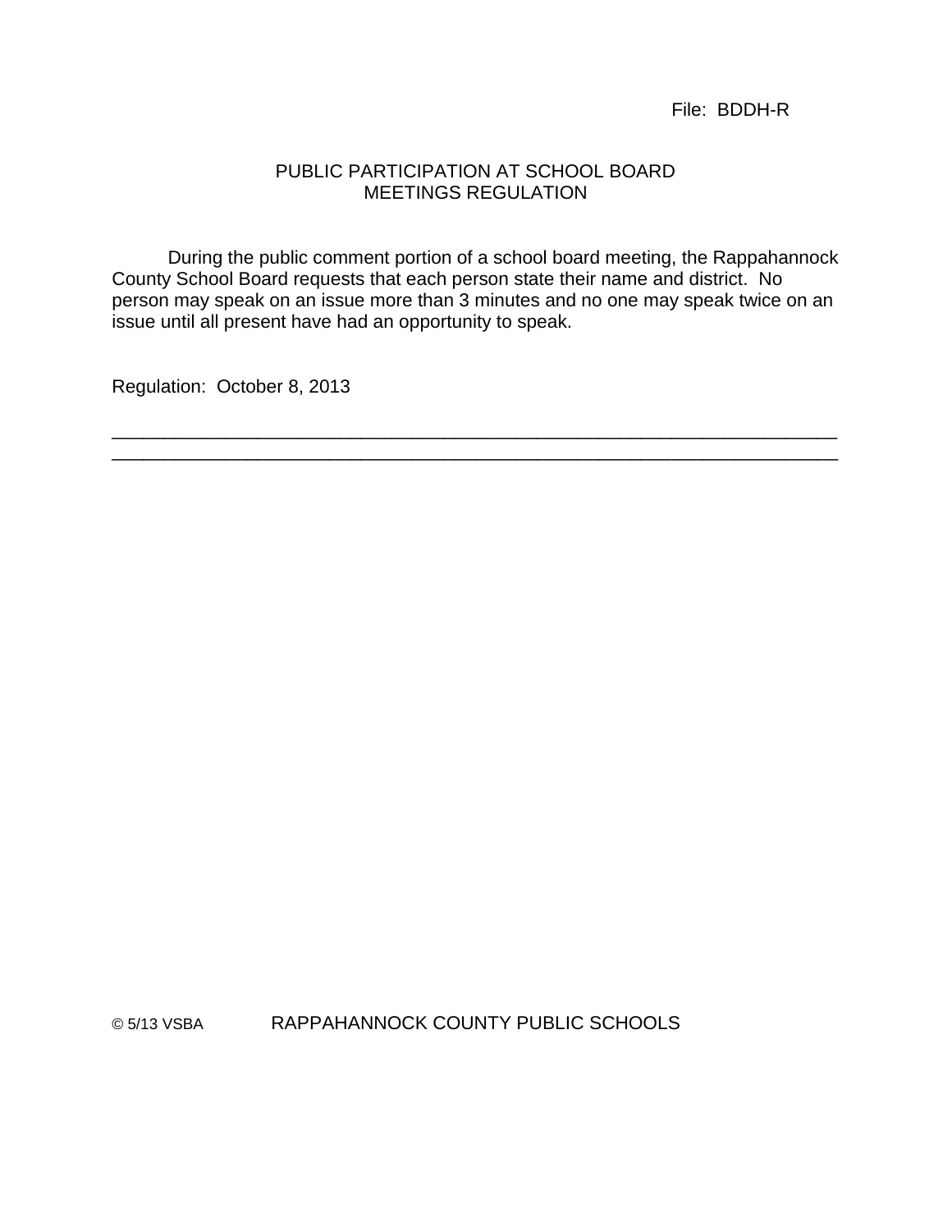File: BDDH-R

# PUBLIC PARTICIPATION AT SCHOOL BOARD MEETINGS REGULATION

During the public comment portion of a school board meeting, the Rappahannock County School Board requests that each person state their name and district. No person may speak on an issue more than 3 minutes and no one may speak twice on an issue until all present have had an opportunity to speak.

Regulation: October 8, 2013

---

© 5/13 VSBA RAPPAHANNOCK COUNTY PUBLIC SCHOOLS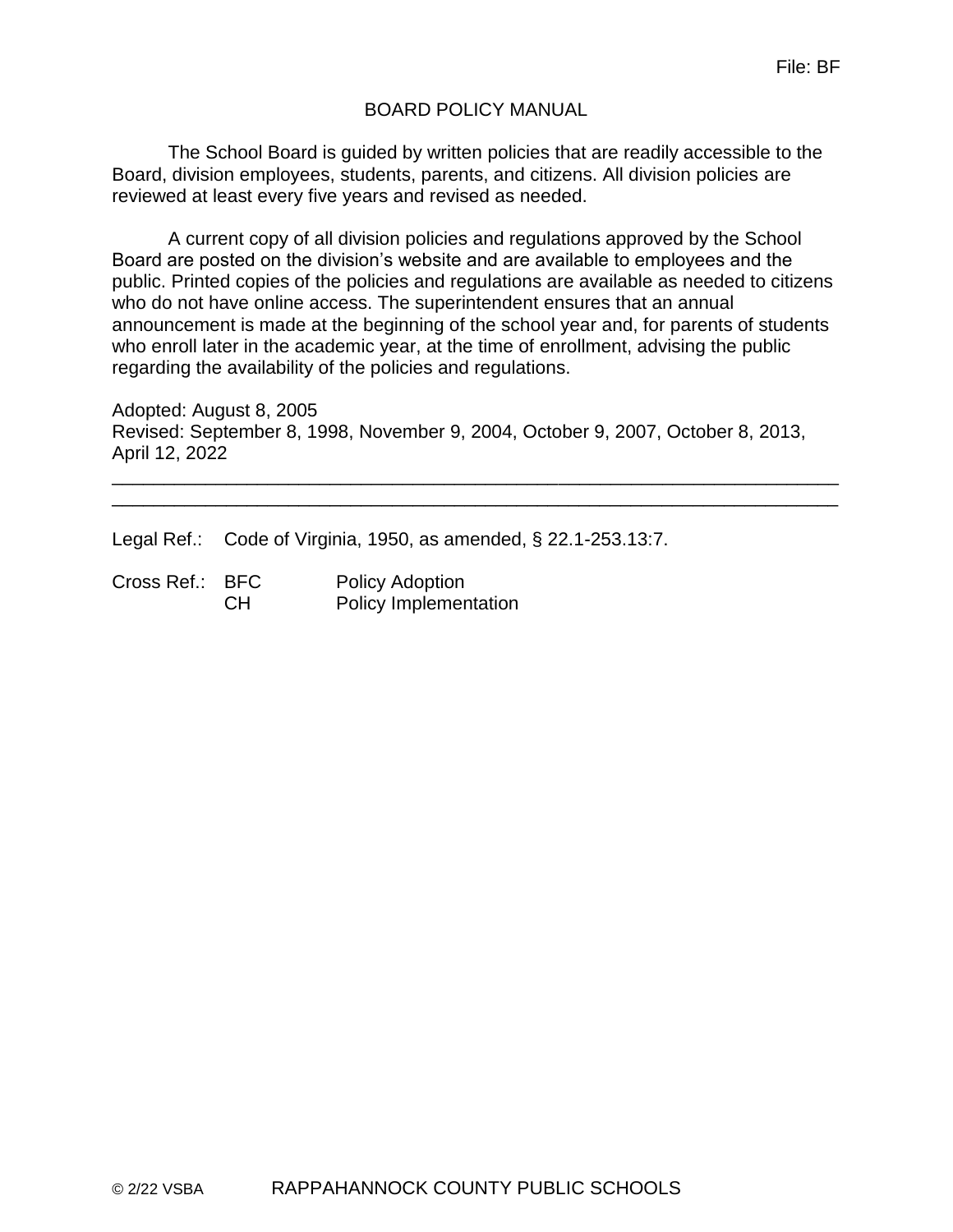File: BF

# BOARD POLICY MANUAL

The School Board is guided by written policies that are readily accessible to the Board, division employees, students, parents, and citizens. All division policies are reviewed at least every five years and revised as needed.

A current copy of all division policies and regulations approved by the School Board are posted on the division's website and are available to employees and the public. Printed copies of the policies and regulations are available as needed to citizens who do not have online access. The superintendent ensures that an annual announcement is made at the beginning of the school year and, for parents of students who enroll later in the academic year, at the time of enrollment, advising the public regarding the availability of the policies and regulations.

Adopted: August 8, 2005
Revised: September 8, 1998, November 9, 2004, October 9, 2007, October 8, 2013, April 12, 2022

---

Legal Ref.: Code of Virginia, 1950, as amended, § 22.1-253.13:7.

Cross Ref.: BFC Policy Adoption
CH Policy Implementation

© 2/22 VSBA RAPPAHANNOCK COUNTY PUBLIC SCHOOLS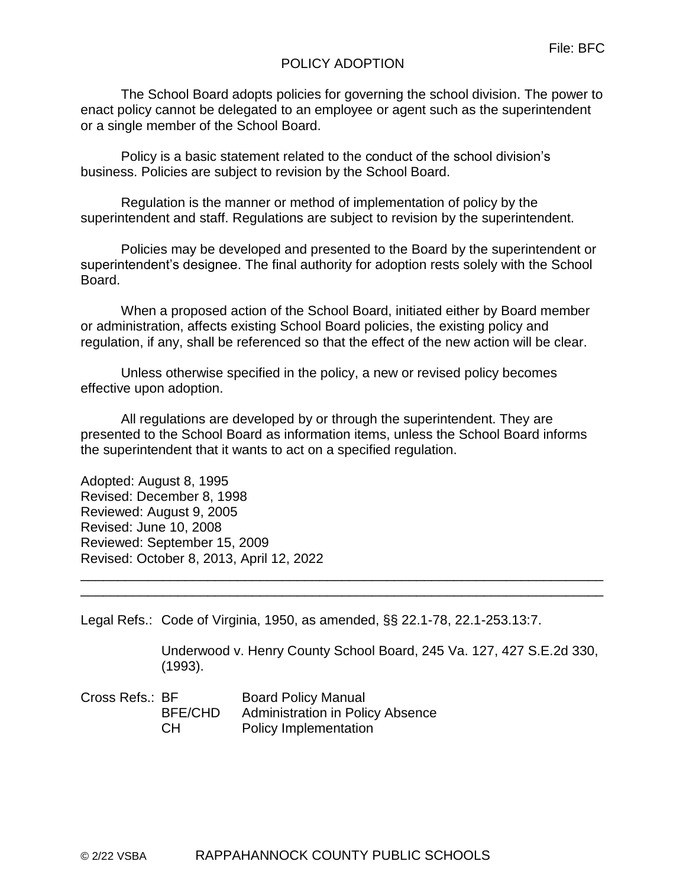File: BFC

# POLICY ADOPTION

The School Board adopts policies for governing the school division. The power to enact policy cannot be delegated to an employee or agent such as the superintendent or a single member of the School Board.

Policy is a basic statement related to the conduct of the school division's business. Policies are subject to revision by the School Board.

Regulation is the manner or method of implementation of policy by the superintendent and staff. Regulations are subject to revision by the superintendent.

Policies may be developed and presented to the Board by the superintendent or superintendent's designee. The final authority for adoption rests solely with the School Board.

When a proposed action of the School Board, initiated either by Board member or administration, affects existing School Board policies, the existing policy and regulation, if any, shall be referenced so that the effect of the new action will be clear.

Unless otherwise specified in the policy, a new or revised policy becomes effective upon adoption.

All regulations are developed by or through the superintendent. They are presented to the School Board as information items, unless the School Board informs the superintendent that it wants to act on a specified regulation.

Adopted: August 8, 1995
Revised: December 8, 1998
Reviewed: August 9, 2005
Revised: June 10, 2008
Reviewed: September 15, 2009
Revised: October 8, 2013, April 12, 2022

---

Legal Refs.: Code of Virginia, 1950, as amended, §§ 22.1-78, 22.1-253.13:7.

Underwood v. Henry County School Board, 245 Va. 127, 427 S.E.2d 330, (1993).

Cross Refs.: BF Board Policy Manual
BFE/CHD Administration in Policy Absence
CH Policy Implementation

© 2/22 VSBA RAPPAHANNOCK COUNTY PUBLIC SCHOOLS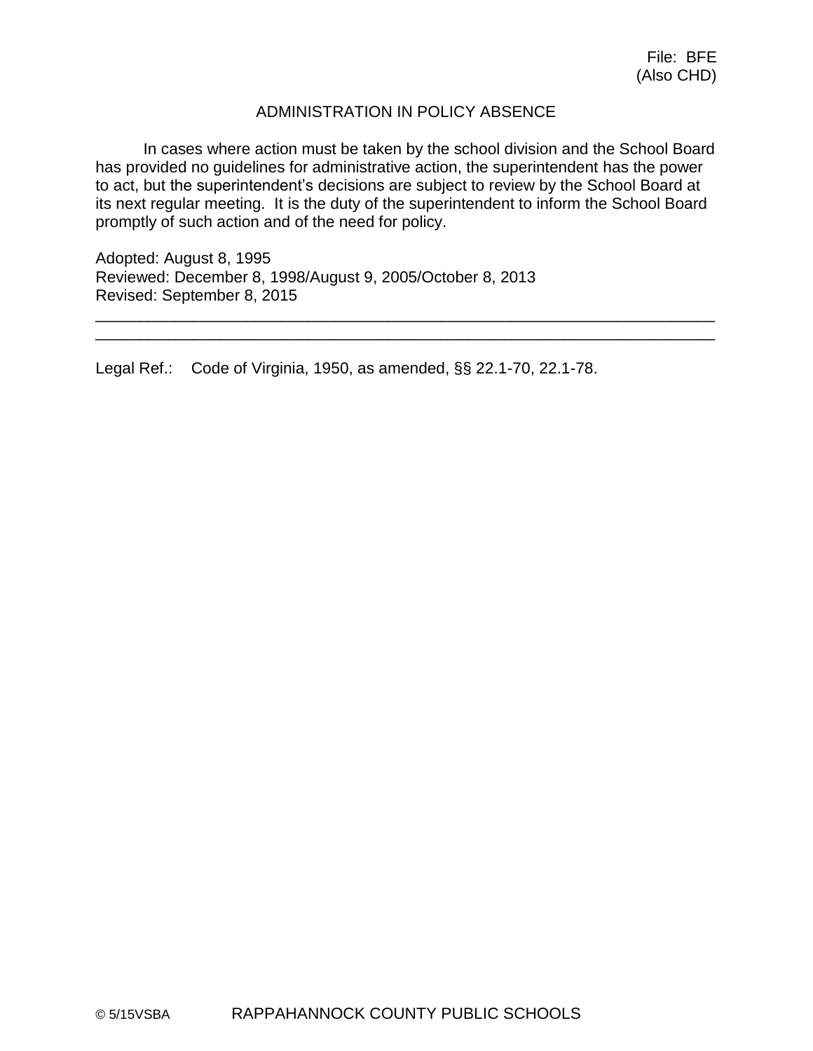File: BFE
(Also CHD)

## ADMINISTRATION IN POLICY ABSENCE

In cases where action must be taken by the school division and the School Board has provided no guidelines for administrative action, the superintendent has the power to act, but the superintendent's decisions are subject to review by the School Board at its next regular meeting. It is the duty of the superintendent to inform the School Board promptly of such action and of the need for policy.

Adopted: August 8, 1995
Reviewed: December 8, 1998/August 9, 2005/October 8, 2013
Revised: September 8, 2015

---

Legal Ref.: Code of Virginia, 1950, as amended, §§ 22.1-70, 22.1-78.

© 5/15VSBA RAPPAHANNOCK COUNTY PUBLIC SCHOOLS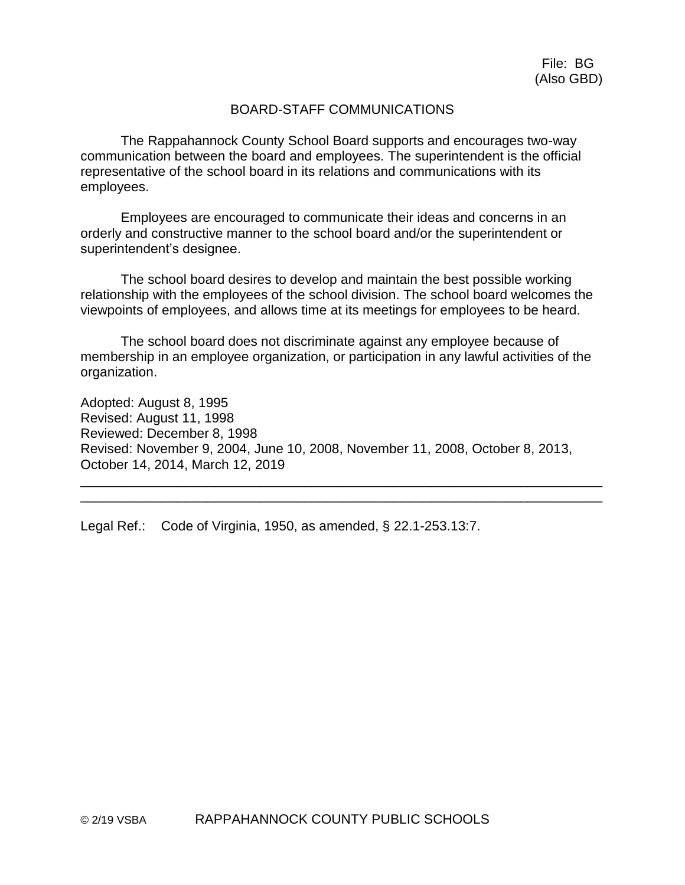File: BG
(Also GBD)

# BOARD-STAFF COMMUNICATIONS

The Rappahannock County School Board supports and encourages two-way communication between the board and employees. The superintendent is the official representative of the school board in its relations and communications with its employees.

Employees are encouraged to communicate their ideas and concerns in an orderly and constructive manner to the school board and/or the superintendent or superintendent's designee.

The school board desires to develop and maintain the best possible working relationship with the employees of the school division. The school board welcomes the viewpoints of employees, and allows time at its meetings for employees to be heard.

The school board does not discriminate against any employee because of membership in an employee organization, or participation in any lawful activities of the organization.

Adopted: August 8, 1995
Revised: August 11, 1998
Reviewed: December 8, 1998
Revised: November 9, 2004, June 10, 2008, November 11, 2008, October 8, 2013, October 14, 2014, March 12, 2019

---

Legal Ref.: Code of Virginia, 1950, as amended, § 22.1-253.13:7.

© 2/19 VSBA RAPPAHANNOCK COUNTY PUBLIC SCHOOLS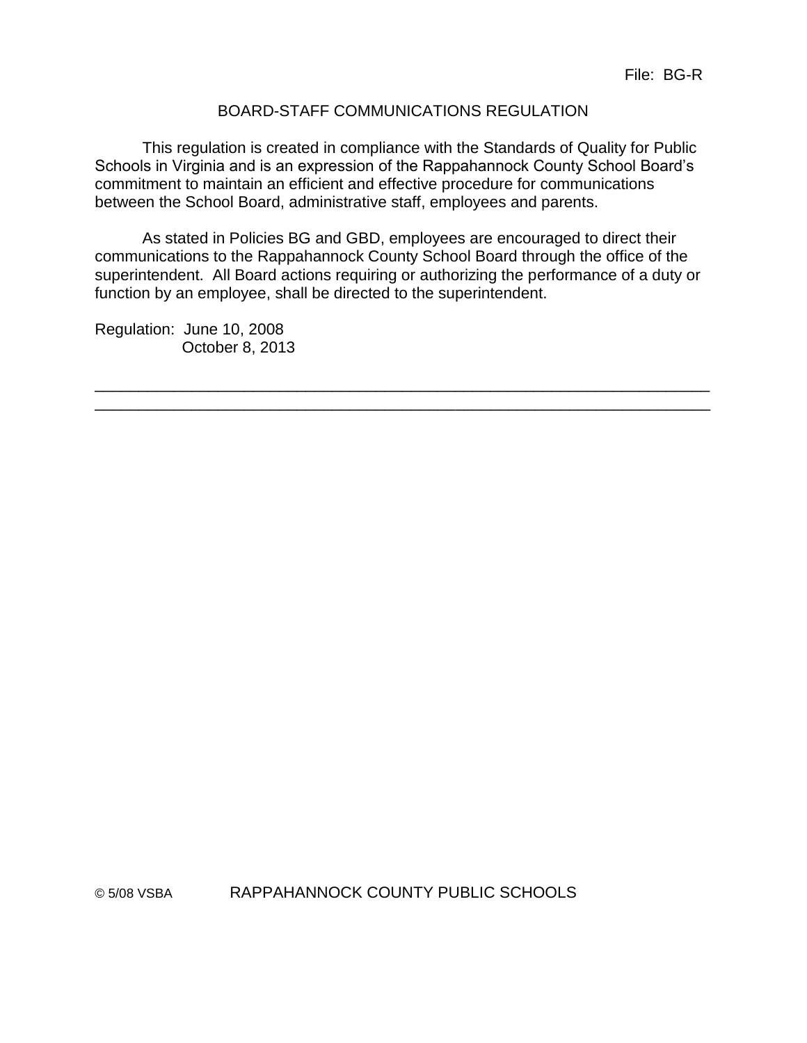File: BG-R

# BOARD-STAFF COMMUNICATIONS REGULATION

This regulation is created in compliance with the Standards of Quality for Public Schools in Virginia and is an expression of the Rappahannock County School Board's commitment to maintain an efficient and effective procedure for communications between the School Board, administrative staff, employees and parents.

As stated in Policies BG and GBD, employees are encouraged to direct their communications to the Rappahannock County School Board through the office of the superintendent. All Board actions requiring or authorizing the performance of a duty or function by an employee, shall be directed to the superintendent.

Regulation: June 10, 2008
October 8, 2013

---

---

© 5/08 VSBA RAPPAHANNOCK COUNTY PUBLIC SCHOOLS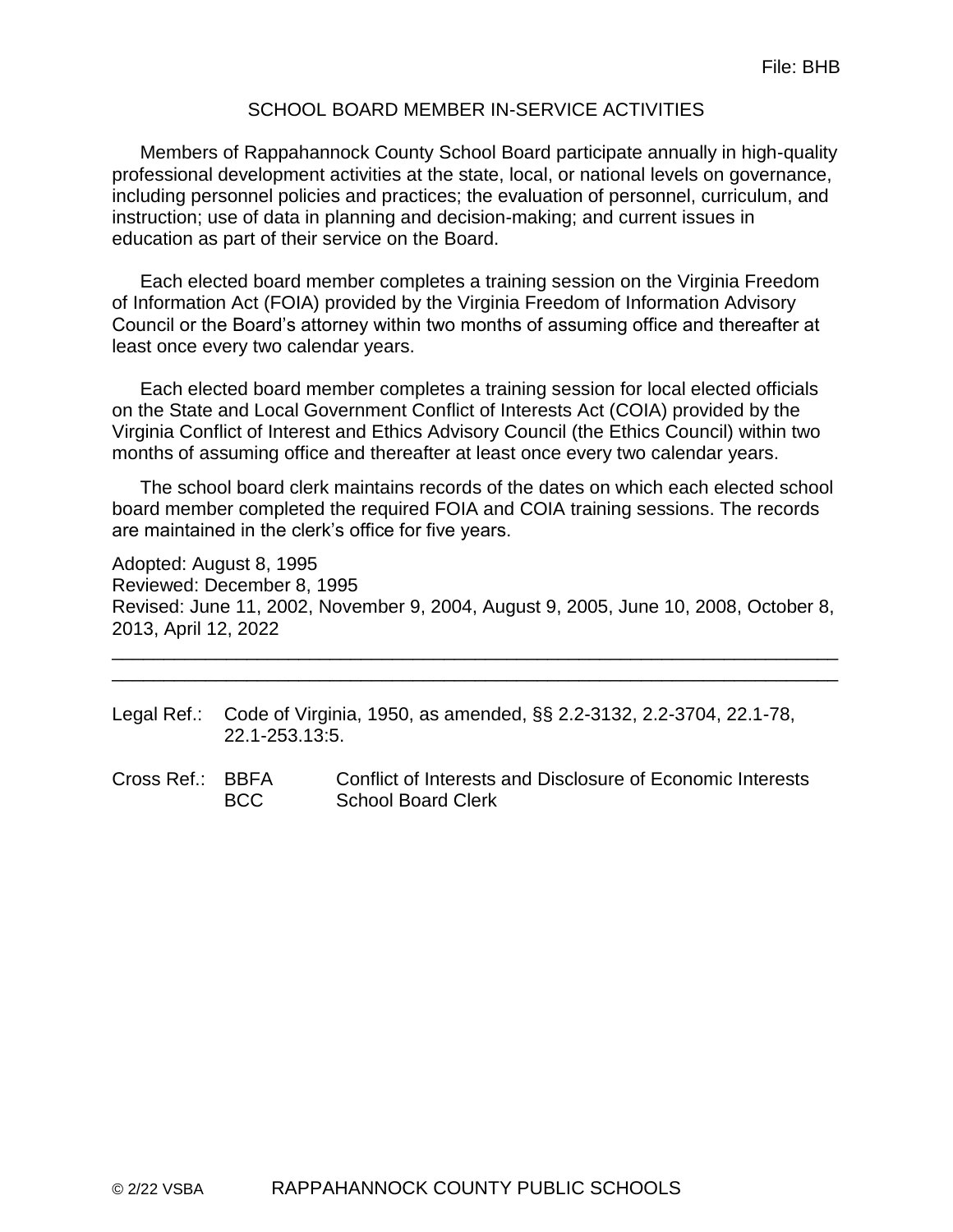File: BHB

# SCHOOL BOARD MEMBER IN-SERVICE ACTIVITIES

Members of Rappahannock County School Board participate annually in high-quality professional development activities at the state, local, or national levels on governance, including personnel policies and practices; the evaluation of personnel, curriculum, and instruction; use of data in planning and decision-making; and current issues in education as part of their service on the Board.

Each elected board member completes a training session on the Virginia Freedom of Information Act (FOIA) provided by the Virginia Freedom of Information Advisory Council or the Board's attorney within two months of assuming office and thereafter at least once every two calendar years.

Each elected board member completes a training session for local elected officials on the State and Local Government Conflict of Interests Act (COIA) provided by the Virginia Conflict of Interest and Ethics Advisory Council (the Ethics Council) within two months of assuming office and thereafter at least once every two calendar years.

The school board clerk maintains records of the dates on which each elected school board member completed the required FOIA and COIA training sessions. The records are maintained in the clerk's office for five years.

Adopted: August 8, 1995
Reviewed: December 8, 1995
Revised: June 11, 2002, November 9, 2004, August 9, 2005, June 10, 2008, October 8, 2013, April 12, 2022

---

Legal Ref.: Code of Virginia, 1950, as amended, §§ 2.2-3132, 2.2-3704, 22.1-78, 22.1-253.13:5.

Cross Ref.: BBFA Conflict of Interests and Disclosure of Economic Interests
BCC School Board Clerk

© 2/22 VSBA RAPPAHANNOCK COUNTY PUBLIC SCHOOLS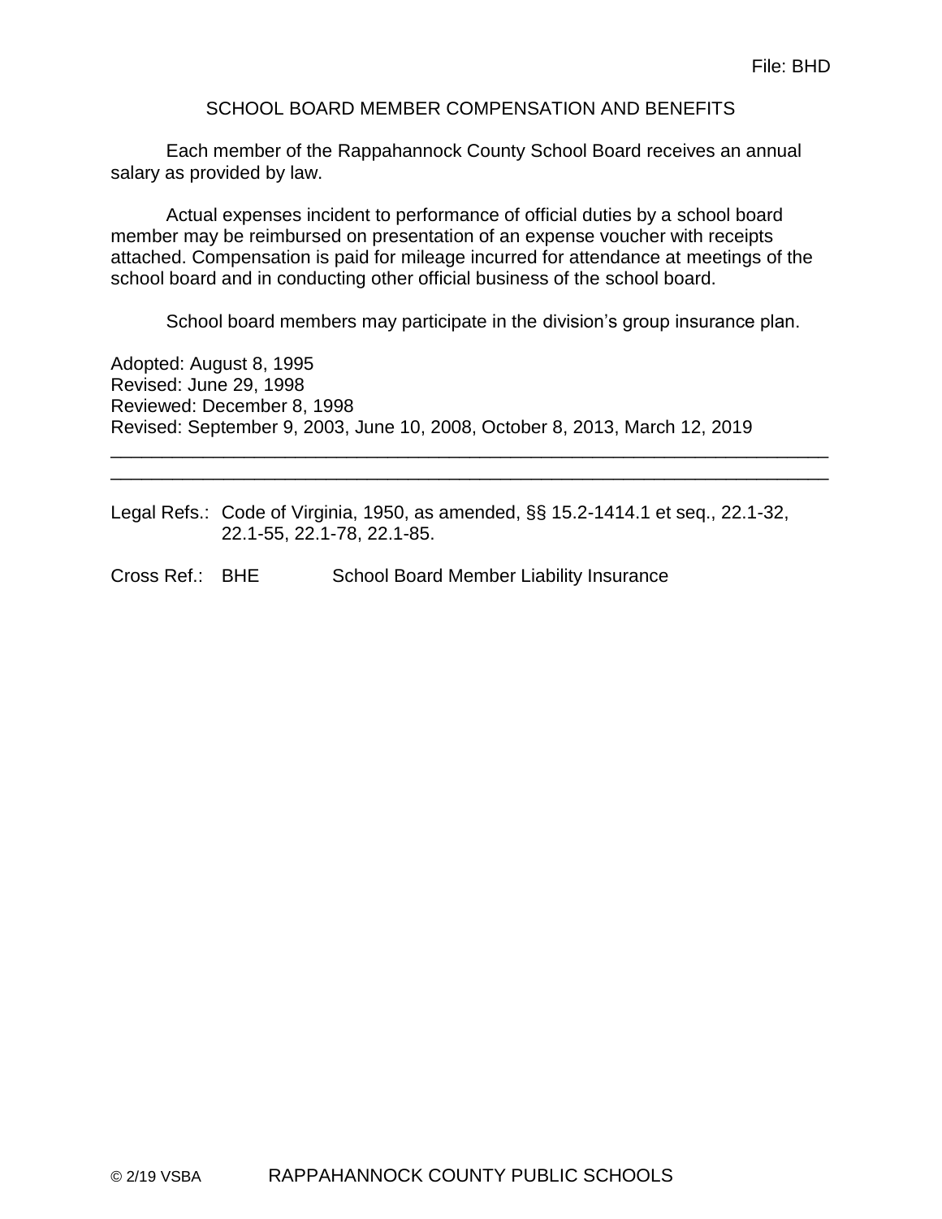File: BHD

# SCHOOL BOARD MEMBER COMPENSATION AND BENEFITS

Each member of the Rappahannock County School Board receives an annual salary as provided by law.

Actual expenses incident to performance of official duties by a school board member may be reimbursed on presentation of an expense voucher with receipts attached. Compensation is paid for mileage incurred for attendance at meetings of the school board and in conducting other official business of the school board.

School board members may participate in the division's group insurance plan.

Adopted: August 8, 1995
Revised: June 29, 1998
Reviewed: December 8, 1998
Revised: September 9, 2003, June 10, 2008, October 8, 2013, March 12, 2019

---

Legal Refs.: Code of Virginia, 1950, as amended, §§ 15.2-1414.1 et seq., 22.1-32, 22.1-55, 22.1-78, 22.1-85.

Cross Ref.: BHE School Board Member Liability Insurance

© 2/19 VSBA RAPPAHANNOCK COUNTY PUBLIC SCHOOLS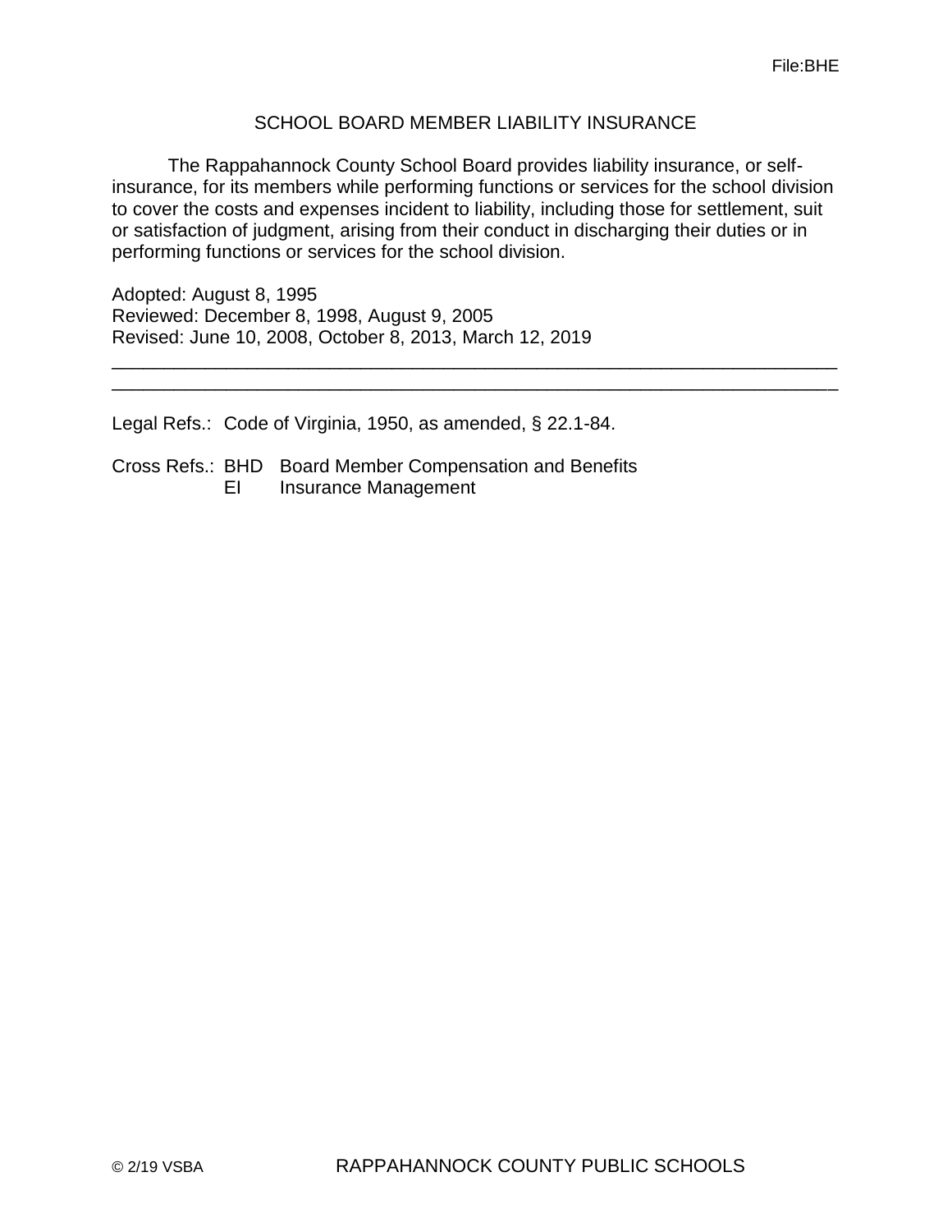File:BHE

# SCHOOL BOARD MEMBER LIABILITY INSURANCE

The Rappahannock County School Board provides liability insurance, or self-insurance, for its members while performing functions or services for the school division to cover the costs and expenses incident to liability, including those for settlement, suit or satisfaction of judgment, arising from their conduct in discharging their duties or in performing functions or services for the school division.

Adopted: August 8, 1995
Reviewed: December 8, 1998, August 9, 2005
Revised: June 10, 2008, October 8, 2013, March 12, 2019

---

---

Legal Refs.: Code of Virginia, 1950, as amended, § 22.1-84.

Cross Refs.: BHD Board Member Compensation and Benefits
EI Insurance Management

© 2/19 VSBA RAPPAHANNOCK COUNTY PUBLIC SCHOOLS